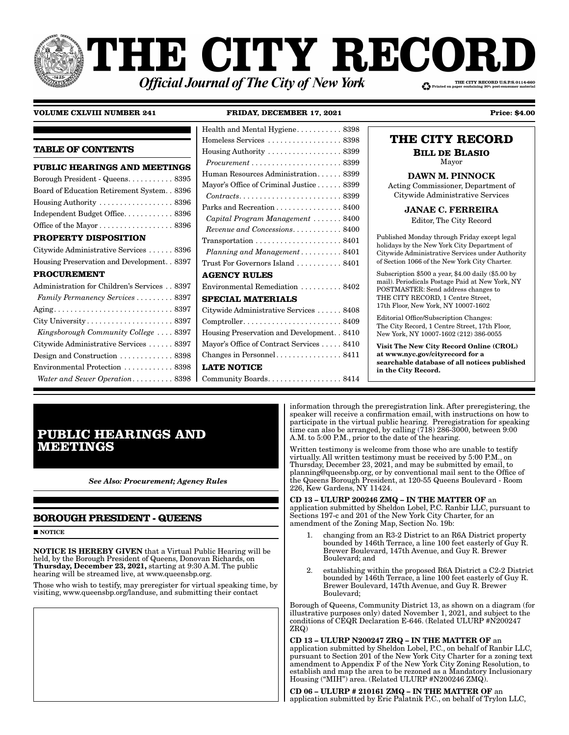# THE CITY RECORD

***Official Journal of The City of New York***

THE CITY RECORD U.S.P.S.0114-660
Printed on paper containing 30% post-consumer material

**VOLUME CXLVIII NUMBER 241** **FRIDAY, DECEMBER 17, 2021** **Price: $4.00**

## TABLE OF CONTENTS

**PUBLIC HEARINGS AND MEETINGS**

Borough President - Queens. . . . . . . . . . . 8395
Board of Education Retirement System. . 8396
Housing Authority . . . . . . . . . . . . . . . . . . 8396
Independent Budget Office. . . . . . . . . . . 8396
Office of the Mayor . . . . . . . . . . . . . . . . . 8396

**PROPERTY DISPOSITION**

Citywide Administrative Services . . . . . . 8396
Housing Preservation and Development. . 8397

**PROCUREMENT**

Administration for Children's Services . . 8397
*Family Permanency Services* . . . . . . . . . 8397
Aging. . . . . . . . . . . . . . . . . . . . . . . . . . . . 8397
City University . . . . . . . . . . . . . . . . . . . . 8397
*Kingsborough Community College* . . . . 8397
Citywide Administrative Services . . . . . . 8397
Design and Construction . . . . . . . . . . . . 8398
Environmental Protection . . . . . . . . . . . . 8398
*Water and Sewer Operation* . . . . . . . . . . 8398
Health and Mental Hygiene. . . . . . . . . . . 8398
Homeless Services . . . . . . . . . . . . . . . . . . 8398
Housing Authority . . . . . . . . . . . . . . . . . . 8399
*Procurement* . . . . . . . . . . . . . . . . . . . . . . 8399
Human Resources Administration. . . . . . 8399
Mayor's Office of Criminal Justice . . . . . . 8399
*Contracts*. . . . . . . . . . . . . . . . . . . . . . . . . 8399
Parks and Recreation . . . . . . . . . . . . . . . . 8400
*Capital Program Management* . . . . . . . 8400
*Revenue and Concessions*. . . . . . . . . . . . 8400
Transportation . . . . . . . . . . . . . . . . . . . . . 8401
*Planning and Management* . . . . . . . . . . 8401
Trust For Governors Island . . . . . . . . . . . 8401

**AGENCY RULES**

Environmental Remediation . . . . . . . . . . 8402

**SPECIAL MATERIALS**

Citywide Administrative Services . . . . . . 8408
Comptroller. . . . . . . . . . . . . . . . . . . . . . . . 8409
Housing Preservation and Development. . 8410
Mayor's Office of Contract Services . . . . . 8410
Changes in Personnel . . . . . . . . . . . . . . . . 8411

**LATE NOTICE**

Community Boards. . . . . . . . . . . . . . . . . . 8414

## THE CITY RECORD

**BILL DE BLASIO**
Mayor

**DAWN M. PINNOCK**
Acting Commissioner, Department of Citywide Administrative Services

**JANAE C. FERREIRA**
Editor, The City Record

Published Monday through Friday except legal holidays by the New York City Department of Citywide Administrative Services under Authority of Section 1066 of the New York City Charter.

Subscription $500 a year, $4.00 daily ($5.00 by mail). Periodicals Postage Paid at New York, NY POSTMASTER: Send address changes to THE CITY RECORD, 1 Centre Street, 17th Floor, New York, NY 10007-1602

Editorial Office/Subscription Changes: The City Record, 1 Centre Street, 17th Floor, New York, NY 10007-1602 (212) 386-0055

**Visit The New City Record Online (CROL) at www.nyc.gov/cityrecord for a searchable database of all notices published in the City Record.**

# PUBLIC HEARINGS AND MEETINGS

***See Also: Procurement; Agency Rules***

## BOROUGH PRESIDENT - QUEENS

■ **NOTICE**

**NOTICE IS HEREBY GIVEN** that a Virtual Public Hearing will be held, by the Borough President of Queens, Donovan Richards, on **Thursday, December 23, 2021,** starting at 9:30 A.M. The public hearing will be streamed live, at www.queensbp.org.

Those who wish to testify, may preregister for virtual speaking time, by visiting, www.queensbp.org/landuse, and submitting their contact information through the preregistration link. After preregistering, the speaker will receive a confirmation email, with instructions on how to participate in the virtual public hearing. Preregistration for speaking time can also be arranged, by calling (718) 286-3000, between 9:00 A.M. to 5:00 P.M., prior to the date of the hearing.

Written testimony is welcome from those who are unable to testify virtually. All written testimony must be received by 5:00 P.M., on Thursday, December 23, 2021, and may be submitted by email, to planning@queensbp.org, or by conventional mail sent to the Office of the Queens Borough President, at 120-55 Queens Boulevard - Room 226, Kew Gardens, NY 11424.

**CD 13 – ULURP 200246 ZMQ – IN THE MATTER OF** an application submitted by Sheldon Lobel, P.C. Ranbir LLC, pursuant to Sections 197-c and 201 of the New York City Charter, for an amendment of the Zoning Map, Section No. 19b:

1. changing from an R3-2 District to an R6A District property bounded by 146th Terrace, a line 100 feet easterly of Guy R. Brewer Boulevard, 147th Avenue, and Guy R. Brewer Boulevard; and
2. establishing within the proposed R6A District a C2-2 District bounded by 146th Terrace, a line 100 feet easterly of Guy R. Brewer Boulevard, 147th Avenue, and Guy R. Brewer Boulevard;

Borough of Queens, Community District 13, as shown on a diagram (for illustrative purposes only) dated November 1, 2021, and subject to the conditions of CEQR Declaration E-646. (Related ULURP #N200247 ZRQ)

**CD 13 – ULURP N200247 ZRQ – IN THE MATTER OF** an application submitted by Sheldon Lobel, P.C., on behalf of Ranbir LLC, pursuant to Section 201 of the New York City Charter for a zoning text amendment to Appendix F of the New York City Zoning Resolution, to establish and map the area to be rezoned as a Mandatory Inclusionary Housing ("MIH") area. (Related ULURP #N200246 ZMQ).

**CD 06 – ULURP # 210161 ZMQ – IN THE MATTER OF** an application submitted by Eric Palatnik P.C., on behalf of Trylon LLC,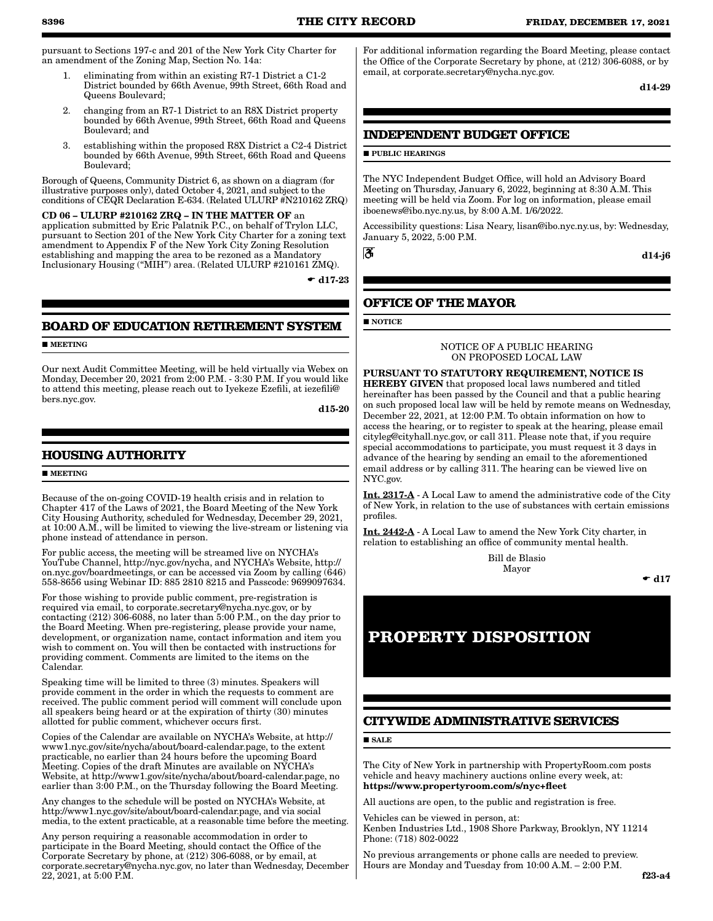pursuant to Sections 197-c and 201 of the New York City Charter for an amendment of the Zoning Map, Section No. 14a:

1. eliminating from within an existing R7-1 District a C1-2 District bounded by 66th Avenue, 99th Street, 66th Road and Queens Boulevard;
2. changing from an R7-1 District to an R8X District property bounded by 66th Avenue, 99th Street, 66th Road and Queens Boulevard; and
3. establishing within the proposed R8X District a C2-4 District bounded by 66th Avenue, 99th Street, 66th Road and Queens Boulevard;

Borough of Queens, Community District 6, as shown on a diagram (for illustrative purposes only), dated October 4, 2021, and subject to the conditions of CEQR Declaration E-634. (Related ULURP #N210162 ZRQ)

**CD 06 – ULURP #210162 ZRQ – IN THE MATTER OF** an application submitted by Eric Palatnik P.C., on behalf of Trylon LLC, pursuant to Section 201 of the New York City Charter for a zoning text amendment to Appendix F of the New York City Zoning Resolution establishing and mapping the area to be rezoned as a Mandatory Inclusionary Housing ("MIH") area. (Related ULURP #210161 ZMQ).

☛ **d17-23**

## BOARD OF EDUCATION RETIREMENT SYSTEM

■ **MEETING**

Our next Audit Committee Meeting, will be held virtually via Webex on Monday, December 20, 2021 from 2:00 P.M. - 3:30 P.M. If you would like to attend this meeting, please reach out to Iyekeze Ezefili, at iezefili@bers.nyc.gov.

**d15-20**

## HOUSING AUTHORITY

■ **MEETING**

Because of the on-going COVID-19 health crisis and in relation to Chapter 417 of the Laws of 2021, the Board Meeting of the New York City Housing Authority, scheduled for Wednesday, December 29, 2021, at 10:00 A.M., will be limited to viewing the live-stream or listening via phone instead of attendance in person.

For public access, the meeting will be streamed live on NYCHA's YouTube Channel, http://nyc.gov/nycha, and NYCHA's Website, http://on.nyc.gov/boardmeetings, or can be accessed via Zoom by calling (646) 558-8656 using Webinar ID: 885 2810 8215 and Passcode: 9699097634.

For those wishing to provide public comment, pre-registration is required via email, to corporate.secretary@nycha.nyc.gov, or by contacting (212) 306-6088, no later than 5:00 P.M., on the day prior to the Board Meeting. When pre-registering, please provide your name, development, or organization name, contact information and item you wish to comment on. You will then be contacted with instructions for providing comment. Comments are limited to the items on the Calendar.

Speaking time will be limited to three (3) minutes. Speakers will provide comment in the order in which the requests to comment are received. The public comment period will comment will conclude upon all speakers being heard or at the expiration of thirty (30) minutes allotted for public comment, whichever occurs first.

Copies of the Calendar are available on NYCHA's Website, at http://www1.nyc.gov/site/nycha/about/board-calendar.page, to the extent practicable, no earlier than 24 hours before the upcoming Board Meeting. Copies of the draft Minutes are available on NYCHA's Website, at http://www1.nyc.gov/site/nycha/about/board-calendar.page, no earlier than 3:00 P.M., on the Thursday following the Board Meeting.

Any changes to the schedule will be posted on NYCHA's Website, at http://www1.nyc.gov/site/about/board-calendar.page, and via social media, to the extent practicable, at a reasonable time before the meeting.

Any person requiring a reasonable accommodation in order to participate in the Board Meeting, should contact the Office of the Corporate Secretary by phone, at (212) 306-6088, or by email, at corporate.secretary@nycha.nyc.gov, no later than Wednesday, December 22, 2021, at 5:00 P.M.

For additional information regarding the Board Meeting, please contact the Office of the Corporate Secretary by phone, at (212) 306-6088, or by email, at corporate.secretary@nycha.nyc.gov.

**d14-29**

## INDEPENDENT BUDGET OFFICE

■ **PUBLIC HEARINGS**

The NYC Independent Budget Office, will hold an Advisory Board Meeting on Thursday, January 6, 2022, beginning at 8:30 A.M. This meeting will be held via Zoom. For log on information, please email iboenews@ibo.nyc.ny.us, by 8:00 A.M. 1/6/2022.

Accessibility questions: Lisa Neary, lisan@ibo.nyc.ny.us, by: Wednesday, January 5, 2022, 5:00 P.M.

♿ **d14-j6**

## OFFICE OF THE MAYOR

■ **NOTICE**

NOTICE OF A PUBLIC HEARING
ON PROPOSED LOCAL LAW

**PURSUANT TO STATUTORY REQUIREMENT, NOTICE IS HEREBY GIVEN** that proposed local laws numbered and titled hereinafter has been passed by the Council and that a public hearing on such proposed local law will be held by remote means on Wednesday, December 22, 2021, at 12:00 P.M. To obtain information on how to access the hearing, or to register to speak at the hearing, please email cityleg@cityhall.nyc.gov, or call 311. Please note that, if you require special accommodations to participate, you must request it 3 days in advance of the hearing by sending an email to the aforementioned email address or by calling 311. The hearing can be viewed live on NYC.gov.

Int. 2317-A - A Local Law to amend the administrative code of the City of New York, in relation to the use of substances with certain emissions profiles.

Int. 2442-A - A Local Law to amend the New York City charter, in relation to establishing an office of community mental health.

Bill de Blasio
Mayor

☛ **d17**

# PROPERTY DISPOSITION

## CITYWIDE ADMINISTRATIVE SERVICES

■ **SALE**

The City of New York in partnership with PropertyRoom.com posts vehicle and heavy machinery auctions online every week, at: **https://www.propertyroom.com/s/nyc+fleet**

All auctions are open, to the public and registration is free.

Vehicles can be viewed in person, at:
Kenben Industries Ltd., 1908 Shore Parkway, Brooklyn, NY 11214
Phone: (718) 802-0022

No previous arrangements or phone calls are needed to preview. Hours are Monday and Tuesday from 10:00 A.M. – 2:00 P.M.

**f23-a4**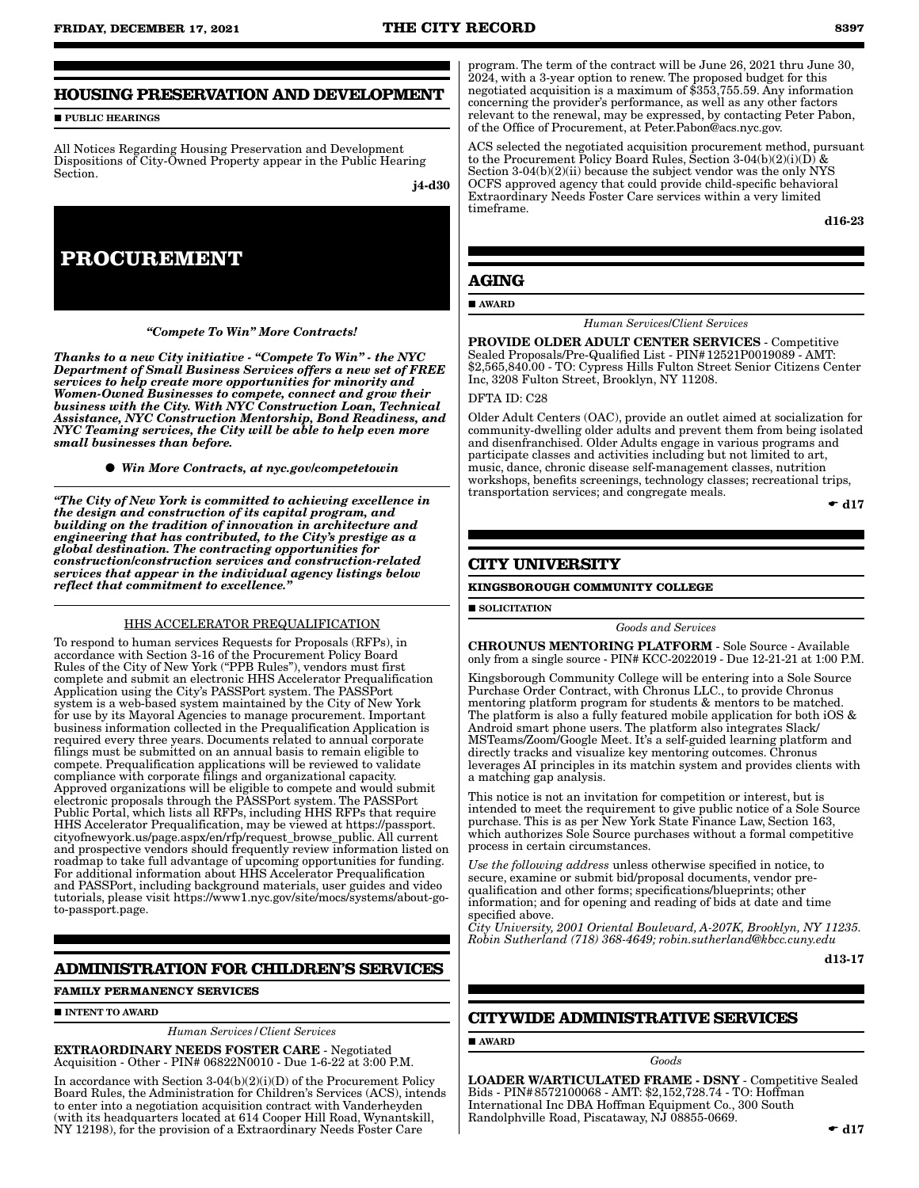## HOUSING PRESERVATION AND DEVELOPMENT

■ **PUBLIC HEARINGS**

All Notices Regarding Housing Preservation and Development Dispositions of City-Owned Property appear in the Public Hearing Section.

**j4-d30**

# PROCUREMENT

***"Compete To Win" More Contracts!***

***Thanks to a new City initiative - "Compete To Win" - the NYC Department of Small Business Services offers a new set of FREE services to help create more opportunities for minority and Women-Owned Businesses to compete, connect and grow their business with the City. With NYC Construction Loan, Technical Assistance, NYC Construction Mentorship, Bond Readiness, and NYC Teaming services, the City will be able to help even more small businesses than before.***

● ***Win More Contracts, at nyc.gov/competetowin***

***"The City of New York is committed to achieving excellence in the design and construction of its capital program, and building on the tradition of innovation in architecture and engineering that has contributed, to the City's prestige as a global destination. The contracting opportunities for construction/construction services and construction-related services that appear in the individual agency listings below reflect that commitment to excellence."***

HHS ACCELERATOR PREQUALIFICATION

To respond to human services Requests for Proposals (RFPs), in accordance with Section 3-16 of the Procurement Policy Board Rules of the City of New York ("PPB Rules"), vendors must first complete and submit an electronic HHS Accelerator Prequalification Application using the City's PASSPort system. The PASSPort system is a web-based system maintained by the City of New York for use by its Mayoral Agencies to manage procurement. Important business information collected in the Prequalification Application is required every three years. Documents related to annual corporate filings must be submitted on an annual basis to remain eligible to compete. Prequalification applications will be reviewed to validate compliance with corporate filings and organizational capacity. Approved organizations will be eligible to compete and would submit electronic proposals through the PASSPort system. The PASSPort Public Portal, which lists all RFPs, including HHS RFPs that require HHS Accelerator Prequalification, may be viewed at https://passport.cityofnewyork.us/page.aspx/en/rfp/request_browse_public. All current and prospective vendors should frequently review information listed on roadmap to take full advantage of upcoming opportunities for funding. For additional information about HHS Accelerator Prequalification and PASSPort, including background materials, user guides and video tutorials, please visit https://www1.nyc.gov/site/mocs/systems/about-go-to-passport.page.

## ADMINISTRATION FOR CHILDREN'S SERVICES

**FAMILY PERMANENCY SERVICES**

■ **INTENT TO AWARD**

*Human Services/Client Services*

**EXTRAORDINARY NEEDS FOSTER CARE** - Negotiated Acquisition - Other - PIN# 06822N0010 - Due 1-6-22 at 3:00 P.M.

In accordance with Section 3-04(b)(2)(i)(D) of the Procurement Policy Board Rules, the Administration for Children's Services (ACS), intends to enter into a negotiation acquisition contract with Vanderheyden (with its headquarters located at 614 Cooper Hill Road, Wynantskill, NY 12198), for the provision of a Extraordinary Needs Foster Care program. The term of the contract will be June 26, 2021 thru June 30, 2024, with a 3-year option to renew. The proposed budget for this negotiated acquisition is a maximum of $353,755.59. Any information concerning the provider's performance, as well as any other factors relevant to the renewal, may be expressed, by contacting Peter Pabon, of the Office of Procurement, at Peter.Pabon@acs.nyc.gov.

ACS selected the negotiated acquisition procurement method, pursuant to the Procurement Policy Board Rules, Section 3-04(b)(2)(i)(D) & Section 3-04(b)(2)(ii) because the subject vendor was the only NYS OCFS approved agency that could provide child-specific behavioral Extraordinary Needs Foster Care services within a very limited timeframe.

**d16-23**

## AGING

■ **AWARD**

*Human Services/Client Services*

**PROVIDE OLDER ADULT CENTER SERVICES** - Competitive Sealed Proposals/Pre-Qualified List - PIN# 12521P0019089 - AMT: $2,565,840.00 - TO: Cypress Hills Fulton Street Senior Citizens Center Inc, 3208 Fulton Street, Brooklyn, NY 11208.

DFTA ID: C28

Older Adult Centers (OAC), provide an outlet aimed at socialization for community-dwelling older adults and prevent them from being isolated and disenfranchised. Older Adults engage in various programs and participate classes and activities including but not limited to art, music, dance, chronic disease self-management classes, nutrition workshops, benefits screenings, technology classes; recreational trips, transportation services; and congregate meals.

☛ **d17**

## CITY UNIVERSITY

**KINGSBOROUGH COMMUNITY COLLEGE**

■ **SOLICITATION**

*Goods and Services*

**CHROUNUS MENTORING PLATFORM** - Sole Source - Available only from a single source - PIN# KCC-2022019 - Due 12-21-21 at 1:00 P.M.

Kingsborough Community College will be entering into a Sole Source Purchase Order Contract, with Chronus LLC., to provide Chronus mentoring platform program for students & mentors to be matched. The platform is also a fully featured mobile application for both iOS & Android smart phone users. The platform also integrates Slack/MSTeams/Zoom/Google Meet. It's a self-guided learning platform and directly tracks and visualize key mentoring outcomes. Chronus leverages AI principles in its matchin system and provides clients with a matching gap analysis.

This notice is not an invitation for competition or interest, but is intended to meet the requirement to give public notice of a Sole Source purchase. This is as per New York State Finance Law, Section 163, which authorizes Sole Source purchases without a formal competitive process in certain circumstances.

*Use the following address* unless otherwise specified in notice, to secure, examine or submit bid/proposal documents, vendor pre-qualification and other forms; specifications/blueprints; other information; and for opening and reading of bids at date and time specified above.

*City University, 2001 Oriental Boulevard, A-207K, Brooklyn, NY 11235. Robin Sutherland (718) 368-4649; robin.sutherland@kbcc.cuny.edu*

**d13-17**

## CITYWIDE ADMINISTRATIVE SERVICES

■ **AWARD**

*Goods*

**LOADER W/ARTICULATED FRAME - DSNY** - Competitive Sealed Bids - PIN#8572100068 - AMT: $2,152,728.74 - TO: Hoffman International Inc DBA Hoffman Equipment Co., 300 South Randolphville Road, Piscataway, NJ 08855-0669.

☛ **d17**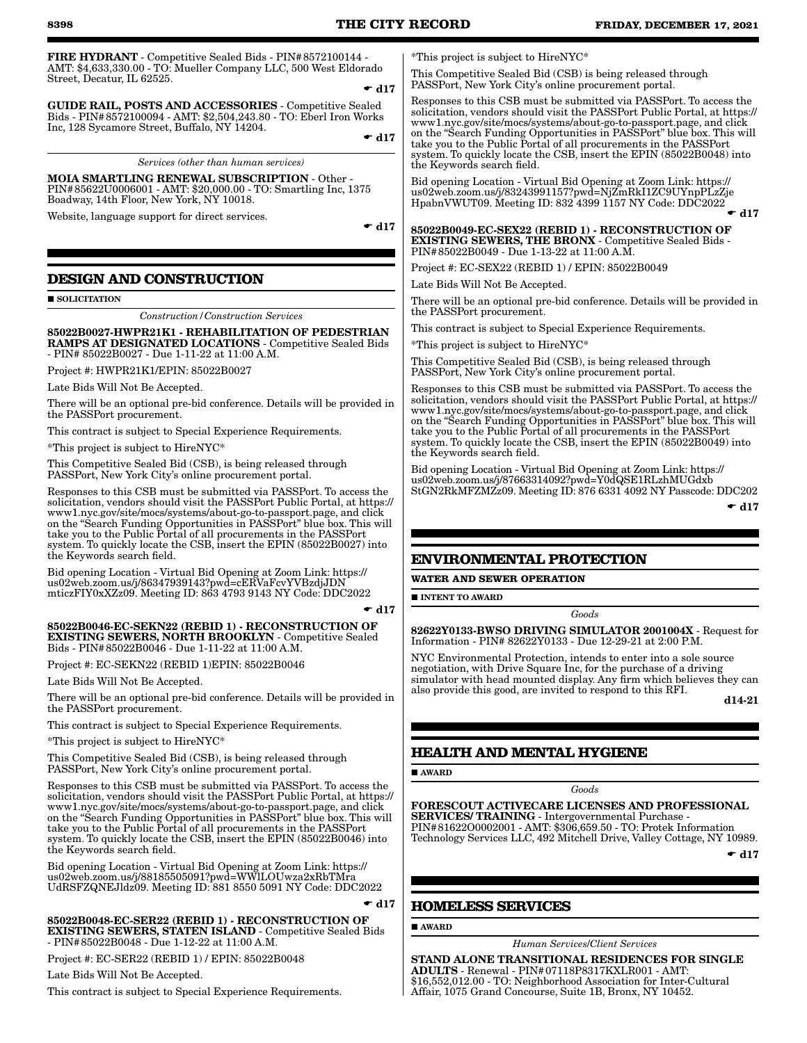**FIRE HYDRANT** - Competitive Sealed Bids - PIN# 8572100144 - AMT: $4,633,330.00 - TO: Mueller Company LLC, 500 West Eldorado Street, Decatur, IL 62525.

☛ **d17**

**GUIDE RAIL, POSTS AND ACCESSORIES** - Competitive Sealed Bids - PIN# 8572100094 - AMT: $2,504,243.80 - TO: Eberl Iron Works Inc, 128 Sycamore Street, Buffalo, NY 14204.

☛ **d17**

*Services (other than human services)*

**MOIA SMARTLING RENEWAL SUBSCRIPTION** - Other - PIN# 85622U0006001 - AMT: $20,000.00 - TO: Smartling Inc, 1375 Boadway, 14th Floor, New York, NY 10018.

Website, language support for direct services.

☛ **d17**

## DESIGN AND CONSTRUCTION

■ **SOLICITATION**

*Construction/Construction Services*

**85022B0027-HWPR21K1 - REHABILITATION OF PEDESTRIAN RAMPS AT DESIGNATED LOCATIONS** - Competitive Sealed Bids - PIN# 85022B0027 - Due 1-11-22 at 11:00 A.M.

Project #: HWPR21K1/EPIN: 85022B0027

Late Bids Will Not Be Accepted.

There will be an optional pre-bid conference. Details will be provided in the PASSPort procurement.

This contract is subject to Special Experience Requirements.

*This project is subject to HireNYC*

This Competitive Sealed Bid (CSB), is being released through PASSPort, New York City's online procurement portal.

Responses to this CSB must be submitted via PASSPort. To access the solicitation, vendors should visit the PASSPort Public Portal, at https://www1.nyc.gov/site/mocs/systems/about-go-to-passport.page, and click on the "Search Funding Opportunities in PASSPort" blue box. This will take you to the Public Portal of all procurements in the PASSPort system. To quickly locate the CSB, insert the EPIN (85022B0027) into the Keywords search field.

Bid opening Location - Virtual Bid Opening at Zoom Link: https://us02web.zoom.us/j/86347939143?pwd=cERVaFcvYVBzdjJDNmticzFIY0xXZz09. Meeting ID: 863 4793 9143 NY Code: DDC2022

☛ **d17**

**85022B0046-EC-SEKN22 (REBID 1) - RECONSTRUCTION OF EXISTING SEWERS, NORTH BROOKLYN** - Competitive Sealed Bids - PIN# 85022B0046 - Due 1-11-22 at 11:00 A.M.

Project #: EC-SEKN22 (REBID 1)EPIN: 85022B0046

Late Bids Will Not Be Accepted.

There will be an optional pre-bid conference. Details will be provided in the PASSPort procurement.

This contract is subject to Special Experience Requirements.

*This project is subject to HireNYC*

This Competitive Sealed Bid (CSB), is being released through PASSPort, New York City's online procurement portal.

Responses to this CSB must be submitted via PASSPort. To access the solicitation, vendors should visit the PASSPort Public Portal, at https://www1.nyc.gov/site/mocs/systems/about-go-to-passport.page, and click on the "Search Funding Opportunities in PASSPort" blue box. This will take you to the Public Portal of all procurements in the PASSPort system. To quickly locate the CSB, insert the EPIN (85022B0046) into the Keywords search field.

Bid opening Location - Virtual Bid Opening at Zoom Link: https://us02web.zoom.us/j/88185505091?pwd=WWlLOUwza2xRbTMraUdRSFZQNEJldz09. Meeting ID: 881 8550 5091 NY Code: DDC2022

☛ **d17**

**85022B0048-EC-SER22 (REBID 1) - RECONSTRUCTION OF EXISTING SEWERS, STATEN ISLAND** - Competitive Sealed Bids - PIN# 85022B0048 - Due 1-12-22 at 11:00 A.M.

Project #: EC-SER22 (REBID 1) / EPIN: 85022B0048

Late Bids Will Not Be Accepted.

This contract is subject to Special Experience Requirements.

*This project is subject to HireNYC*

This Competitive Sealed Bid (CSB) is being released through PASSPort, New York City's online procurement portal.

Responses to this CSB must be submitted via PASSPort. To access the solicitation, vendors should visit the PASSPort Public Portal, at https://www1.nyc.gov/site/mocs/systems/about-go-to-passport.page, and click on the "Search Funding Opportunities in PASSPort" blue box. This will take you to the Public Portal of all procurements in the PASSPort system. To quickly locate the CSB, insert the EPIN (85022B0048) into the Keywords search field.

Bid opening Location - Virtual Bid Opening at Zoom Link: https://us02web.zoom.us/j/83243991157?pwd=NjZmRkI1ZC9UYnpPLzZjeHpabnVWUT09. Meeting ID: 832 4399 1157 NY Code: DDC2022

☛ **d17**

**85022B0049-EC-SEX22 (REBID 1) - RECONSTRUCTION OF EXISTING SEWERS, THE BRONX** - Competitive Sealed Bids - PIN# 85022B0049 - Due 1-13-22 at 11:00 A.M.

Project #: EC-SEX22 (REBID 1) / EPIN: 85022B0049

Late Bids Will Not Be Accepted.

There will be an optional pre-bid conference. Details will be provided in the PASSPort procurement.

This contract is subject to Special Experience Requirements.

*This project is subject to HireNYC*

This Competitive Sealed Bid (CSB), is being released through PASSPort, New York City's online procurement portal.

Responses to this CSB must be submitted via PASSPort. To access the solicitation, vendors should visit the PASSPort Public Portal, at https://www1.nyc.gov/site/mocs/systems/about-go-to-passport.page, and click on the "Search Funding Opportunities in PASSPort" blue box. This will take you to the Public Portal of all procurements in the PASSPort system. To quickly locate the CSB, insert the EPIN (85022B0049) into the Keywords search field.

Bid opening Location - Virtual Bid Opening at Zoom Link: https://us02web.zoom.us/j/87663314092?pwd=Y0dQSE1RLzhMUGdxbStGN2RkMFZMZz09. Meeting ID: 876 6331 4092 NY Passcode: DDC202

☛ **d17**

## ENVIRONMENTAL PROTECTION

**WATER AND SEWER OPERATION**

■ **INTENT TO AWARD**

*Goods*

**82622Y0133-BWSO DRIVING SIMULATOR 2001004X** - Request for Information - PIN# 82622Y0133 - Due 12-29-21 at 2:00 P.M.

NYC Environmental Protection, intends to enter into a sole source negotiation, with Drive Square Inc, for the purchase of a driving simulator with head mounted display. Any firm which believes they can also provide this good, are invited to respond to this RFI.

**d14-21**

## HEALTH AND MENTAL HYGIENE

■ **AWARD**

*Goods*

**FORESCOUT ACTIVECARE LICENSES AND PROFESSIONAL SERVICES/ TRAINING** - Intergovernmental Purchase - PIN# 81622O0002001 - AMT: $306,659.50 - TO: Protek Information Technology Services LLC, 492 Mitchell Drive, Valley Cottage, NY 10989.

☛ **d17**

## HOMELESS SERVICES

■ **AWARD**

*Human Services/Client Services*

**STAND ALONE TRANSITIONAL RESIDENCES FOR SINGLE ADULTS** - Renewal - PIN# 07118P8317KXLR001 - AMT: $16,552,012.00 - TO: Neighborhood Association for Inter-Cultural Affair, 1075 Grand Concourse, Suite 1B, Bronx, NY 10452.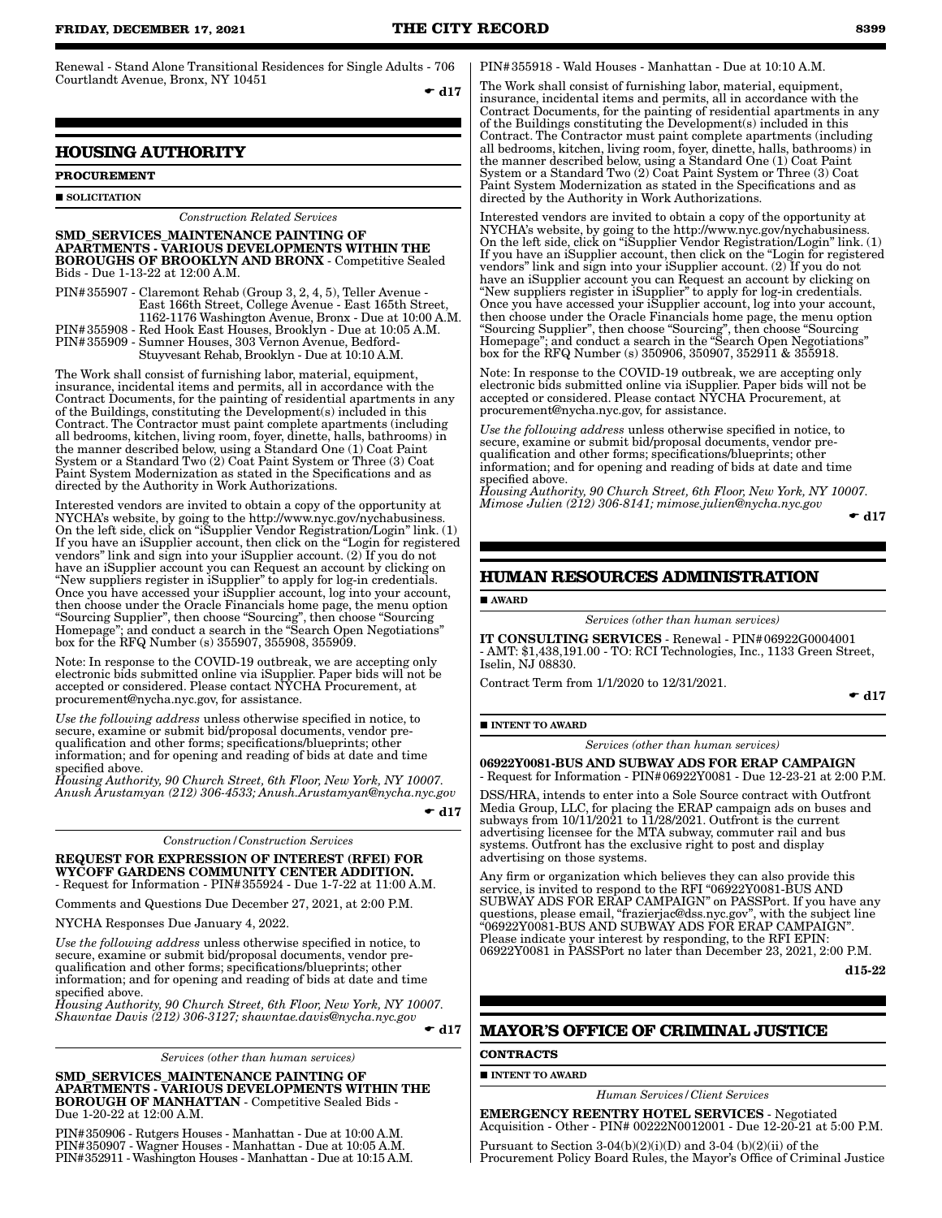Renewal - Stand Alone Transitional Residences for Single Adults - 706 Courtlandt Avenue, Bronx, NY 10451

☛ d17

## HOUSING AUTHORITY

**PROCUREMENT**

■ **SOLICITATION**

*Construction Related Services*

**SMD_SERVICES_MAINTENANCE PAINTING OF APARTMENTS - VARIOUS DEVELOPMENTS WITHIN THE BOROUGHS OF BROOKLYN AND BRONX** - Competitive Sealed Bids - Due 1-13-22 at 12:00 A.M.

PIN#355907 - Claremont Rehab (Group 3, 2, 4, 5), Teller Avenue - East 166th Street, College Avenue - East 165th Street, 1162-1176 Washington Avenue, Bronx - Due at 10:00 A.M.
PIN#355908 - Red Hook East Houses, Brooklyn - Due at 10:05 A.M.
PIN#355909 - Sumner Houses, 303 Vernon Avenue, Bedford-Stuyvesant Rehab, Brooklyn - Due at 10:10 A.M.

The Work shall consist of furnishing labor, material, equipment, insurance, incidental items and permits, all in accordance with the Contract Documents, for the painting of residential apartments in any of the Buildings constituting the Development(s) included in this Contract. The Contractor must paint complete apartments (including all bedrooms, kitchen, living room, foyer, dinette, halls, bathrooms) in the manner described below, using a Standard One (1) Coat Paint System or a Standard Two (2) Coat Paint System or Three (3) Coat Paint System Modernization as stated in the Specifications and as directed by the Authority in Work Authorizations.

Interested vendors are invited to obtain a copy of the opportunity at NYCHA's website, by going to the http://www.nyc.gov/nychabusiness. On the left side, click on "iSupplier Vendor Registration/Login" link. (1) If you have an iSupplier account, then click on the "Login for registered vendors" link and sign into your iSupplier account. (2) If you do not have an iSupplier account you can Request an account by clicking on "New suppliers register in iSupplier" to apply for log-in credentials. Once you have accessed your iSupplier account, log into your account, then choose under the Oracle Financials home page, the menu option "Sourcing Supplier", then choose "Sourcing", then choose "Sourcing Homepage"; and conduct a search in the "Search Open Negotiations" box for the RFQ Number (s) 355907, 355908, 355909.

Note: In response to the COVID-19 outbreak, we are accepting only electronic bids submitted online via iSupplier. Paper bids will not be accepted or considered. Please contact NYCHA Procurement, at procurement@nycha.nyc.gov, for assistance.

*Use the following address* unless otherwise specified in notice, to secure, examine or submit bid/proposal documents, vendor pre-qualification and other forms; specifications/blueprints; other information; and for opening and reading of bids at date and time specified above.
*Housing Authority, 90 Church Street, 6th Floor, New York, NY 10007. Anush Arustamyan (212) 306-4533; Anush.Arustamyan@nycha.nyc.gov*

☛ d17

*Construction/Construction Services*

**REQUEST FOR EXPRESSION OF INTEREST (RFEI) FOR WYCOFF GARDENS COMMUNITY CENTER ADDITION.** - Request for Information - PIN#355924 - Due 1-7-22 at 11:00 A.M.

Comments and Questions Due December 27, 2021, at 2:00 P.M.

NYCHA Responses Due January 4, 2022.

*Use the following address* unless otherwise specified in notice, to secure, examine or submit bid/proposal documents, vendor pre-qualification and other forms; specifications/blueprints; other information; and for opening and reading of bids at date and time specified above.
*Housing Authority, 90 Church Street, 6th Floor, New York, NY 10007. Shawntae Davis (212) 306-3127; shawntae.davis@nycha.nyc.gov*

☛ d17

*Services (other than human services)*

**SMD_SERVICES_MAINTENANCE PAINTING OF APARTMENTS - VARIOUS DEVELOPMENTS WITHIN THE BOROUGH OF MANHATTAN** - Competitive Sealed Bids - Due 1-20-22 at 12:00 A.M.

PIN#350906 - Rutgers Houses - Manhattan - Due at 10:00 A.M.
PIN#350907 - Wagner Houses - Manhattan - Due at 10:05 A.M.
PIN#352911 - Washington Houses - Manhattan - Due at 10:15 A.M.
PIN#355918 - Wald Houses - Manhattan - Due at 10:10 A.M.

The Work shall consist of furnishing labor, material, equipment, insurance, incidental items and permits, all in accordance with the Contract Documents, for the painting of residential apartments in any of the Buildings constituting the Development(s) included in this Contract. The Contractor must paint complete apartments (including all bedrooms, kitchen, living room, foyer, dinette, halls, bathrooms) in the manner described below, using a Standard One (1) Coat Paint System or a Standard Two (2) Coat Paint System or Three (3) Coat Paint System Modernization as stated in the Specifications and as directed by the Authority in Work Authorizations.

Interested vendors are invited to obtain a copy of the opportunity at NYCHA's website, by going to the http://www.nyc.gov/nychabusiness. On the left side, click on "iSupplier Vendor Registration/Login" link. (1) If you have an iSupplier account, then click on the "Login for registered vendors" link and sign into your iSupplier account. (2) If you do not have an iSupplier account you can Request an account by clicking on "New suppliers register in iSupplier" to apply for log-in credentials. Once you have accessed your iSupplier account, log into your account, then choose under the Oracle Financials home page, the menu option "Sourcing Supplier", then choose "Sourcing", then choose "Sourcing Homepage"; and conduct a search in the "Search Open Negotiations" box for the RFQ Number (s) 350906, 350907, 352911 & 355918.

Note: In response to the COVID-19 outbreak, we are accepting only electronic bids submitted online via iSupplier. Paper bids will not be accepted or considered. Please contact NYCHA Procurement, at procurement@nycha.nyc.gov, for assistance.

*Use the following address* unless otherwise specified in notice, to secure, examine or submit bid/proposal documents, vendor pre-qualification and other forms; specifications/blueprints; other information; and for opening and reading of bids at date and time specified above.
*Housing Authority, 90 Church Street, 6th Floor, New York, NY 10007. Mimose Julien (212) 306-8141; mimose.julien@nycha.nyc.gov*

☛ d17

## HUMAN RESOURCES ADMINISTRATION

■ **AWARD**

*Services (other than human services)*

**IT CONSULTING SERVICES** - Renewal - PIN#06922G0004001 - AMT: $1,438,191.00 - TO: RCI Technologies, Inc., 1133 Green Street, Iselin, NJ 08830.

Contract Term from 1/1/2020 to 12/31/2021.

☛ d17

■ **INTENT TO AWARD**

*Services (other than human services)*

**06922Y0081-BUS AND SUBWAY ADS FOR ERAP CAMPAIGN** - Request for Information - PIN#06922Y0081 - Due 12-23-21 at 2:00 P.M.

DSS/HRA, intends to enter into a Sole Source contract with Outfront Media Group, LLC, for placing the ERAP campaign ads on buses and subways from 10/11/2021 to 11/28/2021. Outfront is the current advertising licensee for the MTA subway, commuter rail and bus systems. Outfront has the exclusive right to post and display advertising on those systems.

Any firm or organization which believes they can also provide this service, is invited to respond to the RFI "06922Y0081-BUS AND SUBWAY ADS FOR ERAP CAMPAIGN" on PASSPort. If you have any questions, please email, "frazierjac@dss.nyc.gov", with the subject line "06922Y0081-BUS AND SUBWAY ADS FOR ERAP CAMPAIGN". Please indicate your interest by responding, to the RFI EPIN: 06922Y0081 in PASSPort no later than December 23, 2021, 2:00 P.M.

d15-22

## MAYOR'S OFFICE OF CRIMINAL JUSTICE

**CONTRACTS**

■ **INTENT TO AWARD**

*Human Services/Client Services*

**EMERGENCY REENTRY HOTEL SERVICES** - Negotiated Acquisition - Other - PIN# 00222N0012001 - Due 12-20-21 at 5:00 P.M.

Pursuant to Section 3-04(b)(2)(i)(D) and 3-04 (b)(2)(ii) of the Procurement Policy Board Rules, the Mayor's Office of Criminal Justice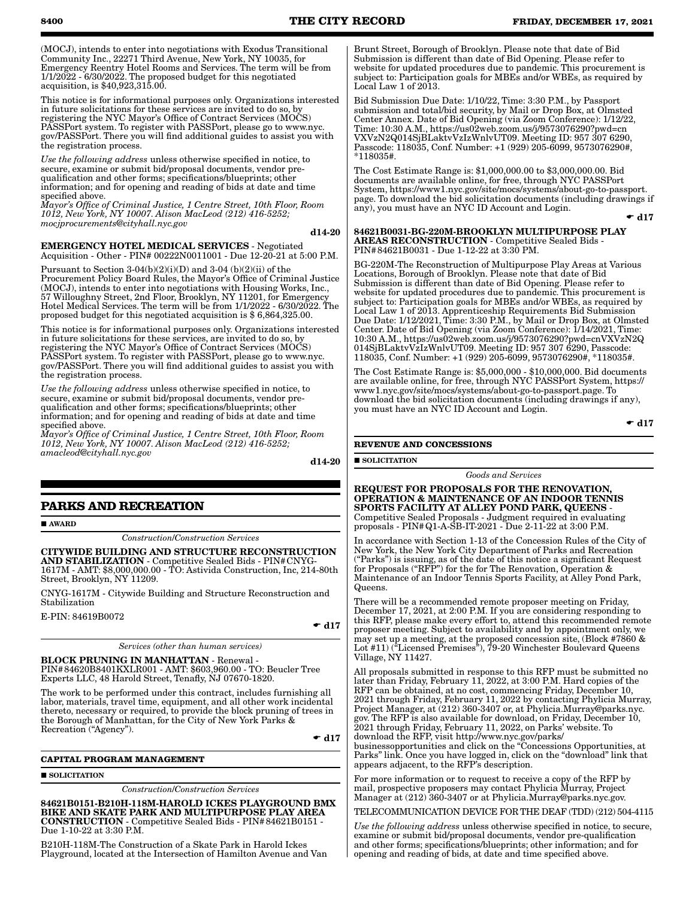(MOCJ), intends to enter into negotiations with Exodus Transitional Community Inc., 22271 Third Avenue, New York, NY 10035, for Emergency Reentry Hotel Rooms and Services. The term will be from 1/1/2022 - 6/30/2022. The proposed budget for this negotiated acquisition, is $40,923,315.00.

This notice is for informational purposes only. Organizations interested in future solicitations for these services are invited to do so, by registering the NYC Mayor's Office of Contract Services (MOCS) PASSPort system. To register with PASSPort, please go to www.nyc.gov/PASSPort. There you will find additional guides to assist you with the registration process.

*Use the following address* unless otherwise specified in notice, to secure, examine or submit bid/proposal documents, vendor pre-qualification and other forms; specifications/blueprints; other information; and for opening and reading of bids at date and time specified above.

*Mayor's Office of Criminal Justice, 1 Centre Street, 10th Floor, Room 1012, New York, NY 10007. Alison MacLeod (212) 416-5252; mocjprocurements@cityhall.nyc.gov*

**d14-20**

**EMERGENCY HOTEL MEDICAL SERVICES** - Negotiated Acquisition - Other - PIN# 00222N0011001 - Due 12-20-21 at 5:00 P.M.

Pursuant to Section 3-04(b)(2)(i)(D) and 3-04 (b)(2)(ii) of the Procurement Policy Board Rules, the Mayor's Office of Criminal Justice (MOCJ), intends to enter into negotiations with Housing Works, Inc., 57 Willoughny Street, 2nd Floor, Brooklyn, NY 11201, for Emergency Hotel Medical Services. The term will be from 1/1/2022 - 6/30/2022. The proposed budget for this negotiated acquisition is $ 6,864,325.00.

This notice is for informational purposes only. Organizations interested in future solicitations for these services, are invited to do so, by registering the NYC Mayor's Office of Contract Services (MOCS) PASSPort system. To register with PASSPort, please go to www.nyc.gov/PASSPort. There you will find additional guides to assist you with the registration process.

*Use the following address* unless otherwise specified in notice, to secure, examine or submit bid/proposal documents, vendor pre-qualification and other forms; specifications/blueprints; other information; and for opening and reading of bids at date and time specified above.

*Mayor's Office of Criminal Justice, 1 Centre Street, 10th Floor, Room 1012, New York, NY 10007. Alison MacLeod (212) 416-5252; amacleod@cityhall.nyc.gov*

**d14-20**

## PARKS AND RECREATION

■ **AWARD**

*Construction/Construction Services*

**CITYWIDE BUILDING AND STRUCTURE RECONSTRUCTION AND STABILIZATION** - Competitive Sealed Bids - PIN# CNYG-1617M - AMT: $8,000,000.00 - TO: Astivida Construction, Inc, 214-80th Street, Brooklyn, NY 11209.

CNYG-1617M - Citywide Building and Structure Reconstruction and Stabilization

E-PIN: 84619B0072

☛ **d17**

*Services (other than human services)*

**BLOCK PRUNING IN MANHATTAN** - Renewal - PIN# 84620B8401KXLR001 - AMT: $603,960.00 - TO: Beucler Tree Experts LLC, 48 Harold Street, Tenafly, NJ 07670-1820.

The work to be performed under this contract, includes furnishing all labor, materials, travel time, equipment, and all other work incidental thereto, necessary or required, to provide the block pruning of trees in the Borough of Manhattan, for the City of New York Parks & Recreation ("Agency").

☛ **d17**

### CAPITAL PROGRAM MANAGEMENT

■ **SOLICITATION**

*Construction/Construction Services*

**84621B0151-B210H-118M-HAROLD ICKES PLAYGROUND BMX BIKE AND SKATE PARK AND MULTIPURPOSE PLAY AREA CONSTRUCTION** - Competitive Sealed Bids - PIN# 84621B0151 - Due 1-10-22 at 3:30 P.M.

B210H-118M-The Construction of a Skate Park in Harold Ickes Playground, located at the Intersection of Hamilton Avenue and Van Brunt Street, Borough of Brooklyn. Please note that date of Bid Submission is different than date of Bid Opening. Please refer to website for updated procedures due to pandemic. This procurement is subject to: Participation goals for MBEs and/or WBEs, as required by Local Law 1 of 2013.

Bid Submission Due Date: 1/10/22, Time: 3:30 P.M., by Passport submission and total/bid security, by Mail or Drop Box, at Olmsted Center Annex. Date of Bid Opening (via Zoom Conference): 1/12/22, Time: 10:30 A.M., https://us02web.zoom.us/j/9573076290?pwd=cnVXVzN2Q014SjBLaktvVzIzWnlvUT09. Meeting ID: 957 307 6290, Passcode: 118035, Conf. Number: +1 (929) 205-6099, 9573076290#, *118035#.

The Cost Estimate Range is: $1,000,000.00 to $3,000,000.00. Bid documents are available online, for free, through NYC PASSPort System, https://www1.nyc.gov/site/mocs/systems/about-go-to-passport.page. To download the bid solicitation documents (including drawings if any), you must have an NYC ID Account and Login.

☛ **d17**

**84621B0031-BG-220M-BROOKLYN MULTIPURPOSE PLAY AREAS RECONSTRUCTION** - Competitive Sealed Bids - PIN# 84621B0031 - Due 1-12-22 at 3:30 PM.

BG-220M-The Reconstruction of Multipurpose Play Areas at Various Locations, Borough of Brooklyn. Please note that date of Bid Submission is different than date of Bid Opening. Please refer to website for updated procedures due to pandemic. This procurement is subject to: Participation goals for MBEs and/or WBEs, as required by Local Law 1 of 2013. Apprenticeship Requirements Bid Submission Due Date: 1/12/2021, Time: 3:30 P.M., by Mail or Drop Box, at Olmsted Center. Date of Bid Opening (via Zoom Conference): 1/14/2021, Time: 10:30 A.M., https://us02web.zoom.us/j/9573076290?pwd=cnVXVzN2Q014SjBLaktvVzIzWnlvUT09. Meeting ID: 957 307 6290, Passcode: 118035, Conf. Number: +1 (929) 205-6099, 9573076290#, *118035#.

The Cost Estimate Range is: $5,000,000 - $10,000,000. Bid documents are available online, for free, through NYC PASSPort System, https://www1.nyc.gov/site/mocs/systems/about-go-to-passport.page. To download the bid solicitation documents (including drawings if any), you must have an NYC ID Account and Login.

☛ **d17**

### REVENUE AND CONCESSIONS

■ **SOLICITATION**

*Goods and Services*

**REQUEST FOR PROPOSALS FOR THE RENOVATION, OPERATION & MAINTENANCE OF AN INDOOR TENNIS SPORTS FACILITY AT ALLEY POND PARK, QUEENS** - Competitive Sealed Proposals - Judgment required in evaluating proposals - PIN# Q1-A-SB-IT-2021 - Due 2-11-22 at 3:00 P.M.

In accordance with Section 1-13 of the Concession Rules of the City of New York, the New York City Department of Parks and Recreation ("Parks") is issuing, as of the date of this notice a significant Request for Proposals ("RFP") for the for The Renovation, Operation & Maintenance of an Indoor Tennis Sports Facility, at Alley Pond Park, Queens.

There will be a recommended remote proposer meeting on Friday, December 17, 2021, at 2:00 P.M. If you are considering responding to this RFP, please make every effort to, attend this recommended remote proposer meeting. Subject to availability and by appointment only, we may set up a meeting, at the proposed concession site, (Block #7860 & Lot #11) ("Licensed Premises"), 79-20 Winchester Boulevard Queens Village, NY 11427.

All proposals submitted in response to this RFP must be submitted no later than Friday, February 11, 2022, at 3:00 P.M. Hard copies of the RFP can be obtained, at no cost, commencing Friday, December 10, 2021 through Friday, February 11, 2022 by contacting Phylicia Murray, Project Manager, at (212) 360-3407 or, at Phylicia.Murray@parks.nyc.gov. The RFP is also available for download, on Friday, December 10, 2021 through Friday, February 11, 2022, on Parks' website. To download the RFP, visit http://www.nyc.gov/parks/businessopportunities and click on the "Concessions Opportunities, at Parks" link. Once you have logged in, click on the "download" link that appears adjacent, to the RFP's description.

For more information or to request to receive a copy of the RFP by mail, prospective proposers may contact Phylicia Murray, Project Manager at (212) 360-3407 or at Phylicia.Murray@parks.nyc.gov.

TELECOMMUNICATION DEVICE FOR THE DEAF (TDD) (212) 504-4115

*Use the following address* unless otherwise specified in notice, to secure, examine or submit bid/proposal documents, vendor pre-qualification and other forms; specifications/blueprints; other information; and for opening and reading of bids, at date and time specified above.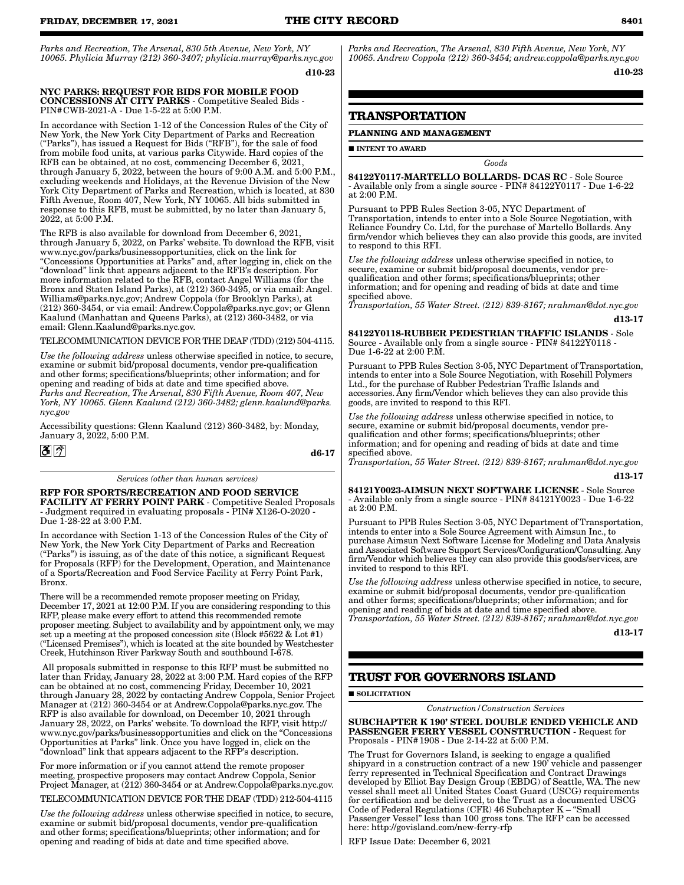*Parks and Recreation, The Arsenal, 830 5th Avenue, New York, NY 10065. Phylicia Murray (212) 360-3407; phylicia.murray@parks.nyc.gov*

**d10-23**

**NYC PARKS: REQUEST FOR BIDS FOR MOBILE FOOD CONCESSIONS AT CITY PARKS** - Competitive Sealed Bids - PIN#CWB-2021-A - Due 1-5-22 at 5:00 P.M.

In accordance with Section 1-12 of the Concession Rules of the City of New York, the New York City Department of Parks and Recreation ("Parks"), has issued a Request for Bids ("RFB"), for the sale of food from mobile food units, at various parks Citywide. Hard copies of the RFB can be obtained, at no cost, commencing December 6, 2021, through January 5, 2022, between the hours of 9:00 A.M. and 5:00 P.M., excluding weekends and Holidays, at the Revenue Division of the New York City Department of Parks and Recreation, which is located, at 830 Fifth Avenue, Room 407, New York, NY 10065. All bids submitted in response to this RFB, must be submitted, by no later than January 5, 2022, at 5:00 P.M.

The RFB is also available for download from December 6, 2021, through January 5, 2022, on Parks' website. To download the RFB, visit www.nyc.gov/parks/businessopportunities, click on the link for "Concessions Opportunities at Parks" and, after logging in, click on the "download" link that appears adjacent to the RFB's description. For more information related to the RFB, contact Angel Williams (for the Bronx and Staten Island Parks), at (212) 360-3495, or via email: Angel.Williams@parks.nyc.gov; Andrew Coppola (for Brooklyn Parks), at (212) 360-3454, or via email: Andrew.Coppola@parks.nyc.gov; or Glenn Kaalund (Manhattan and Queens Parks), at (212) 360-3482, or via email: Glenn.Kaalund@parks.nyc.gov.

TELECOMMUNICATION DEVICE FOR THE DEAF (TDD) (212) 504-4115.

*Use the following address* unless otherwise specified in notice, to secure, examine or submit bid/proposal documents, vendor pre-qualification and other forms; specifications/blueprints; other information; and for opening and reading of bids at date and time specified above.
*Parks and Recreation, The Arsenal, 830 Fifth Avenue, Room 407, New York, NY 10065. Glenn Kaalund (212) 360-3482; glenn.kaalund@parks.nyc.gov*

Accessibility questions: Glenn Kaalund (212) 360-3482, by: Monday, January 3, 2022, 5:00 P.M.

**d6-17**

*Services (other than human services)*

**RFP FOR SPORTS/RECREATION AND FOOD SERVICE FACILITY AT FERRY POINT PARK** - Competitive Sealed Proposals - Judgment required in evaluating proposals - PIN# X126-O-2020 - Due 1-28-22 at 3:00 P.M.

In accordance with Section 1-13 of the Concession Rules of the City of New York, the New York City Department of Parks and Recreation ("Parks") is issuing, as of the date of this notice, a significant Request for Proposals (RFP) for the Development, Operation, and Maintenance of a Sports/Recreation and Food Service Facility at Ferry Point Park, Bronx.

There will be a recommended remote proposer meeting on Friday, December 17, 2021 at 12:00 P.M. If you are considering responding to this RFP, please make every effort to attend this recommended remote proposer meeting. Subject to availability and by appointment only, we may set up a meeting at the proposed concession site (Block #5622 & Lot #1) ("Licensed Premises"), which is located at the site bounded by Westchester Creek, Hutchinson River Parkway South and southbound I-678.

All proposals submitted in response to this RFP must be submitted no later than Friday, January 28, 2022 at 3:00 P.M. Hard copies of the RFP can be obtained at no cost, commencing Friday, December 10, 2021 through January 28, 2022 by contacting Andrew Coppola, Senior Project Manager at (212) 360-3454 or at Andrew.Coppola@parks.nyc.gov. The RFP is also available for download, on December 10, 2021 through January 28, 2022, on Parks' website. To download the RFP, visit http://www.nyc.gov/parks/businessopportunities and click on the "Concessions Opportunities at Parks" link. Once you have logged in, click on the "download" link that appears adjacent to the RFP's description.

For more information or if you cannot attend the remote proposer meeting, prospective proposers may contact Andrew Coppola, Senior Project Manager, at (212) 360-3454 or at Andrew.Coppola@parks.nyc.gov.

TELECOMMUNICATION DEVICE FOR THE DEAF (TDD) 212-504-4115

*Use the following address* unless otherwise specified in notice, to secure, examine or submit bid/proposal documents, vendor pre-qualification and other forms; specifications/blueprints; other information; and for opening and reading of bids at date and time specified above.
*Parks and Recreation, The Arsenal, 830 Fifth Avenue, New York, NY 10065. Andrew Coppola (212) 360-3454; andrew.coppola@parks.nyc.gov*

**d10-23**

## TRANSPORTATION

**PLANNING AND MANAGEMENT**

■ **INTENT TO AWARD**

*Goods*

**84122Y0117-MARTELLO BOLLARDS- DCAS RC** - Sole Source - Available only from a single source - PIN# 84122Y0117 - Due 1-6-22 at 2:00 P.M.

Pursuant to PPB Rules Section 3-05, NYC Department of Transportation, intends to enter into a Sole Source Negotiation, with Reliance Foundry Co. Ltd, for the purchase of Martello Bollards. Any firm/vendor which believes they can also provide this goods, are invited to respond to this RFI.

*Use the following address* unless otherwise specified in notice, to secure, examine or submit bid/proposal documents, vendor pre-qualification and other forms; specifications/blueprints; other information; and for opening and reading of bids at date and time specified above.
*Transportation, 55 Water Street. (212) 839-8167; nrahman@dot.nyc.gov*

**d13-17**

**84122Y0118-RUBBER PEDESTRIAN TRAFFIC ISLANDS** - Sole Source - Available only from a single source - PIN# 84122Y0118 - Due 1-6-22 at 2:00 P.M.

Pursuant to PPB Rules Section 3-05, NYC Department of Transportation, intends to enter into a Sole Source Negotiation, with Rosehill Polymers Ltd., for the purchase of Rubber Pedestrian Traffic Islands and accessories. Any firm/Vendor which believes they can also provide this goods, are invited to respond to this RFI.

*Use the following address* unless otherwise specified in notice, to secure, examine or submit bid/proposal documents, vendor pre-qualification and other forms; specifications/blueprints; other information; and for opening and reading of bids at date and time specified above.
*Transportation, 55 Water Street. (212) 839-8167; nrahman@dot.nyc.gov*

**d13-17**

**84121Y0023-AIMSUN NEXT SOFTWARE LICENSE** - Sole Source - Available only from a single source - PIN# 84121Y0023 - Due 1-6-22 at 2:00 P.M.

Pursuant to PPB Rules Section 3-05, NYC Department of Transportation, intends to enter into a Sole Source Agreement with Aimsun Inc., to purchase Aimsun Next Software License for Modeling and Data Analysis and Associated Software Support Services/Configuration/Consulting. Any firm/Vendor which believes they can also provide this goods/services, are invited to respond to this RFI.

*Use the following address* unless otherwise specified in notice, to secure, examine or submit bid/proposal documents, vendor pre-qualification and other forms; specifications/blueprints; other information; and for opening and reading of bids at date and time specified above.
*Transportation, 55 Water Street. (212) 839-8167; nrahman@dot.nyc.gov*

**d13-17**

## TRUST FOR GOVERNORS ISLAND

■ **SOLICITATION**

*Construction/Construction Services*

**SUBCHAPTER K 190' STEEL DOUBLE ENDED VEHICLE AND PASSENGER FERRY VESSEL CONSTRUCTION** - Request for Proposals - PIN#1908 - Due 2-14-22 at 5:00 P.M.

The Trust for Governors Island, is seeking to engage a qualified shipyard in a construction contract of a new 190' vehicle and passenger ferry represented in Technical Specification and Contract Drawings developed by Elliot Bay Design Group (EBDG) of Seattle, WA. The new vessel shall meet all United States Coast Guard (USCG) requirements for certification and be delivered, to the Trust as a documented USCG Code of Federal Regulations (CFR) 46 Subchapter K – "Small Passenger Vessel" less than 100 gross tons. The RFP can be accessed here: http://govisland.com/new-ferry-rfp

RFP Issue Date: December 6, 2021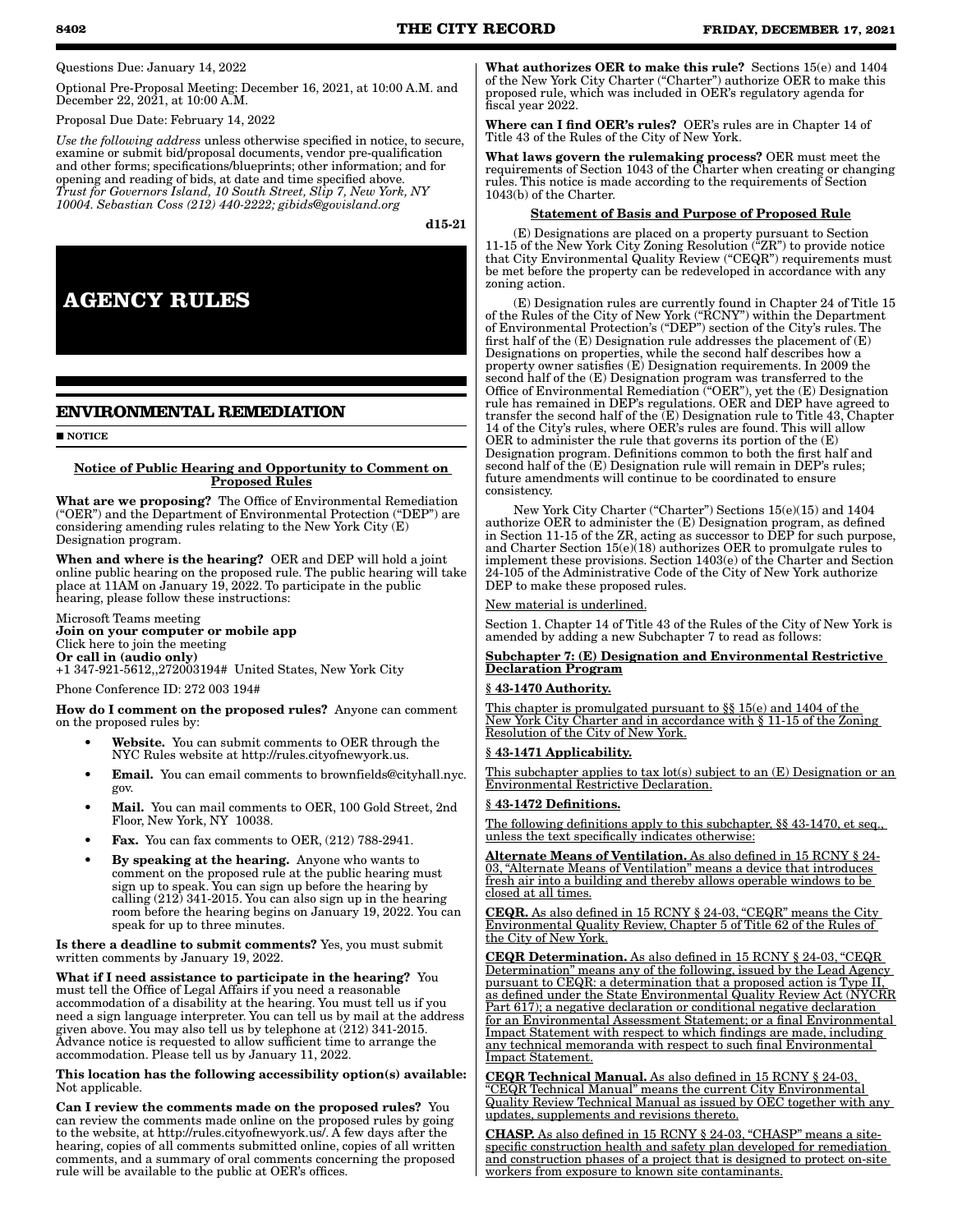Questions Due: January 14, 2022

Optional Pre-Proposal Meeting: December 16, 2021, at 10:00 A.M. and December 22, 2021, at 10:00 A.M.

Proposal Due Date: February 14, 2022

*Use the following address* unless otherwise specified in notice, to secure, examine or submit bid/proposal documents, vendor pre-qualification and other forms; specifications/blueprints; other information; and for opening and reading of bids, at date and time specified above.
*Trust for Governors Island, 10 South Street, Slip 7, New York, NY 10004. Sebastian Coss (212) 440-2222; gibids@govisland.org*

d15-21

# AGENCY RULES

## ENVIRONMENTAL REMEDIATION

■ NOTICE

**Notice of Public Hearing and Opportunity to Comment on Proposed Rules**

**What are we proposing?** The Office of Environmental Remediation ("OER") and the Department of Environmental Protection ("DEP") are considering amending rules relating to the New York City (E) Designation program.

**When and where is the hearing?** OER and DEP will hold a joint online public hearing on the proposed rule. The public hearing will take place at 11AM on January 19, 2022. To participate in the public hearing, please follow these instructions:

Microsoft Teams meeting
**Join on your computer or mobile app**
Click here to join the meeting
**Or call in (audio only)**
+1 347-921-5612,,272003194# United States, New York City

Phone Conference ID: 272 003 194#

**How do I comment on the proposed rules?** Anyone can comment on the proposed rules by:

- **Website.** You can submit comments to OER through the NYC Rules website at http://rules.cityofnewyork.us.
- **Email.** You can email comments to brownfields@cityhall.nyc.gov.
- **Mail.** You can mail comments to OER, 100 Gold Street, 2nd Floor, New York, NY 10038.
- **Fax.** You can fax comments to OER, (212) 788-2941.
- **By speaking at the hearing.** Anyone who wants to comment on the proposed rule at the public hearing must sign up to speak. You can sign up before the hearing by calling (212) 341-2015. You can also sign up in the hearing room before the hearing begins on January 19, 2022. You can speak for up to three minutes.

**Is there a deadline to submit comments?** Yes, you must submit written comments by January 19, 2022.

**What if I need assistance to participate in the hearing?** You must tell the Office of Legal Affairs if you need a reasonable accommodation of a disability at the hearing. You must tell us if you need a sign language interpreter. You can tell us by mail at the address given above. You may also tell us by telephone at (212) 341-2015. Advance notice is requested to allow sufficient time to arrange the accommodation. Please tell us by January 11, 2022.

**This location has the following accessibility option(s) available:** Not applicable.

**Can I review the comments made on the proposed rules?** You can review the comments made online on the proposed rules by going to the website, at http://rules.cityofnewyork.us/. A few days after the hearing, copies of all comments submitted online, copies of all written comments, and a summary of oral comments concerning the proposed rule will be available to the public at OER's offices.

**What authorizes OER to make this rule?** Sections 15(e) and 1404 of the New York City Charter ("Charter") authorize OER to make this proposed rule, which was included in OER's regulatory agenda for fiscal year 2022.

**Where can I find OER's rules?** OER's rules are in Chapter 14 of Title 43 of the Rules of the City of New York.

**What laws govern the rulemaking process?** OER must meet the requirements of Section 1043 of the Charter when creating or changing rules. This notice is made according to the requirements of Section 1043(b) of the Charter.

**Statement of Basis and Purpose of Proposed Rule**

(E) Designations are placed on a property pursuant to Section 11-15 of the New York City Zoning Resolution ("ZR") to provide notice that City Environmental Quality Review ("CEQR") requirements must be met before the property can be redeveloped in accordance with any zoning action.

(E) Designation rules are currently found in Chapter 24 of Title 15 of the Rules of the City of New York ("RCNY") within the Department of Environmental Protection's ("DEP") section of the City's rules. The first half of the (E) Designation rule addresses the placement of (E) Designations on properties, while the second half describes how a property owner satisfies (E) Designation requirements. In 2009 the second half of the (E) Designation program was transferred to the Office of Environmental Remediation ("OER"), yet the (E) Designation rule has remained in DEP's regulations. OER and DEP have agreed to transfer the second half of the (E) Designation rule to Title 43, Chapter 14 of the City's rules, where OER's rules are found. This will allow OER to administer the rule that governs its portion of the (E) Designation program. Definitions common to both the first half and second half of the (E) Designation rule will remain in DEP's rules; future amendments will continue to be coordinated to ensure consistency.

New York City Charter ("Charter") Sections 15(e)(15) and 1404 authorize OER to administer the (E) Designation program, as defined in Section 11-15 of the ZR, acting as successor to DEP for such purpose, and Charter Section 15(e)(18) authorizes OER to promulgate rules to implement these provisions. Section 1403(e) of the Charter and Section 24-105 of the Administrative Code of the City of New York authorize DEP to make these proposed rules.

New material is underlined.

Section 1. Chapter 14 of Title 43 of the Rules of the City of New York is amended by adding a new Subchapter 7 to read as follows:

**Subchapter 7: (E) Designation and Environmental Restrictive Declaration Program**

**§ 43-1470 Authority.**

This chapter is promulgated pursuant to §§ 15(e) and 1404 of the New York City Charter and in accordance with § 11-15 of the Zoning Resolution of the City of New York.

**§ 43-1471 Applicability.**

This subchapter applies to tax lot(s) subject to an (E) Designation or an Environmental Restrictive Declaration.

**§ 43-1472 Definitions.**

The following definitions apply to this subchapter, §§ 43-1470, et seq., unless the text specifically indicates otherwise:

**Alternate Means of Ventilation.** As also defined in 15 RCNY § 24-03, "Alternate Means of Ventilation" means a device that introduces fresh air into a building and thereby allows operable windows to be closed at all times.

**CEQR.** As also defined in 15 RCNY § 24-03, "CEQR" means the City Environmental Quality Review, Chapter 5 of Title 62 of the Rules of the City of New York.

**CEQR Determination.** As also defined in 15 RCNY § 24-03, "CEQR Determination" means any of the following, issued by the Lead Agency pursuant to CEQR: a determination that a proposed action is Type II, as defined under the State Environmental Quality Review Act (NYCRR Part 617); a negative declaration or conditional negative declaration for an Environmental Assessment Statement; or a final Environmental Impact Statement with respect to which findings are made, including any technical memoranda with respect to such final Environmental Impact Statement.

**CEQR Technical Manual.** As also defined in 15 RCNY § 24-03, "CEQR Technical Manual" means the current City Environmental Quality Review Technical Manual as issued by OEC together with any updates, supplements and revisions thereto.

**CHASP.** As also defined in 15 RCNY § 24-03, "CHASP" means a site-specific construction health and safety plan developed for remediation and construction phases of a project that is designed to protect on-site workers from exposure to known site contaminants.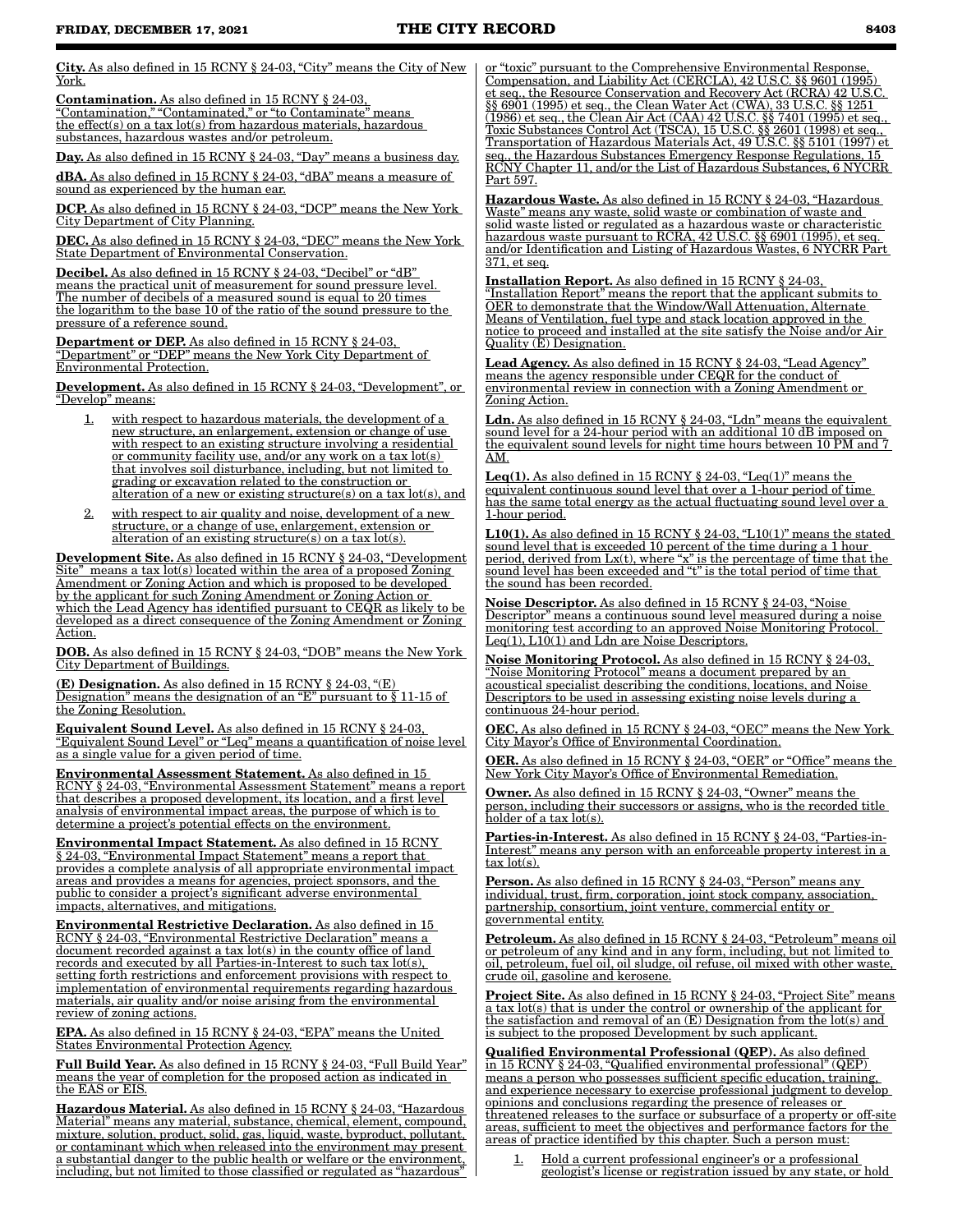**City.** As also defined in 15 RCNY § 24-03, "City" means the City of New York.

**Contamination.** As also defined in 15 RCNY § 24-03, "Contamination," "Contaminated," or "to Contaminate" means the effect(s) on a tax lot(s) from hazardous materials, hazardous substances, hazardous wastes and/or petroleum.

**Day.** As also defined in 15 RCNY § 24-03, "Day" means a business day.

**dBA.** As also defined in 15 RCNY § 24-03, "dBA" means a measure of sound as experienced by the human ear.

**DCP.** As also defined in 15 RCNY § 24-03, "DCP" means the New York City Department of City Planning.

**DEC.** As also defined in 15 RCNY § 24-03, "DEC" means the New York State Department of Environmental Conservation.

**Decibel.** As also defined in 15 RCNY § 24-03, "Decibel" or "dB" means the practical unit of measurement for sound pressure level. The number of decibels of a measured sound is equal to 20 times the logarithm to the base 10 of the ratio of the sound pressure to the pressure of a reference sound.

**Department or DEP.** As also defined in 15 RCNY § 24-03, "Department" or "DEP" means the New York City Department of Environmental Protection.

**Development.** As also defined in 15 RCNY § 24-03, "Development", or "Develop" means:

1. with respect to hazardous materials, the development of a new structure, an enlargement, extension or change of use with respect to an existing structure involving a residential or community facility use, and/or any work on a tax lot(s) that involves soil disturbance, including, but not limited to grading or excavation related to the construction or alteration of a new or existing structure(s) on a tax lot(s), and
2. with respect to air quality and noise, development of a new structure, or a change of use, enlargement, extension or alteration of an existing structure(s) on a tax lot(s).

**Development Site.** As also defined in 15 RCNY § 24-03, "Development Site" means a tax lot(s) located within the area of a proposed Zoning Amendment or Zoning Action and which is proposed to be developed by the applicant for such Zoning Amendment or Zoning Action or which the Lead Agency has identified pursuant to CEQR as likely to be developed as a direct consequence of the Zoning Amendment or Zoning Action.

**DOB.** As also defined in 15 RCNY § 24-03, "DOB" means the New York City Department of Buildings.

**(E) Designation.** As also defined in 15 RCNY § 24-03, "(E) Designation" means the designation of an "E" pursuant to § 11-15 of the Zoning Resolution.

**Equivalent Sound Level.** As also defined in 15 RCNY § 24-03, "Equivalent Sound Level" or "Leq" means a quantification of noise level as a single value for a given period of time.

**Environmental Assessment Statement.** As also defined in 15 RCNY § 24-03, "Environmental Assessment Statement" means a report that describes a proposed development, its location, and a first level analysis of environmental impact areas, the purpose of which is to determine a project's potential effects on the environment.

**Environmental Impact Statement.** As also defined in 15 RCNY § 24-03, "Environmental Impact Statement" means a report that provides a complete analysis of all appropriate environmental impact areas and provides a means for agencies, project sponsors, and the public to consider a project's significant adverse environmental impacts, alternatives, and mitigations.

**Environmental Restrictive Declaration.** As also defined in 15 RCNY § 24-03, "Environmental Restrictive Declaration" means a document recorded against a tax lot(s) in the county office of land records and executed by all Parties-in-Interest to such tax lot(s), setting forth restrictions and enforcement provisions with respect to implementation of environmental requirements regarding hazardous materials, air quality and/or noise arising from the environmental review of zoning actions.

**EPA.** As also defined in 15 RCNY § 24-03, "EPA" means the United States Environmental Protection Agency.

**Full Build Year.** As also defined in 15 RCNY § 24-03, "Full Build Year" means the year of completion for the proposed action as indicated in the EAS or EIS.

**Hazardous Material.** As also defined in 15 RCNY § 24-03, "Hazardous Material" means any material, substance, chemical, element, compound, mixture, solution, product, solid, gas, liquid, waste, byproduct, pollutant, or contaminant which when released into the environment may present a substantial danger to the public health or welfare or the environment, including, but not limited to those classified or regulated as "hazardous" or "toxic" pursuant to the Comprehensive Environmental Response, Compensation, and Liability Act (CERCLA), 42 U.S.C. §§ 9601 (1995) et seq., the Resource Conservation and Recovery Act (RCRA) 42 U.S.C. §§ 6901 (1995) et seq., the Clean Water Act (CWA), 33 U.S.C. §§ 1251 (1986) et seq., the Clean Air Act (CAA) 42 U.S.C. §§ 7401 (1995) et seq., Toxic Substances Control Act (TSCA), 15 U.S.C. §§ 2601 (1998) et seq., Transportation of Hazardous Materials Act, 49 U.S.C. §§ 5101 (1997) et seq., the Hazardous Substances Emergency Response Regulations, 15 RCNY Chapter 11, and/or the List of Hazardous Substances, 6 NYCRR Part 597.

**Hazardous Waste.** As also defined in 15 RCNY § 24-03, "Hazardous Waste" means any waste, solid waste or combination of waste and solid waste listed or regulated as a hazardous waste or characteristic hazardous waste pursuant to RCRA, 42 U.S.C. §§ 6901 (1995), et seq. and/or Identification and Listing of Hazardous Wastes, 6 NYCRR Part 371, et seq.

**Installation Report.** As also defined in 15 RCNY § 24-03, "Installation Report" means the report that the applicant submits to OER to demonstrate that the Window/Wall Attenuation, Alternate Means of Ventilation, fuel type and stack location approved in the notice to proceed and installed at the site satisfy the Noise and/or Air Quality (E) Designation.

**Lead Agency.** As also defined in 15 RCNY § 24-03, "Lead Agency" means the agency responsible under CEQR for the conduct of environmental review in connection with a Zoning Amendment or Zoning Action.

**Ldn.** As also defined in 15 RCNY § 24-03, "Ldn" means the equivalent sound level for a 24-hour period with an additional 10 dB imposed on the equivalent sound levels for night time hours between 10 PM and 7 AM.

**Leq(1).** As also defined in 15 RCNY § 24-03, "Leq(1)" means the equivalent continuous sound level that over a 1-hour period of time has the same total energy as the actual fluctuating sound level over a 1-hour period.

**L10(1).** As also defined in 15 RCNY § 24-03, "L10(1)" means the stated sound level that is exceeded 10 percent of the time during a 1 hour period, derived from Lx(t), where "x" is the percentage of time that the sound level has been exceeded and "t" is the total period of time that the sound has been recorded.

**Noise Descriptor.** As also defined in 15 RCNY § 24-03, "Noise Descriptor" means a continuous sound level measured during a noise monitoring test according to an approved Noise Monitoring Protocol. Leq(1), L10(1) and Ldn are Noise Descriptors.

**Noise Monitoring Protocol.** As also defined in 15 RCNY § 24-03, "Noise Monitoring Protocol" means a document prepared by an acoustical specialist describing the conditions, locations, and Noise Descriptors to be used in assessing existing noise levels during a continuous 24-hour period.

**OEC.** As also defined in 15 RCNY § 24-03, "OEC" means the New York City Mayor's Office of Environmental Coordination.

**OER.** As also defined in 15 RCNY § 24-03, "OER" or "Office" means the New York City Mayor's Office of Environmental Remediation.

**Owner.** As also defined in 15 RCNY § 24-03, "Owner" means the person, including their successors or assigns, who is the recorded title holder of a tax lot(s).

**Parties-in-Interest.** As also defined in 15 RCNY § 24-03, "Parties-in-Interest" means any person with an enforceable property interest in a tax lot(s).

**Person.** As also defined in 15 RCNY § 24-03, "Person" means any individual, trust, firm, corporation, joint stock company, association, partnership, consortium, joint venture, commercial entity or governmental entity.

**Petroleum.** As also defined in 15 RCNY § 24-03, "Petroleum" means oil or petroleum of any kind and in any form, including, but not limited to oil, petroleum, fuel oil, oil sludge, oil refuse, oil mixed with other waste, crude oil, gasoline and kerosene.

**Project Site.** As also defined in 15 RCNY § 24-03, "Project Site" means a tax lot(s) that is under the control or ownership of the applicant for the satisfaction and removal of an (E) Designation from the lot(s) and is subject to the proposed Development by such applicant.

**Qualified Environmental Professional (QEP).** As also defined in 15 RCNY § 24-03, "Qualified environmental professional" (QEP) means a person who possesses sufficient specific education, training, and experience necessary to exercise professional judgment to develop opinions and conclusions regarding the presence of releases or threatened releases to the surface or subsurface of a property or off-site areas, sufficient to meet the objectives and performance factors for the areas of practice identified by this chapter. Such a person must:

1. Hold a current professional engineer's or a professional geologist's license or registration issued by any state, or hold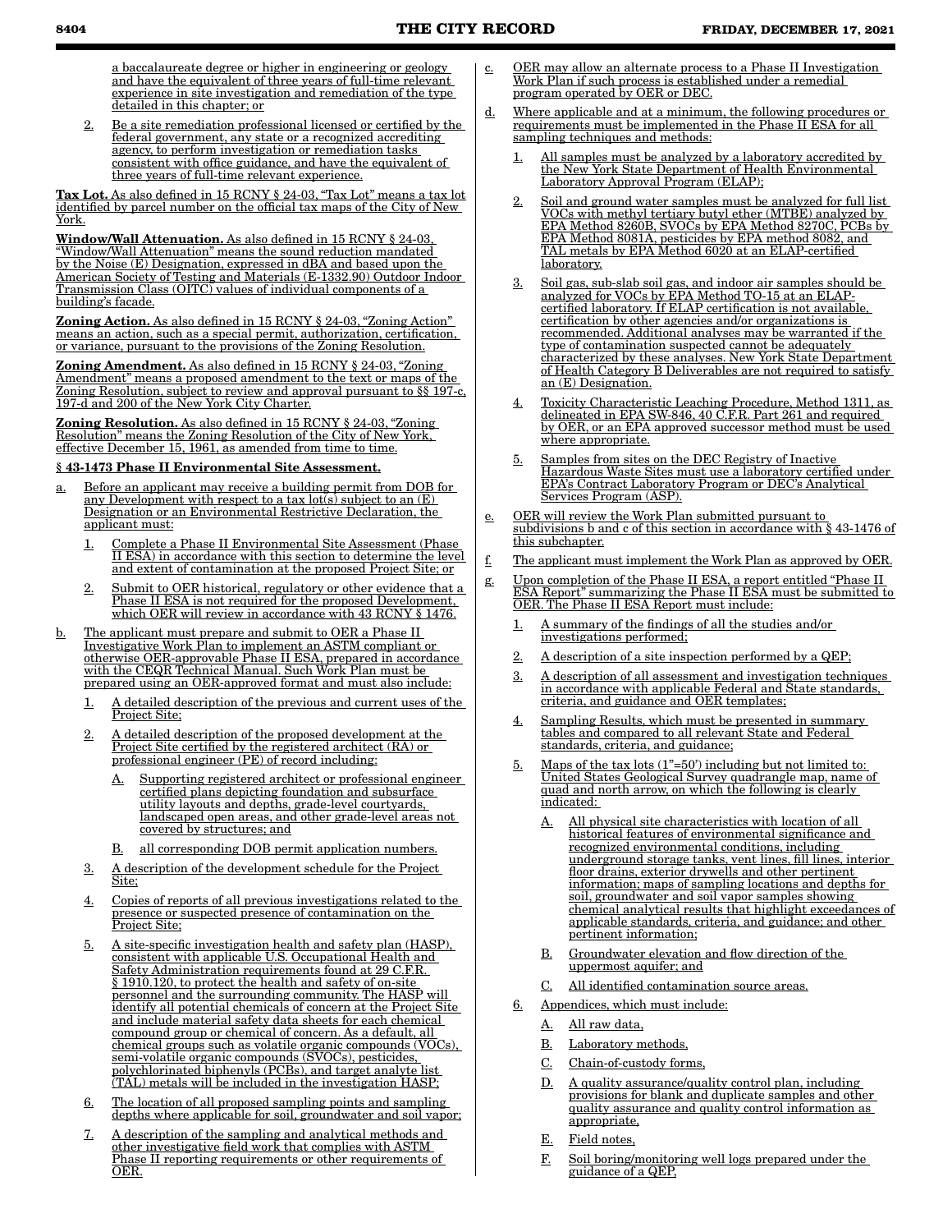a baccalaureate degree or higher in engineering or geology and have the equivalent of three years of full-time relevant experience in site investigation and remediation of the type detailed in this chapter; or

2. Be a site remediation professional licensed or certified by the federal government, any state or a recognized accrediting agency, to perform investigation or remediation tasks consistent with office guidance, and have the equivalent of three years of full-time relevant experience.

**Tax Lot.** As also defined in 15 RCNY § 24-03, "Tax Lot" means a tax lot identified by parcel number on the official tax maps of the City of New York.

**Window/Wall Attenuation.** As also defined in 15 RCNY § 24-03, "Window/Wall Attenuation" means the sound reduction mandated by the Noise (E) Designation, expressed in dBA and based upon the American Society of Testing and Materials (E-1332.90) Outdoor Indoor Transmission Class (OITC) values of individual components of a building's facade.

**Zoning Action.** As also defined in 15 RCNY § 24-03, "Zoning Action" means an action, such as a special permit, authorization, certification, or variance, pursuant to the provisions of the Zoning Resolution.

**Zoning Amendment.** As also defined in 15 RCNY § 24-03, "Zoning Amendment" means a proposed amendment to the text or maps of the Zoning Resolution, subject to review and approval pursuant to §§ 197-c, 197-d and 200 of the New York City Charter.

**Zoning Resolution.** As also defined in 15 RCNY § 24-03, "Zoning Resolution" means the Zoning Resolution of the City of New York, effective December 15, 1961, as amended from time to time.

**§ 43-1473 Phase II Environmental Site Assessment.**

a. Before an applicant may receive a building permit from DOB for any Development with respect to a tax lot(s) subject to an (E) Designation or an Environmental Restrictive Declaration, the applicant must:

   1. Complete a Phase II Environmental Site Assessment (Phase II ESA) in accordance with this section to determine the level and extent of contamination at the proposed Project Site; or

   2. Submit to OER historical, regulatory or other evidence that a Phase II ESA is not required for the proposed Development, which OER will review in accordance with 43 RCNY § 1476.

b. The applicant must prepare and submit to OER a Phase II Investigative Work Plan to implement an ASTM compliant or otherwise OER-approvable Phase II ESA, prepared in accordance with the CEQR Technical Manual. Such Work Plan must be prepared using an OER-approved format and must also include:

   1. A detailed description of the previous and current uses of the Project Site;

   2. A detailed description of the proposed development at the Project Site certified by the registered architect (RA) or professional engineer (PE) of record including:

      A. Supporting registered architect or professional engineer certified plans depicting foundation and subsurface utility layouts and depths, grade-level courtyards, landscaped open areas, and other grade-level areas not covered by structures; and

      B. all corresponding DOB permit application numbers.

   3. A description of the development schedule for the Project Site;

   4. Copies of reports of all previous investigations related to the presence or suspected presence of contamination on the Project Site;

   5. A site-specific investigation health and safety plan (HASP), consistent with applicable U.S. Occupational Health and Safety Administration requirements found at 29 C.F.R. § 1910.120, to protect the health and safety of on-site personnel and the surrounding community. The HASP will identify all potential chemicals of concern at the Project Site and include material safety data sheets for each chemical compound group or chemical of concern. As a default, all chemical groups such as volatile organic compounds (VOCs), semi-volatile organic compounds (SVOCs), pesticides, polychlorinated biphenyls (PCBs), and target analyte list (TAL) metals will be included in the investigation HASP;

   6. The location of all proposed sampling points and sampling depths where applicable for soil, groundwater and soil vapor;

   7. A description of the sampling and analytical methods and other investigative field work that complies with ASTM Phase II reporting requirements or other requirements of OER.

c. OER may allow an alternate process to a Phase II Investigation Work Plan if such process is established under a remedial program operated by OER or DEC.

d. Where applicable and at a minimum, the following procedures or requirements must be implemented in the Phase II ESA for all sampling techniques and methods:

   1. All samples must be analyzed by a laboratory accredited by the New York State Department of Health Environmental Laboratory Approval Program (ELAP);

   2. Soil and ground water samples must be analyzed for full list VOCs with methyl tertiary butyl ether (MTBE) analyzed by EPA Method 8260B, SVOCs by EPA Method 8270C, PCBs by EPA Method 8081A, pesticides by EPA method 8082, and TAL metals by EPA Method 6020 at an ELAP-certified laboratory.

   3. Soil gas, sub-slab soil gas, and indoor air samples should be analyzed for VOCs by EPA Method TO-15 at an ELAP-certified laboratory. If ELAP certification is not available, certification by other agencies and/or organizations is recommended. Additional analyses may be warranted if the type of contamination suspected cannot be adequately characterized by these analyses. New York State Department of Health Category B Deliverables are not required to satisfy an (E) Designation.

   4. Toxicity Characteristic Leaching Procedure, Method 1311, as delineated in EPA SW-846, 40 C.F.R. Part 261 and required by OER, or an EPA approved successor method must be used where appropriate.

   5. Samples from sites on the DEC Registry of Inactive Hazardous Waste Sites must use a laboratory certified under EPA's Contract Laboratory Program or DEC's Analytical Services Program (ASP).

e. OER will review the Work Plan submitted pursuant to subdivisions b and c of this section in accordance with § 43-1476 of this subchapter.

f. The applicant must implement the Work Plan as approved by OER.

g. Upon completion of the Phase II ESA, a report entitled "Phase II ESA Report" summarizing the Phase II ESA must be submitted to OER. The Phase II ESA Report must include:

   1. A summary of the findings of all the studies and/or investigations performed;

   2. A description of a site inspection performed by a QEP;

   3. A description of all assessment and investigation techniques in accordance with applicable Federal and State standards, criteria, and guidance and OER templates;

   4. Sampling Results, which must be presented in summary tables and compared to all relevant State and Federal standards, criteria, and guidance;

   5. Maps of the tax lots (1"=50') including but not limited to: United States Geological Survey quadrangle map, name of quad and north arrow, on which the following is clearly indicated:

      A. All physical site characteristics with location of all historical features of environmental significance and recognized environmental conditions, including underground storage tanks, vent lines, fill lines, interior floor drains, exterior drywells and other pertinent information; maps of sampling locations and depths for soil, groundwater and soil vapor samples showing chemical analytical results that highlight exceedances of applicable standards, criteria, and guidance; and other pertinent information;

      B. Groundwater elevation and flow direction of the uppermost aquifer; and

      C. All identified contamination source areas.

   6. Appendices, which must include:

      A. All raw data,

      B. Laboratory methods,

      C. Chain-of-custody forms,

      D. A quality assurance/quality control plan, including provisions for blank and duplicate samples and other quality assurance and quality control information as appropriate,

      E. Field notes,

      F. Soil boring/monitoring well logs prepared under the guidance of a QEP,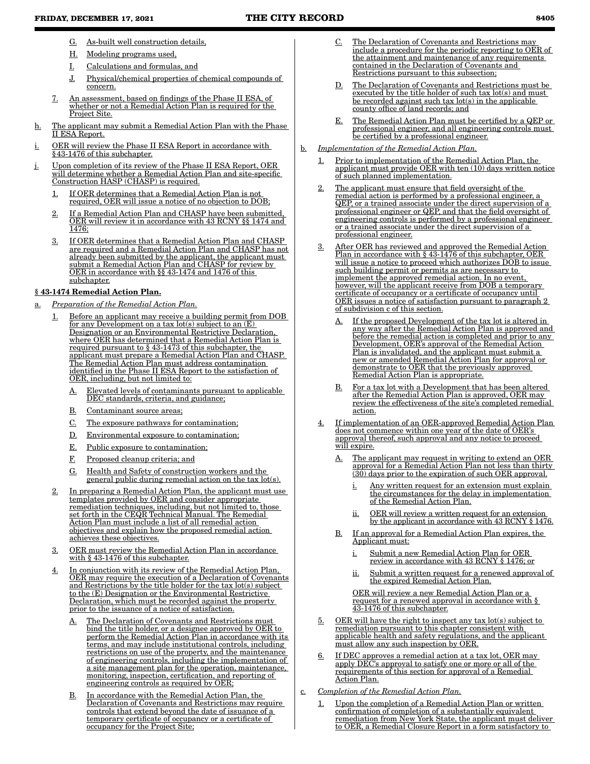G. As-built well construction details,

H. Modeling programs used,

I. Calculations and formulas, and

J. Physical/chemical properties of chemical compounds of concern.

7. An assessment, based on findings of the Phase II ESA, of whether or not a Remedial Action Plan is required for the Project Site.

h. The applicant may submit a Remedial Action Plan with the Phase II ESA Report.

i. OER will review the Phase II ESA Report in accordance with §43-1476 of this subchapter.

j. Upon completion of its review of the Phase II ESA Report, OER will determine whether a Remedial Action Plan and site-specific Construction HASP (CHASP) is required.

1. If OER determines that a Remedial Action Plan is not required, OER will issue a notice of no objection to DOB;

2. If a Remedial Action Plan and CHASP have been submitted, OER will review it in accordance with 43 RCNY §§ 1474 and 1476;

3. If OER determines that a Remedial Action Plan and CHASP are required and a Remedial Action Plan and CHASP has not already been submitted by the applicant, the applicant must submit a Remedial Action Plan and CHASP for review by OER in accordance with §§ 43-1474 and 1476 of this subchapter.

### § 43-1474 Remedial Action Plan.

a. *Preparation of the Remedial Action Plan.*

1. Before an applicant may receive a building permit from DOB for any Development on a tax lot(s) subject to an (E) Designation or an Environmental Restrictive Declaration, where OER has determined that a Remedial Action Plan is required pursuant to § 43-1473 of this subchapter, the applicant must prepare a Remedial Action Plan and CHASP. The Remedial Action Plan must address contamination identified in the Phase II ESA Report to the satisfaction of OER, including, but not limited to:

A. Elevated levels of contaminants pursuant to applicable DEC standards, criteria, and guidance;

B. Contaminant source areas;

C. The exposure pathways for contamination;

D. Environmental exposure to contamination;

E. Public exposure to contamination;

F. Proposed cleanup criteria; and

G. Health and Safety of construction workers and the general public during remedial action on the tax lot(s).

2. In preparing a Remedial Action Plan, the applicant must use templates provided by OER and consider appropriate remediation techniques, including, but not limited to, those set forth in the CEQR Technical Manual. The Remedial Action Plan must include a list of all remedial action objectives and explain how the proposed remedial action achieves these objectives.

3. OER must review the Remedial Action Plan in accordance with § 43-1476 of this subchapter.

4. In conjunction with its review of the Remedial Action Plan, OER may require the execution of a Declaration of Covenants and Restrictions by the title holder for the tax lot(s) subject to the (E) Designation or the Environmental Restrictive Declaration, which must be recorded against the property prior to the issuance of a notice of satisfaction.

A. The Declaration of Covenants and Restrictions must bind the title holder, or a designee approved by OER to perform the Remedial Action Plan in accordance with its terms, and may include institutional controls, including restrictions on use of the property, and the maintenance of engineering controls, including the implementation of a site management plan for the operation, maintenance, monitoring, inspection, certification, and reporting of engineering controls as required by OER;

B. In accordance with the Remedial Action Plan, the Declaration of Covenants and Restrictions may require controls that extend beyond the date of issuance of a temporary certificate of occupancy or a certificate of occupancy for the Project Site;

C. The Declaration of Covenants and Restrictions may include a procedure for the periodic reporting to OER of the attainment and maintenance of any requirements contained in the Declaration of Covenants and Restrictions pursuant to this subsection;

D. The Declaration of Covenants and Restrictions must be executed by the title holder of such tax lot(s) and must be recorded against such tax lot(s) in the applicable county office of land records; and

E. The Remedial Action Plan must be certified by a QEP or professional engineer, and all engineering controls must be certified by a professional engineer.

b. *Implementation of the Remedial Action Plan.*

1. Prior to implementation of the Remedial Action Plan, the applicant must provide OER with ten (10) days written notice of such planned implementation.

2. The applicant must ensure that field oversight of the remedial action is performed by a professional engineer, a QEP, or a trained associate under the direct supervision of a professional engineer or QEP, and that the field oversight of engineering controls is performed by a professional engineer or a trained associate under the direct supervision of a professional engineer.

3. After OER has reviewed and approved the Remedial Action Plan in accordance with § 43-1476 of this subchapter, OER will issue a notice to proceed which authorizes DOB to issue such building permit or permits as are necessary to implement the approved remedial action. In no event, however, will the applicant receive from DOB a temporary certificate of occupancy or a certificate of occupancy until OER issues a notice of satisfaction pursuant to paragraph 2 of subdivision c of this section.

A. If the proposed Development of the tax lot is altered in any way after the Remedial Action Plan is approved and before the remedial action is completed and prior to any Development, OER's approval of the Remedial Action Plan is invalidated, and the applicant must submit a new or amended Remedial Action Plan for approval or demonstrate to OER that the previously approved Remedial Action Plan is appropriate.

B. For a tax lot with a Development that has been altered after the Remedial Action Plan is approved, OER may review the effectiveness of the site's completed remedial action.

4. If implementation of an OER-approved Remedial Action Plan does not commence within one year of the date of OER's approval thereof, such approval and any notice to proceed will expire.

A. The applicant may request in writing to extend an OER approval for a Remedial Action Plan not less than thirty (30) days prior to the expiration of such OER approval.

i. Any written request for an extension must explain the circumstances for the delay in implementation of the Remedial Action Plan.

ii. OER will review a written request for an extension by the applicant in accordance with 43 RCNY § 1476.

B. If an approval for a Remedial Action Plan expires, the Applicant must:

i. Submit a new Remedial Action Plan for OER review in accordance with 43 RCNY § 1476; or

ii. Submit a written request for a renewed approval of the expired Remedial Action Plan.

OER will review a new Remedial Action Plan or a request for a renewed approval in accordance with § 43-1476 of this subchapter.

5. OER will have the right to inspect any tax lot(s) subject to remediation pursuant to this chapter consistent with applicable health and safety regulations, and the applicant must allow any such inspection by OER.

6. If DEC approves a remedial action at a tax lot, OER may apply DEC's approval to satisfy one or more or all of the requirements of this section for approval of a Remedial Action Plan.

c. *Completion of the Remedial Action Plan.*

1. Upon the completion of a Remedial Action Plan or written confirmation of completion of a substantially equivalent remediation from New York State, the applicant must deliver to OER, a Remedial Closure Report in a form satisfactory to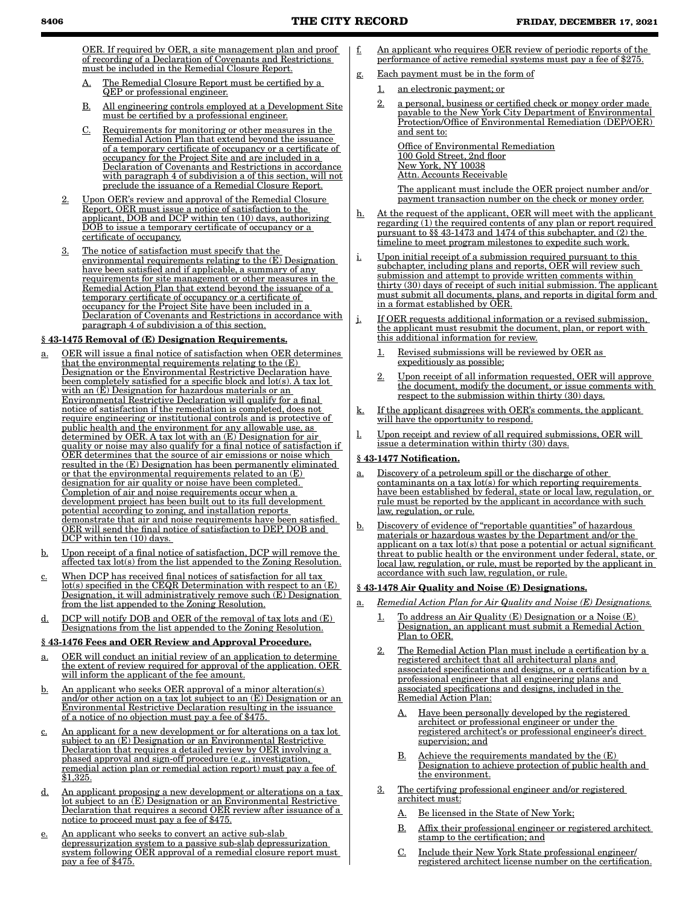OER. If required by OER, a site management plan and proof of recording of a Declaration of Covenants and Restrictions must be included in the Remedial Closure Report.

A. The Remedial Closure Report must be certified by a QEP or professional engineer.

B. All engineering controls employed at a Development Site must be certified by a professional engineer.

C. Requirements for monitoring or other measures in the Remedial Action Plan that extend beyond the issuance of a temporary certificate of occupancy or a certificate of occupancy for the Project Site and are included in a Declaration of Covenants and Restrictions in accordance with paragraph 4 of subdivision a of this section, will not preclude the issuance of a Remedial Closure Report.

2. Upon OER's review and approval of the Remedial Closure Report, OER must issue a notice of satisfaction to the applicant, DOB and DCP within ten (10) days, authorizing DOB to issue a temporary certificate of occupancy or a certificate of occupancy.

3. The notice of satisfaction must specify that the environmental requirements relating to the (E) Designation have been satisfied and if applicable, a summary of any requirements for site management or other measures in the Remedial Action Plan that extend beyond the issuance of a temporary certificate of occupancy or a certificate of occupancy for the Project Site have been included in a Declaration of Covenants and Restrictions in accordance with paragraph 4 of subdivision a of this section.

**§ 43-1475 Removal of (E) Designation Requirements.**

a. OER will issue a final notice of satisfaction when OER determines that the environmental requirements relating to the (E) Designation or the Environmental Restrictive Declaration have been completely satisfied for a specific block and lot(s). A tax lot with an (E) Designation for hazardous materials or an Environmental Restrictive Declaration will qualify for a final notice of satisfaction if the remediation is completed, does not require engineering or institutional controls and is protective of public health and the environment for any allowable use, as determined by OER. A tax lot with an (E) Designation for air quality or noise may also qualify for a final notice of satisfaction if OER determines that the source of air emissions or noise which resulted in the (E) Designation has been permanently eliminated or that the environmental requirements related to an (E) designation for air quality or noise have been completed. Completion of air and noise requirements occur when a development project has been built out to its full development potential according to zoning, and installation reports demonstrate that air and noise requirements have been satisfied. OER will send the final notice of satisfaction to DEP, DOB and DCP within ten (10) days.

b. Upon receipt of a final notice of satisfaction, DCP will remove the affected tax lot(s) from the list appended to the Zoning Resolution.

c. When DCP has received final notices of satisfaction for all tax lot(s) specified in the CEQR Determination with respect to an (E) Designation, it will administratively remove such (E) Designation from the list appended to the Zoning Resolution.

d. DCP will notify DOB and OER of the removal of tax lots and (E) Designations from the list appended to the Zoning Resolution.

**§ 43-1476 Fees and OER Review and Approval Procedure.**

a. OER will conduct an initial review of an application to determine the extent of review required for approval of the application. OER will inform the applicant of the fee amount.

b. An applicant who seeks OER approval of a minor alteration(s) and/or other action on a tax lot subject to an (E) Designation or an Environmental Restrictive Declaration resulting in the issuance of a notice of no objection must pay a fee of $475.

c. An applicant for a new development or for alterations on a tax lot subject to an (E) Designation or an Environmental Restrictive Declaration that requires a detailed review by OER involving a phased approval and sign-off procedure (e.g., investigation, remedial action plan or remedial action report) must pay a fee of $1,325.

d. An applicant proposing a new development or alterations on a tax lot subject to an (E) Designation or an Environmental Restrictive Declaration that requires a second OER review after issuance of a notice to proceed must pay a fee of $475.

e. An applicant who seeks to convert an active sub-slab depressurization system to a passive sub-slab depressurization system following OER approval of a remedial closure report must pay a fee of $475.

f. An applicant who requires OER review of periodic reports of the performance of active remedial systems must pay a fee of $275.

g. Each payment must be in the form of

1. an electronic payment; or

2. a personal, business or certified check or money order made payable to the New York City Department of Environmental Protection/Office of Environmental Remediation (DEP/OER) and sent to:

Office of Environmental Remediation
100 Gold Street, 2nd floor
New York, NY 10038
Attn. Accounts Receivable

The applicant must include the OER project number and/or payment transaction number on the check or money order.

h. At the request of the applicant, OER will meet with the applicant regarding (1) the required contents of any plan or report required pursuant to §§ 43-1473 and 1474 of this subchapter, and (2) the timeline to meet program milestones to expedite such work.

i. Upon initial receipt of a submission required pursuant to this subchapter, including plans and reports, OER will review such submission and attempt to provide written comments within thirty (30) days of receipt of such initial submission. The applicant must submit all documents, plans, and reports in digital form and in a format established by OER.

j. If OER requests additional information or a revised submission, the applicant must resubmit the document, plan, or report with this additional information for review.

1. Revised submissions will be reviewed by OER as expeditiously as possible;

2. Upon receipt of all information requested, OER will approve the document, modify the document, or issue comments with respect to the submission within thirty (30) days.

k. If the applicant disagrees with OER's comments, the applicant will have the opportunity to respond.

l. Upon receipt and review of all required submissions, OER will issue a determination within thirty (30) days.

**§ 43-1477 Notification.**

a. Discovery of a petroleum spill or the discharge of other contaminants on a tax lot(s) for which reporting requirements have been established by federal, state or local law, regulation, or rule must be reported by the applicant in accordance with such law, regulation, or rule.

b. Discovery of evidence of "reportable quantities" of hazardous materials or hazardous wastes by the Department and/or the applicant on a tax lot(s) that pose a potential or actual significant threat to public health or the environment under federal, state, or local law, regulation, or rule, must be reported by the applicant in accordance with such law, regulation, or rule.

**§ 43-1478 Air Quality and Noise (E) Designations.**

a. *Remedial Action Plan for Air Quality and Noise (E) Designations.*

1. To address an Air Quality (E) Designation or a Noise (E) Designation, an applicant must submit a Remedial Action Plan to OER.

2. The Remedial Action Plan must include a certification by a registered architect that all architectural plans and associated specifications and designs, or a certification by a professional engineer that all engineering plans and associated specifications and designs, included in the Remedial Action Plan:

A. Have been personally developed by the registered architect or professional engineer or under the registered architect's or professional engineer's direct supervision; and

B. Achieve the requirements mandated by the (E) Designation to achieve protection of public health and the environment.

3. The certifying professional engineer and/or registered architect must:

A. Be licensed in the State of New York;

B. Affix their professional engineer or registered architect stamp to the certification; and

C. Include their New York State professional engineer/registered architect license number on the certification.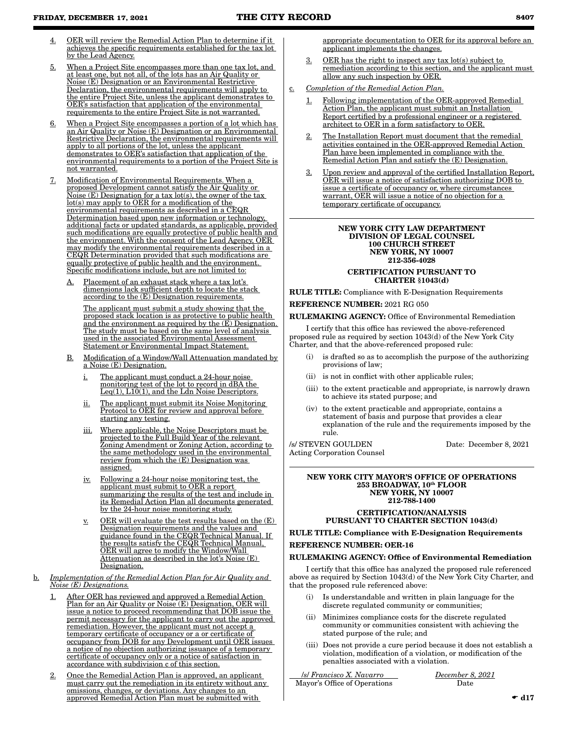4. OER will review the Remedial Action Plan to determine if it achieves the specific requirements established for the tax lot by the Lead Agency.

5. When a Project Site encompasses more than one tax lot, and at least one, but not all, of the lots has an Air Quality or Noise (E) Designation or an Environmental Restrictive Declaration, the environmental requirements will apply to the entire Project Site, unless the applicant demonstrates to OER's satisfaction that application of the environmental requirements to the entire Project Site is not warranted.

6. When a Project Site encompasses a portion of a lot which has an Air Quality or Noise (E) Designation or an Environmental Restrictive Declaration, the environmental requirements will apply to all portions of the lot, unless the applicant demonstrates to OER's satisfaction that application of the environmental requirements to a portion of the Project Site is not warranted.

7. Modification of Environmental Requirements. When a proposed Development cannot satisfy the Air Quality or Noise (E) Designation for a tax lot(s), the owner of the tax lot(s) may apply to OER for a modification of the environmental requirements as described in a CEQR Determination based upon new information or technology, additional facts or updated standards, as applicable, provided such modifications are equally protective of public health and the environment. With the consent of the Lead Agency, OER may modify the environmental requirements described in a CEQR Determination provided that such modifications are equally protective of public health and the environment. Specific modifications include, but are not limited to:

   A. Placement of an exhaust stack where a tax lot's dimensions lack sufficient depth to locate the stack according to the (E) Designation requirements.

      The applicant must submit a study showing that the proposed stack location is as protective to public health and the environment as required by the (E) Designation. The study must be based on the same level of analysis used in the associated Environmental Assessment Statement or Environmental Impact Statement.

   B. Modification of a Window/Wall Attenuation mandated by a Noise (E) Designation.

      i. The applicant must conduct a 24-hour noise monitoring test of the lot to record in dBA the Leq(1), L10(1), and the Ldn Noise Descriptors.

      ii. The applicant must submit its Noise Monitoring Protocol to OER for review and approval before starting any testing.

      iii. Where applicable, the Noise Descriptors must be projected to the Full Build Year of the relevant Zoning Amendment or Zoning Action, according to the same methodology used in the environmental review from which the (E) Designation was assigned.

      iv. Following a 24-hour noise monitoring test, the applicant must submit to OER a report summarizing the results of the test and include in its Remedial Action Plan all documents generated by the 24-hour noise monitoring study.

      v. OER will evaluate the test results based on the (E) Designation requirements and the values and guidance found in the CEQR Technical Manual. If the results satisfy the CEQR Technical Manual, OER will agree to modify the Window/Wall Attenuation as described in the lot's Noise (E) Designation.

b. *Implementation of the Remedial Action Plan for Air Quality and Noise (E) Designations.*

   1. After OER has reviewed and approved a Remedial Action Plan for an Air Quality or Noise (E) Designation, OER will issue a notice to proceed recommending that DOB issue the permit necessary for the applicant to carry out the approved remediation. However, the applicant must not accept a temporary certificate of occupancy or a or certificate of occupancy from DOB for any Development until OER issues a notice of no objection authorizing issuance of a temporary certificate of occupancy only or a notice of satisfaction in accordance with subdivision c of this section.

   2. Once the Remedial Action Plan is approved, an applicant must carry out the remediation in its entirety without any omissions, changes, or deviations. Any changes to an approved Remedial Action Plan must be submitted with appropriate documentation to OER for its approval before an applicant implements the changes.

   3. OER has the right to inspect any tax lot(s) subject to remediation according to this section, and the applicant must allow any such inspection by OER.

c. *Completion of the Remedial Action Plan.*

   1. Following implementation of the OER-approved Remedial Action Plan, the applicant must submit an Installation Report certified by a professional engineer or a registered architect to OER in a form satisfactory to OER.

   2. The Installation Report must document that the remedial activities contained in the OER-approved Remedial Action Plan have been implemented in compliance with the Remedial Action Plan and satisfy the (E) Designation.

   3. Upon review and approval of the certified Installation Report, OER will issue a notice of satisfaction authorizing DOB to issue a certificate of occupancy or, where circumstances warrant, OER will issue a notice of no objection for a temporary certificate of occupancy.

---

**NEW YORK CITY LAW DEPARTMENT**
**DIVISION OF LEGAL COUNSEL**
**100 CHURCH STREET**
**NEW YORK, NY 10007**
**212-356-4028**

**CERTIFICATION PURSUANT TO CHARTER §1043(d)**

**RULE TITLE:** Compliance with E-Designation Requirements

**REFERENCE NUMBER:** 2021 RG 050

**RULEMAKING AGENCY:** Office of Environmental Remediation

I certify that this office has reviewed the above-referenced proposed rule as required by section 1043(d) of the New York City Charter, and that the above-referenced proposed rule:

(i) is drafted so as to accomplish the purpose of the authorizing provisions of law;

(ii) is not in conflict with other applicable rules;

(iii) to the extent practicable and appropriate, is narrowly drawn to achieve its stated purpose; and

(iv) to the extent practicable and appropriate, contains a statement of basis and purpose that provides a clear explanation of the rule and the requirements imposed by the rule.

/s/ STEVEN GOULDEN
Acting Corporation Counsel

Date: December 8, 2021

---

**NEW YORK CITY MAYOR'S OFFICE OF OPERATIONS**
**253 BROADWAY, 10th FLOOR**
**NEW YORK, NY 10007**
**212-788-1400**

**CERTIFICATION/ANALYSIS PURSUANT TO CHARTER SECTION 1043(d)**

**RULE TITLE: Compliance with E-Designation Requirements**

**REFERENCE NUMBER: OER-16**

**RULEMAKING AGENCY: Office of Environmental Remediation**

I certify that this office has analyzed the proposed rule referenced above as required by Section 1043(d) of the New York City Charter, and that the proposed rule referenced above:

(i) Is understandable and written in plain language for the discrete regulated community or communities;

(ii) Minimizes compliance costs for the discrete regulated community or communities consistent with achieving the stated purpose of the rule; and

(iii) Does not provide a cure period because it does not establish a violation, modification of a violation, or modification of the penalties associated with a violation.

*/s/ Francisco X. Navarro*
Mayor's Office of Operations

*December 8, 2021*
Date

☛ d17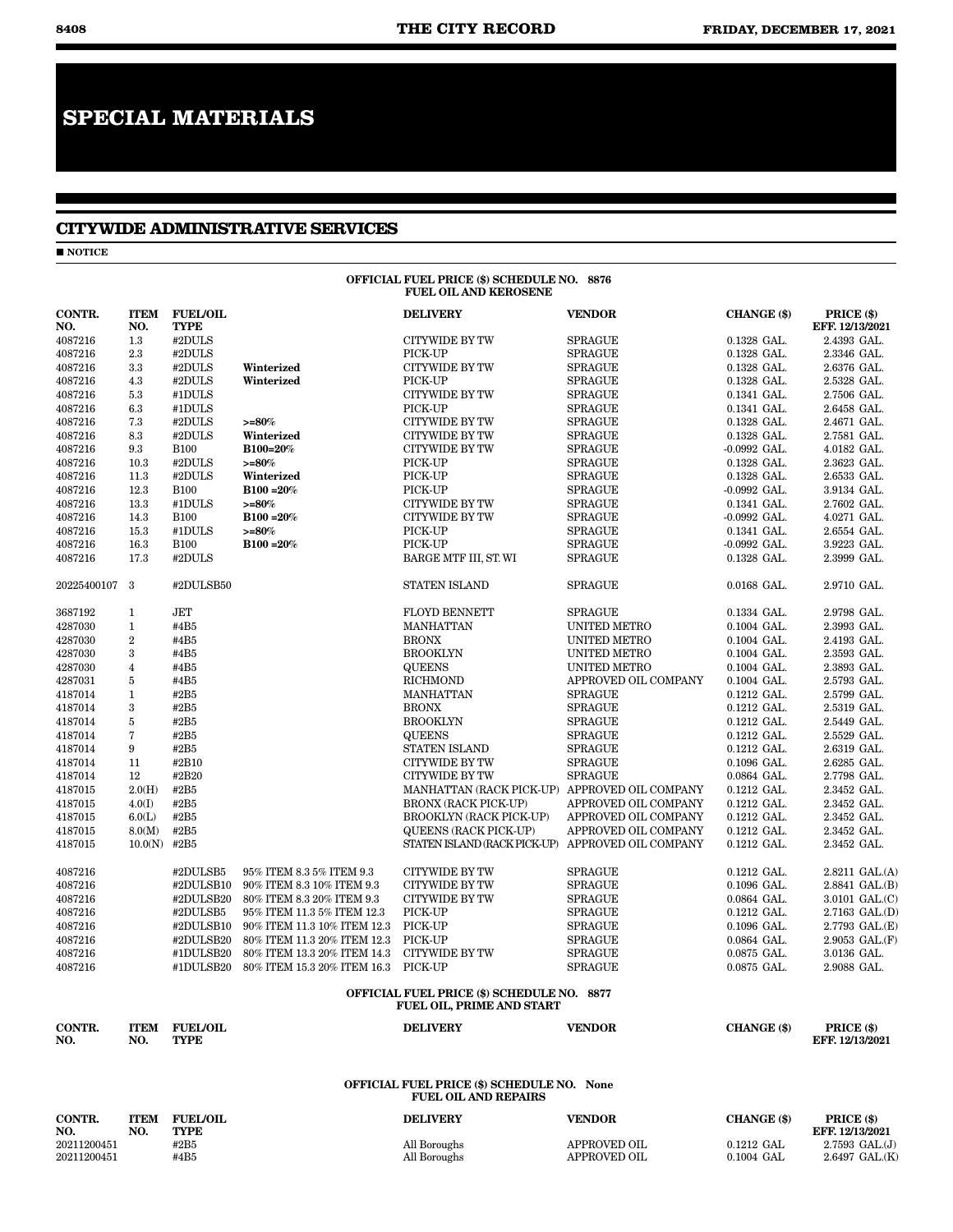# SPECIAL MATERIALS

## CITYWIDE ADMINISTRATIVE SERVICES

■ **NOTICE**

**OFFICIAL FUEL PRICE ($) SCHEDULE NO. 8876**
**FUEL OIL AND KEROSENE**

| CONTR. NO. | ITEM NO. | FUEL/OIL TYPE | | DELIVERY | VENDOR | CHANGE ($) | PRICE ($) EFF. 12/13/2021 |
|---|---|---|---|---|---|---|---|
| 4087216 | 1.3 | #2DULS | | CITYWIDE BY TW | SPRAGUE | 0.1328 GAL. | 2.4393 GAL. |
| 4087216 | 2.3 | #2DULS | | PICK-UP | SPRAGUE | 0.1328 GAL. | 2.3346 GAL. |
| 4087216 | 3.3 | #2DULS | **Winterized** | CITYWIDE BY TW | SPRAGUE | 0.1328 GAL. | 2.6376 GAL. |
| 4087216 | 4.3 | #2DULS | **Winterized** | PICK-UP | SPRAGUE | 0.1328 GAL. | 2.5328 GAL. |
| 4087216 | 5.3 | #1DULS | | CITYWIDE BY TW | SPRAGUE | 0.1341 GAL. | 2.7506 GAL. |
| 4087216 | 6.3 | #1DULS | | PICK-UP | SPRAGUE | 0.1341 GAL. | 2.6458 GAL. |
| 4087216 | 7.3 | #2DULS | **>=80%** | CITYWIDE BY TW | SPRAGUE | 0.1328 GAL. | 2.4671 GAL. |
| 4087216 | 8.3 | #2DULS | **Winterized** | CITYWIDE BY TW | SPRAGUE | 0.1328 GAL. | 2.7581 GAL. |
| 4087216 | 9.3 | B100 | **B100=20%** | CITYWIDE BY TW | SPRAGUE | -0.0992 GAL. | 4.0182 GAL. |
| 4087216 | 10.3 | #2DULS | **>=80%** | PICK-UP | SPRAGUE | 0.1328 GAL. | 2.3623 GAL. |
| 4087216 | 11.3 | #2DULS | **Winterized** | PICK-UP | SPRAGUE | 0.1328 GAL. | 2.6533 GAL. |
| 4087216 | 12.3 | B100 | **B100 =20%** | PICK-UP | SPRAGUE | -0.0992 GAL. | 3.9134 GAL. |
| 4087216 | 13.3 | #1DULS | **>=80%** | CITYWIDE BY TW | SPRAGUE | 0.1341 GAL. | 2.7602 GAL. |
| 4087216 | 14.3 | B100 | **B100 =20%** | CITYWIDE BY TW | SPRAGUE | -0.0992 GAL. | 4.0271 GAL. |
| 4087216 | 15.3 | #1DULS | **>=80%** | PICK-UP | SPRAGUE | 0.1341 GAL. | 2.6554 GAL. |
| 4087216 | 16.3 | B100 | **B100 =20%** | PICK-UP | SPRAGUE | -0.0992 GAL. | 3.9223 GAL. |
| 4087216 | 17.3 | #2DULS | | BARGE MTF III, ST. WI | SPRAGUE | 0.1328 GAL. | 2.3999 GAL. |
| 20225400107 | 3 | #2DULSB50 | | STATEN ISLAND | SPRAGUE | 0.0168 GAL. | 2.9710 GAL. |
| 3687192 | 1 | JET | | FLOYD BENNETT | SPRAGUE | 0.1334 GAL. | 2.9798 GAL. |
| 4287030 | 1 | #4B5 | | MANHATTAN | UNITED METRO | 0.1004 GAL. | 2.3993 GAL. |
| 4287030 | 2 | #4B5 | | BRONX | UNITED METRO | 0.1004 GAL. | 2.4193 GAL. |
| 4287030 | 3 | #4B5 | | BROOKLYN | UNITED METRO | 0.1004 GAL. | 2.3593 GAL. |
| 4287030 | 4 | #4B5 | | QUEENS | UNITED METRO | 0.1004 GAL. | 2.3893 GAL. |
| 4287031 | 5 | #4B5 | | RICHMOND | APPROVED OIL COMPANY | 0.1004 GAL. | 2.5793 GAL. |
| 4187014 | 1 | #2B5 | | MANHATTAN | SPRAGUE | 0.1212 GAL. | 2.5799 GAL. |
| 4187014 | 3 | #2B5 | | BRONX | SPRAGUE | 0.1212 GAL. | 2.5319 GAL. |
| 4187014 | 5 | #2B5 | | BROOKLYN | SPRAGUE | 0.1212 GAL. | 2.5449 GAL. |
| 4187014 | 7 | #2B5 | | QUEENS | SPRAGUE | 0.1212 GAL. | 2.5529 GAL. |
| 4187014 | 9 | #2B5 | | STATEN ISLAND | SPRAGUE | 0.1212 GAL. | 2.6319 GAL. |
| 4187014 | 11 | #2B10 | | CITYWIDE BY TW | SPRAGUE | 0.1096 GAL. | 2.6285 GAL. |
| 4187014 | 12 | #2B20 | | CITYWIDE BY TW | SPRAGUE | 0.0864 GAL. | 2.7798 GAL. |
| 4187015 | 2.0(H) | #2B5 | | MANHATTAN (RACK PICK-UP) | APPROVED OIL COMPANY | 0.1212 GAL. | 2.3452 GAL. |
| 4187015 | 4.0(I) | #2B5 | | BRONX (RACK PICK-UP) | APPROVED OIL COMPANY | 0.1212 GAL. | 2.3452 GAL. |
| 4187015 | 6.0(L) | #2B5 | | BROOKLYN (RACK PICK-UP) | APPROVED OIL COMPANY | 0.1212 GAL. | 2.3452 GAL. |
| 4187015 | 8.0(M) | #2B5 | | QUEENS (RACK PICK-UP) | APPROVED OIL COMPANY | 0.1212 GAL. | 2.3452 GAL. |
| 4187015 | 10.0(N) | #2B5 | | STATEN ISLAND (RACK PICK-UP) | APPROVED OIL COMPANY | 0.1212 GAL. | 2.3452 GAL. |
| 4087216 | | #2DULSB5 | 95% ITEM 8.3 5% ITEM 9.3 | CITYWIDE BY TW | SPRAGUE | 0.1212 GAL. | 2.8211 GAL.(A) |
| 4087216 | | #2DULSB10 | 90% ITEM 8.3 10% ITEM 9.3 | CITYWIDE BY TW | SPRAGUE | 0.1096 GAL. | 2.8841 GAL.(B) |
| 4087216 | | #2DULSB20 | 80% ITEM 8.3 20% ITEM 9.3 | CITYWIDE BY TW | SPRAGUE | 0.0864 GAL. | 3.0101 GAL.(C) |
| 4087216 | | #2DULSB5 | 95% ITEM 11.3 5% ITEM 12.3 | PICK-UP | SPRAGUE | 0.1212 GAL. | 2.7163 GAL.(D) |
| 4087216 | | #2DULSB10 | 90% ITEM 11.3 10% ITEM 12.3 | PICK-UP | SPRAGUE | 0.1096 GAL. | 2.7793 GAL.(E) |
| 4087216 | | #2DULSB20 | 80% ITEM 11.3 20% ITEM 12.3 | PICK-UP | SPRAGUE | 0.0864 GAL. | 2.9053 GAL.(F) |
| 4087216 | | #1DULSB20 | 80% ITEM 13.3 20% ITEM 14.3 | CITYWIDE BY TW | SPRAGUE | 0.0875 GAL. | 3.0136 GAL. |
| 4087216 | | #1DULSB20 | 80% ITEM 15.3 20% ITEM 16.3 | PICK-UP | SPRAGUE | 0.0875 GAL. | 2.9088 GAL. |

**OFFICIAL FUEL PRICE ($) SCHEDULE NO. 8877**
**FUEL OIL, PRIME AND START**

| CONTR. NO. | ITEM NO. | FUEL/OIL TYPE | DELIVERY | VENDOR | CHANGE ($) | PRICE ($) EFF. 12/13/2021 |
|---|---|---|---|---|---|---|

**OFFICIAL FUEL PRICE ($) SCHEDULE NO. None**
**FUEL OIL AND REPAIRS**

| CONTR. NO. | ITEM NO. | FUEL/OIL TYPE | DELIVERY | VENDOR | CHANGE ($) | PRICE ($) EFF. 12/13/2021 |
|---|---|---|---|---|---|---|
| 20211200451 | | #2B5 | All Boroughs | APPROVED OIL | 0.1212 GAL | 2.7593 GAL.(J) |
| 20211200451 | | #4B5 | All Boroughs | APPROVED OIL | 0.1004 GAL | 2.6497 GAL.(K) |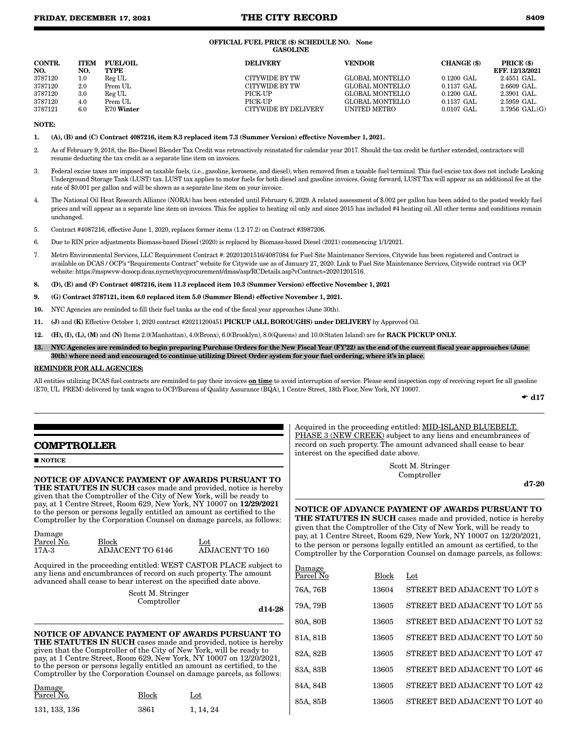**OFFICIAL FUEL PRICE ($) SCHEDULE NO. None**
**GASOLINE**

| CONTR. NO. | ITEM NO. | FUEL/OIL TYPE | DELIVERY | VENDOR | CHANGE ($) | PRICE ($) EFF. 12/13/2021 |
|---|---|---|---|---|---|---|
| 3787120 | 1.0 | Reg UL | CITYWIDE BY TW | GLOBAL MONTELLO | 0.1200 GAL | 2.4551 GAL. |
| 3787120 | 2.0 | Prem UL | CITYWIDE BY TW | GLOBAL MONTELLO | 0.1137 GAL | 2.6609 GAL. |
| 3787120 | 3.0 | Reg UL | PICK-UP | GLOBAL MONTELLO | 0.1200 GAL | 2.3901 GAL. |
| 3787120 | 4.0 | Prem UL | PICK-UP | GLOBAL MONTELLO | 0.1137 GAL | 2.5959 GAL. |
| 3787121 | 6.0 | E70 **Winter** | CITYWIDE BY DELIVERY | UNITED METRO | 0.0107 GAL | 3.7956 GAL.(G) |

**NOTE:**

1. **(A), (B) and (C) Contract 4087216, item 8.3 replaced item 7.3 (Summer Version) effective November 1, 2021.**
2. As of February 9, 2018, the Bio-Diesel Blender Tax Credit was retroactively reinstated for calendar year 2017. Should the tax credit be further extended, contractors will resume deducting the tax credit as a separate line item on invoices.
3. Federal excise taxes are imposed on taxable fuels, (i.e., gasoline, kerosene, and diesel), when removed from a taxable fuel terminal. This fuel excise tax does not include Leaking Underground Storage Tank (LUST) tax. LUST tax applies to motor fuels for both diesel and gasoline invoices. Going forward, LUST Tax will appear as an additional fee at the rate of $0.001 per gallon and will be shown as a separate line item on your invoice.
4. The National Oil Heat Research Alliance (NORA) has been extended until February 6, 2029. A related assessment of $.002 per gallon has been added to the posted weekly fuel prices and will appear as a separate line item on invoices. This fee applies to heating oil only and since 2015 has included #4 heating oil. All other terms and conditions remain unchanged.
5. Contract #4087216, effective June 1, 2020, replaces former items (1.2-17.2) on Contract #3987206.
6. Due to RIN price adjustments Biomass-based Diesel (2020) is replaced by Biomass-based Diesel (2021) commencing 1/1/2021.
7. Metro Environmental Services, LLC Requirement Contract #: 20201201516/4087084 for Fuel Site Maintenance Services, Citywide has been registered and Contract is available on DCAS / OCP's "Requirements Contract" website for Citywide use as of January 27, 2020. Link to Fuel Site Maintenance Services, Citywide contract via OCP website: https://mspwvw-dcsocp.dcas.nycnet/nycprocurement/dmss/asp/RCDetails.asp?vContract=20201201516.
8. **(D), (E) and (F) Contract 4087216, item 11.3 replaced item 10.3 (Summer Version) effective November 1, 2021**
9. **(G) Contract 3787121, item 6.0 replaced item 5.0 (Summer Blend) effective November 1, 2021.**
10. NYC Agencies are reminded to fill their fuel tanks as the end of the fiscal year approaches (June 30th).
11. **(J)** and **(K)** Effective October 1, 2020 contract #20211200451 **PICKUP (ALL BOROUGHS) under DELIVERY** by Approved Oil.
12. **(H), (I), (L), (M)** and **(N)** Items 2.0(Manhattan), 4.0(Bronx), 6.0(Brooklyn), 8.0(Queens) and 10.0(Staten Island) are for **RACK PICKUP ONLY.**
13. **NYC Agencies are reminded to begin preparing Purchase Orders for the New Fiscal Year (FY'22) as the end of the current fiscal year approaches (June 30th) where need and encouraged to continue utilizing Direct Order system for your fuel ordering, where it's in place**.

**REMINDER FOR ALL AGENCIES:**

All entities utilizing DCAS fuel contracts are reminded to pay their invoices **on time** to avoid interruption of service. Please send inspection copy of receiving report for all gasoline (E70, UL PREM) delivered by tank wagon to OCP/Bureau of Quality Assurance (BQA), 1 Centre Street, 18th Floor, New York, NY 10007.

d17

## COMPTROLLER

■ **NOTICE**

**NOTICE OF ADVANCE PAYMENT OF AWARDS PURSUANT TO THE STATUTES IN SUCH** cases made and provided, notice is hereby given that the Comptroller of the City of New York, will be ready to pay, at 1 Centre Street, Room 629, New York, NY 10007 on **12/29/2021** to the person or persons legally entitled an amount as certified to the Comptroller by the Corporation Counsel on damage parcels, as follows:

| Damage Parcel No. | Block | Lot |
|---|---|---|
| 17A-3 | ADJACENT TO 6146 | ADJACENT TO 160 |

Acquired in the proceeding entitled: WEST CASTOR PLACE subject to any liens and encumbrances of record on such property. The amount advanced shall cease to bear interest on the specified date above.

Scott M. Stringer
Comptroller

d14-28

**NOTICE OF ADVANCE PAYMENT OF AWARDS PURSUANT TO THE STATUTES IN SUCH** cases made and provided, notice is hereby given that the Comptroller of the City of New York, will be ready to pay, at 1 Centre Street, Room 629, New York, NY 10007 on 12/20/2021, to the person or persons legally entitled an amount as certified, to the Comptroller by the Corporation Counsel on damage parcels, as follows:

| Damage Parcel No. | Block | Lot |
|---|---|---|
| 131, 133, 136 | 3861 | 1, 14, 24 |

Acquired in the proceeding entitled: MID-ISLAND BLUEBELT, PHASE 3 (NEW CREEK) subject to any liens and encumbrances of record on such property. The amount advanced shall cease to bear interest on the specified date above.

Scott M. Stringer
Comptroller

d7-20

**NOTICE OF ADVANCE PAYMENT OF AWARDS PURSUANT TO THE STATUTES IN SUCH** cases made and provided, notice is hereby given that the Comptroller of the City of New York, will be ready to pay, at 1 Centre Street, Room 629, New York, NY 10007 on 12/20/2021, to the person or persons legally entitled an amount as certified, to the Comptroller by the Corporation Counsel on damage parcels, as follows:

| Damage Parcel No | Block | Lot |
|---|---|---|
| 76A, 76B | 13604 | STREET BED ADJACENT TO LOT 8 |
| 79A, 79B | 13605 | STREET BED ADJACENT TO LOT 55 |
| 80A, 80B | 13605 | STREET BED ADJACENT TO LOT 52 |
| 81A, 81B | 13605 | STREET BED ADJACENT TO LOT 50 |
| 82A, 82B | 13605 | STREET BED ADJACENT TO LOT 47 |
| 83A, 83B | 13605 | STREET BED ADJACENT TO LOT 46 |
| 84A, 84B | 13605 | STREET BED ADJACENT TO LOT 42 |
| 85A, 85B | 13605 | STREET BED ADJACENT TO LOT 40 |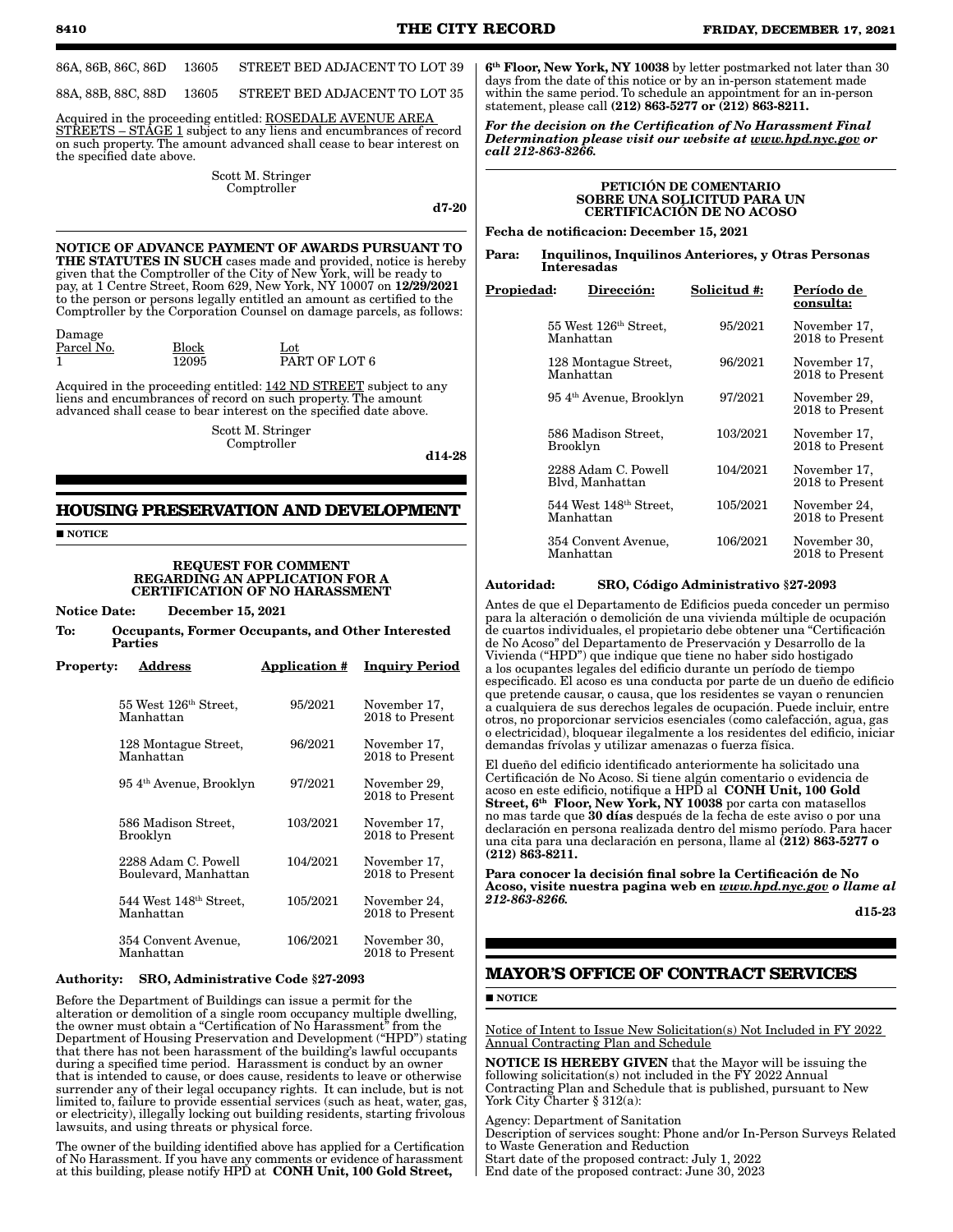| | | |
|---|---|---|
| 86A, 86B, 86C, 86D | 13605 | STREET BED ADJACENT TO LOT 39 |
| 88A, 88B, 88C, 88D | 13605 | STREET BED ADJACENT TO LOT 35 |

Acquired in the proceeding entitled: ROSEDALE AVENUE AREA STREETS – STAGE 1 subject to any liens and encumbrances of record on such property. The amount advanced shall cease to bear interest on the specified date above.

Scott M. Stringer
Comptroller

d7-20

**NOTICE OF ADVANCE PAYMENT OF AWARDS PURSUANT TO THE STATUTES IN SUCH** cases made and provided, notice is hereby given that the Comptroller of the City of New York, will be ready to pay, at 1 Centre Street, Room 629, New York, NY 10007 on **12/29/2021** to the person or persons legally entitled an amount as certified to the Comptroller by the Corporation Counsel on damage parcels, as follows:

| Damage Parcel No. | Block | Lot |
|---|---|---|
| 1 | 12095 | PART OF LOT 6 |

Acquired in the proceeding entitled: 142 ND STREET subject to any liens and encumbrances of record on such property. The amount advanced shall cease to bear interest on the specified date above.

Scott M. Stringer
Comptroller

d14-28

## HOUSING PRESERVATION AND DEVELOPMENT

■ NOTICE

### REQUEST FOR COMMENT REGARDING AN APPLICATION FOR A CERTIFICATION OF NO HARASSMENT

**Notice Date:** **December 15, 2021**

**To:** **Occupants, Former Occupants, and Other Interested Parties**

| Property: Address | Application # | Inquiry Period |
|---|---|---|
| 55 West 126th Street, Manhattan | 95/2021 | November 17, 2018 to Present |
| 128 Montague Street, Manhattan | 96/2021 | November 17, 2018 to Present |
| 95 4th Avenue, Brooklyn | 97/2021 | November 29, 2018 to Present |
| 586 Madison Street, Brooklyn | 103/2021 | November 17, 2018 to Present |
| 2288 Adam C. Powell Boulevard, Manhattan | 104/2021 | November 17, 2018 to Present |
| 544 West 148th Street, Manhattan | 105/2021 | November 24, 2018 to Present |
| 354 Convent Avenue, Manhattan | 106/2021 | November 30, 2018 to Present |

**Authority:** **SRO, Administrative Code §27-2093**

Before the Department of Buildings can issue a permit for the alteration or demolition of a single room occupancy multiple dwelling, the owner must obtain a "Certification of No Harassment" from the Department of Housing Preservation and Development ("HPD") stating that there has not been harassment of the building's lawful occupants during a specified time period. Harassment is conduct by an owner that is intended to cause, or does cause, residents to leave or otherwise surrender any of their legal occupancy rights. It can include, but is not limited to, failure to provide essential services (such as heat, water, gas, or electricity), illegally locking out building residents, starting frivolous lawsuits, and using threats or physical force.

The owner of the building identified above has applied for a Certification of No Harassment. If you have any comments or evidence of harassment at this building, please notify HPD at **CONH Unit, 100 Gold Street, 6th Floor, New York, NY 10038** by letter postmarked not later than 30 days from the date of this notice or by an in-person statement made within the same period. To schedule an appointment for an in-person statement, please call **(212) 863-5277 or (212) 863-8211.**

***For the decision on the Certification of No Harassment Final Determination please visit our website at www.hpd.nyc.gov or call 212-863-8266.***

### PETICIÓN DE COMENTARIO SOBRE UNA SOLICITUD PARA UN CERTIFICACIÓN DE NO ACOSO

**Fecha de notificacion: December 15, 2021**

**Para:** **Inquilinos, Inquilinos Anteriores, y Otras Personas Interesadas**

| Propiedad: Dirección: | Solicitud #: | Período de consulta: |
|---|---|---|
| 55 West 126th Street, Manhattan | 95/2021 | November 17, 2018 to Present |
| 128 Montague Street, Manhattan | 96/2021 | November 17, 2018 to Present |
| 95 4th Avenue, Brooklyn | 97/2021 | November 29, 2018 to Present |
| 586 Madison Street, Brooklyn | 103/2021 | November 17, 2018 to Present |
| 2288 Adam C. Powell Blvd, Manhattan | 104/2021 | November 17, 2018 to Present |
| 544 West 148th Street, Manhattan | 105/2021 | November 24, 2018 to Present |
| 354 Convent Avenue, Manhattan | 106/2021 | November 30, 2018 to Present |

**Autoridad:** **SRO, Código Administrativo §27-2093**

Antes de que el Departamento de Edificios pueda conceder un permiso para la alteración o demolición de una vivienda múltiple de ocupación de cuartos individuales, el propietario debe obtener una "Certificación de No Acoso" del Departamento de Preservación y Desarrollo de la Vivienda ("HPD") que indique que tiene no haber sido hostigado a los ocupantes legales del edificio durante un período de tiempo especificado. El acoso es una conducta por parte de un dueño de edificio que pretende causar, o causa, que los residentes se vayan o renuncien a cualquiera de sus derechos legales de ocupación. Puede incluir, entre otros, no proporcionar servicios esenciales (como calefacción, agua, gas o electricidad), bloquear ilegalmente a los residentes del edificio, iniciar demandas frívolas y utilizar amenazas o fuerza física.

El dueño del edificio identificado anteriormente ha solicitado una Certificación de No Acoso. Si tiene algún comentario o evidencia de acoso en este edificio, notifique a HPD al **CONH Unit, 100 Gold Street, 6th Floor, New York, NY 10038** por carta con matasellos no mas tarde que **30 días** después de la fecha de este aviso o por una declaración en persona realizada dentro del mismo período. Para hacer una cita para una declaración en persona, llame al **(212) 863-5277 o (212) 863-8211.**

**Para conocer la decisión final sobre la Certificación de No Acoso, visite nuestra pagina web en *www.hpd.nyc.gov o llame al 212-863-8266.***

d15-23

## MAYOR'S OFFICE OF CONTRACT SERVICES

■ NOTICE

Notice of Intent to Issue New Solicitation(s) Not Included in FY 2022 Annual Contracting Plan and Schedule

**NOTICE IS HEREBY GIVEN** that the Mayor will be issuing the following solicitation(s) not included in the FY 2022 Annual Contracting Plan and Schedule that is published, pursuant to New York City Charter § 312(a):

Agency: Department of Sanitation
Description of services sought: Phone and/or In-Person Surveys Related to Waste Generation and Reduction
Start date of the proposed contract: July 1, 2022
End date of the proposed contract: June 30, 2023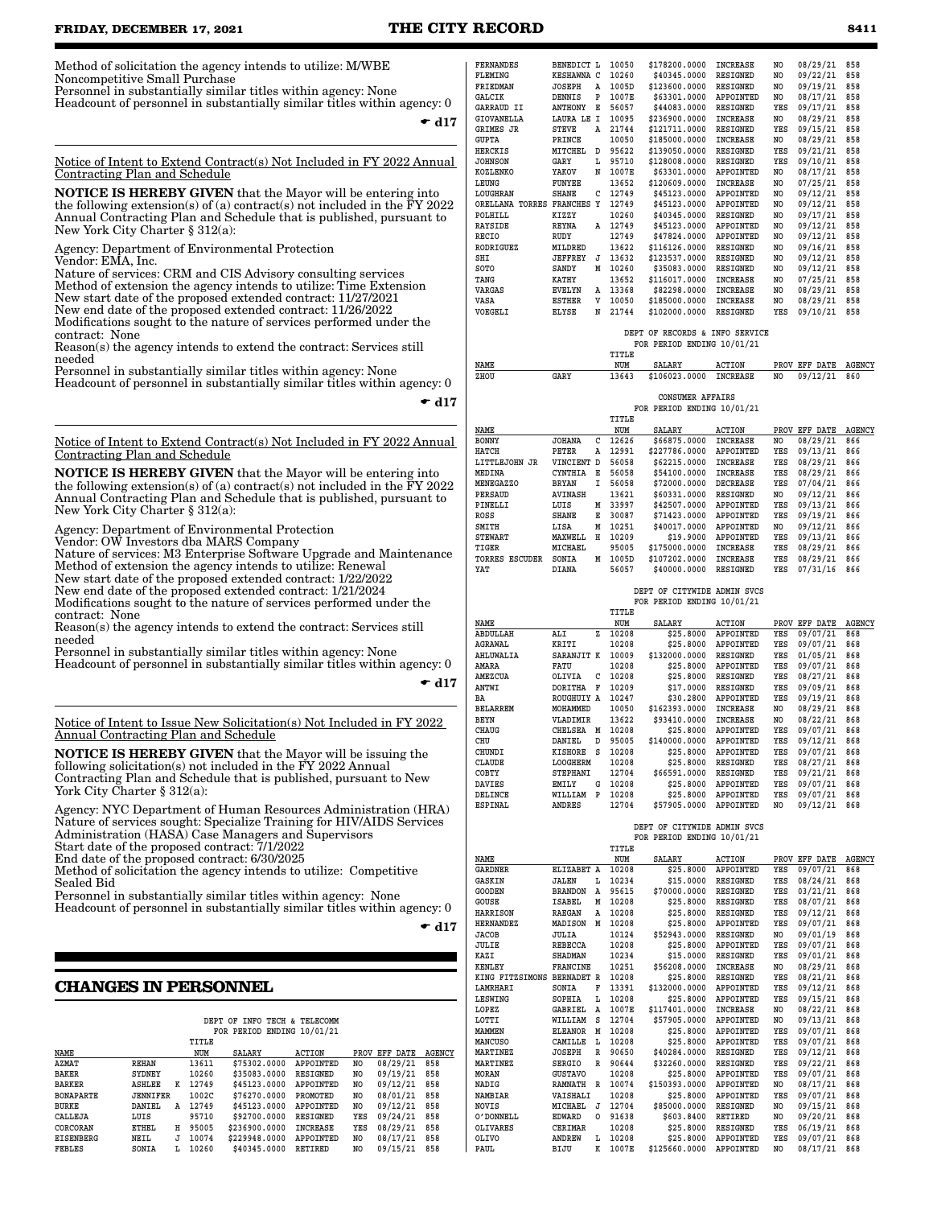Method of solicitation the agency intends to utilize: M/WBE Noncompetitive Small Purchase
Personnel in substantially similar titles within agency: None
Headcount of personnel in substantially similar titles within agency: 0

☛ d17

Notice of Intent to Extend Contract(s) Not Included in FY 2022 Annual Contracting Plan and Schedule

**NOTICE IS HEREBY GIVEN** that the Mayor will be entering into the following extension(s) of (a) contract(s) not included in the FY 2022 Annual Contracting Plan and Schedule that is published, pursuant to New York City Charter § 312(a):

Agency: Department of Environmental Protection
Vendor: EMA, Inc.
Nature of services: CRM and CIS Advisory consulting services
Method of extension the agency intends to utilize: Time Extension
New start date of the proposed extended contract: 11/27/2021
New end date of the proposed extended contract: 11/26/2022
Modifications sought to the nature of services performed under the contract: None
Reason(s) the agency intends to extend the contract: Services still needed
Personnel in substantially similar titles within agency: None
Headcount of personnel in substantially similar titles within agency: 0

☛ d17

Notice of Intent to Extend Contract(s) Not Included in FY 2022 Annual Contracting Plan and Schedule

**NOTICE IS HEREBY GIVEN** that the Mayor will be entering into the following extension(s) of (a) contract(s) not included in the FY 2022 Annual Contracting Plan and Schedule that is published, pursuant to New York City Charter § 312(a):

Agency: Department of Environmental Protection
Vendor: OW Investors dba MARS Company
Nature of services: M3 Enterprise Software Upgrade and Maintenance
Method of extension the agency intends to utilize: Renewal
New start date of the proposed extended contract: 1/22/2022
New end date of the proposed extended contract: 1/21/2024
Modifications sought to the nature of services performed under the contract: None
Reason(s) the agency intends to extend the contract: Services still needed
Personnel in substantially similar titles within agency: None
Headcount of personnel in substantially similar titles within agency: 0

☛ d17

Notice of Intent to Issue New Solicitation(s) Not Included in FY 2022 Annual Contracting Plan and Schedule

**NOTICE IS HEREBY GIVEN** that the Mayor will be issuing the following solicitation(s) not included in the FY 2022 Annual Contracting Plan and Schedule that is published, pursuant to New York City Charter § 312(a):

Agency: NYC Department of Human Resources Administration (HRA)
Nature of services sought: Specialize Training for HIV/AIDS Services Administration (HASA) Case Managers and Supervisors
Start date of the proposed contract: 7/1/2022
End date of the proposed contract: 6/30/2025
Method of solicitation the agency intends to utilize: Competitive Sealed Bid
Personnel in substantially similar titles within agency: None
Headcount of personnel in substantially similar titles within agency: 0

☛ d17

## CHANGES IN PERSONNEL

DEPT OF INFO TECH & TELECOMM
FOR PERIOD ENDING 10/01/21

| NAME | | | TITLE NUM | SALARY | ACTION | PROV | EFF DATE | AGENCY |
|---|---|---|---|---|---|---|---|---|
| AZMAT | REHAN | | 13611 | $75302.0000 | APPOINTED | NO | 08/29/21 | 858 |
| BAKER | SYDNEY | | 10260 | $35083.0000 | RESIGNED | NO | 09/19/21 | 858 |
| BARKER | ASHLEE | K | 12749 | $45123.0000 | APPOINTED | NO | 09/12/21 | 858 |
| BONAPARTE | JENNIFER | | 1002C | $76270.0000 | PROMOTED | NO | 08/01/21 | 858 |
| BURKE | DANIEL | A | 12749 | $45123.0000 | APPOINTED | NO | 09/12/21 | 858 |
| CALLEJA | LUIS | | 95710 | $92700.0000 | RESIGNED | YES | 09/24/21 | 858 |
| CORCORAN | ETHEL | H | 95005 | $236900.0000 | INCREASE | YES | 08/29/21 | 858 |
| EISENBERG | NEIL | J | 10074 | $229948.0000 | APPOINTED | NO | 08/17/21 | 858 |
| FEBLES | SONIA | L | 10260 | $40345.0000 | RETIRED | NO | 09/15/21 | 858 |
| FERNANDES | BENEDICT | L | 10050 | $178200.0000 | INCREASE | NO | 08/29/21 | 858 |
| FLEMING | KESHAWNA | C | 10260 | $40345.0000 | RESIGNED | NO | 09/22/21 | 858 |
| FRIEDMAN | JOSEPH | A | 1005D | $123600.0000 | RESIGNED | NO | 09/19/21 | 858 |
| GALCIK | DENNIS | P | 1007E | $63301.0000 | APPOINTED | NO | 08/17/21 | 858 |
| GARRAUD II | ANTHONY | E | 56057 | $44083.0000 | RESIGNED | YES | 09/17/21 | 858 |
| GIOVANELLA | LAURA LE | I | 10095 | $236900.0000 | INCREASE | NO | 08/29/21 | 858 |
| GRIMES JR | STEVE | A | 21744 | $121711.0000 | RESIGNED | YES | 09/15/21 | 858 |
| GUPTA | PRINCE | | 10050 | $185000.0000 | INCREASE | NO | 08/29/21 | 858 |
| HERCKIS | MITCHEL | D | 95622 | $139050.0000 | RESIGNED | YES | 09/21/21 | 858 |
| JOHNSON | GARY | L | 95710 | $128008.0000 | RESIGNED | YES | 09/10/21 | 858 |
| KOZLENKO | YAKOV | N | 1007E | $63301.0000 | APPOINTED | NO | 08/17/21 | 858 |
| LEUNG | FUNYEE | | 13652 | $120609.0000 | INCREASE | NO | 07/25/21 | 858 |
| LOUGHRAN | SHANE | C | 12749 | $45123.0000 | APPOINTED | NO | 09/12/21 | 858 |
| ORELLANA TORRES | FRANCHES | Y | 12749 | $45123.0000 | APPOINTED | NO | 09/12/21 | 858 |
| POLHILL | KIZZY | | 10260 | $40345.0000 | RESIGNED | NO | 09/17/21 | 858 |
| RAYSIDE | REYNA | A | 12749 | $45123.0000 | APPOINTED | NO | 09/12/21 | 858 |
| RECIO | RUDY | | 12749 | $47824.0000 | APPOINTED | NO | 09/12/21 | 858 |
| RODRIGUEZ | MILDRED | | 13622 | $116126.0000 | RESIGNED | NO | 09/16/21 | 858 |
| SHI | JEFFREY | J | 13632 | $123537.0000 | RESIGNED | NO | 09/12/21 | 858 |
| SOTO | SANDY | M | 10260 | $35083.0000 | RESIGNED | NO | 09/12/21 | 858 |
| TANG | KATHY | | 13652 | $116017.0000 | INCREASE | NO | 07/25/21 | 858 |
| VARGAS | EVELYN | A | 13368 | $82298.0000 | INCREASE | NO | 08/29/21 | 858 |
| VASA | ESTHER | V | 10050 | $185000.0000 | INCREASE | NO | 08/29/21 | 858 |
| VOEGELI | ELYSE | N | 21744 | $102000.0000 | RESIGNED | YES | 09/10/21 | 858 |

DEPT OF RECORDS & INFO SERVICE
FOR PERIOD ENDING 10/01/21

| NAME | | | TITLE NUM | SALARY | ACTION | PROV | EFF DATE | AGENCY |
|---|---|---|---|---|---|---|---|---|
| ZHOU | GARY | | 13643 | $106023.0000 | INCREASE | NO | 09/12/21 | 860 |

CONSUMER AFFAIRS
FOR PERIOD ENDING 10/01/21

| NAME | | | TITLE NUM | SALARY | ACTION | PROV | EFF DATE | AGENCY |
|---|---|---|---|---|---|---|---|---|
| BONNY | JOHANA | C | 12626 | $66875.0000 | INCREASE | NO | 08/29/21 | 866 |
| HATCH | PETER | A | 12991 | $227786.0000 | APPOINTED | YES | 09/13/21 | 866 |
| LITTLEJOHN JR | VINCIENT | D | 56058 | $62215.0000 | INCREASE | YES | 08/29/21 | 866 |
| MEDINA | CYNTHIA | E | 56058 | $54100.0000 | INCREASE | YES | 08/29/21 | 866 |
| MENEGAZZO | BRYAN | I | 56058 | $72000.0000 | DECREASE | YES | 07/04/21 | 866 |
| PERSAUD | AVINASH | | 13621 | $60331.0000 | RESIGNED | NO | 09/12/21 | 866 |
| PINELLI | LUIS | M | 33997 | $42507.0000 | APPOINTED | YES | 09/13/21 | 866 |
| ROSS | SHANE | E | 30087 | $71423.0000 | APPOINTED | YES | 09/19/21 | 866 |
| SMITH | LISA | M | 10251 | $40017.0000 | APPOINTED | NO | 09/12/21 | 866 |
| STEWART | MAXWELL | H | 10209 | $19.9000 | APPOINTED | YES | 09/13/21 | 866 |
| TIGER | MICHAEL | | 95005 | $175000.0000 | INCREASE | YES | 08/29/21 | 866 |
| TORRES ESCUDER | SONIA | M | 1005D | $107202.0000 | INCREASE | YES | 08/29/21 | 866 |
| YAT | DIANA | | 56057 | $40000.0000 | RESIGNED | YES | 07/31/16 | 866 |

DEPT OF CITYWIDE ADMIN SVCS
FOR PERIOD ENDING 10/01/21

| NAME | | | TITLE NUM | SALARY | ACTION | PROV | EFF DATE | AGENCY |
|---|---|---|---|---|---|---|---|---|
| ABDULLAH | ALI | Z | 10208 | $25.8000 | APPOINTED | YES | 09/07/21 | 868 |
| AGRAWAL | KRITI | | 10208 | $25.8000 | APPOINTED | YES | 09/07/21 | 868 |
| AHLUWALIA | SARANJIT | K | 10009 | $132000.0000 | RESIGNED | YES | 01/05/21 | 868 |
| AMARA | FATU | | 10208 | $25.8000 | APPOINTED | YES | 09/07/21 | 868 |
| AMEZCUA | OLIVIA | C | 10208 | $25.8000 | RESIGNED | YES | 08/27/21 | 868 |
| ANTWI | DORITHA | F | 10209 | $17.0000 | RESIGNED | YES | 09/09/21 | 868 |
| BA | ROUGHUIY | A | 10247 | $30.2800 | APPOINTED | YES | 09/19/21 | 868 |
| BELARREM | MOHAMMED | | 10050 | $162393.0000 | INCREASE | NO | 08/29/21 | 868 |
| BEYN | VLADIMIR | | 13622 | $93410.0000 | INCREASE | NO | 08/22/21 | 868 |
| CHAUG | CHELSEA | M | 10208 | $25.8000 | APPOINTED | YES | 09/07/21 | 868 |
| CHU | DANIEL | D | 95005 | $140000.0000 | APPOINTED | YES | 09/12/21 | 868 |
| CHUNDI | KISHORE | S | 10208 | $25.8000 | APPOINTED | YES | 09/07/21 | 868 |
| CLAUDE | LOOGHERM | | 10208 | $25.8000 | RESIGNED | YES | 08/27/21 | 868 |
| COBTY | STEPHANI | | 12704 | $66591.0000 | RESIGNED | YES | 09/21/21 | 868 |
| DAVIES | EMILY | G | 10208 | $25.8000 | APPOINTED | YES | 09/07/21 | 868 |
| DELINCE | WILLIAM | P | 10208 | $25.8000 | APPOINTED | YES | 09/07/21 | 868 |
| ESPINAL | ANDRES | | 12704 | $57905.0000 | APPOINTED | NO | 09/12/21 | 868 |

DEPT OF CITYWIDE ADMIN SVCS
FOR PERIOD ENDING 10/01/21

| NAME | | | TITLE NUM | SALARY | ACTION | PROV | EFF DATE | AGENCY |
|---|---|---|---|---|---|---|---|---|
| GARDNER | ELIZABET | A | 10208 | $25.8000 | APPOINTED | YES | 09/07/21 | 868 |
| GASKIN | JALEN | L | 10234 | $15.0000 | RESIGNED | YES | 08/24/21 | 868 |
| GOODEN | BRANDON | A | 95615 | $70000.0000 | RESIGNED | YES | 03/21/21 | 868 |
| GOUSE | ISABEL | M | 10208 | $25.8000 | RESIGNED | YES | 08/07/21 | 868 |
| HARRISON | RAEGAN | A | 10208 | $25.8000 | RESIGNED | YES | 09/12/21 | 868 |
| HERNANDEZ | MADISON | M | 10208 | $25.8000 | APPOINTED | YES | 09/07/21 | 868 |
| JACOB | JULIA | | 10124 | $52943.0000 | RESIGNED | NO | 09/01/19 | 868 |
| JULIE | REBECCA | | 10208 | $25.8000 | APPOINTED | YES | 09/07/21 | 868 |
| KAZI | SHADMAN | | 10234 | $15.0000 | RESIGNED | YES | 09/01/21 | 868 |
| KENLEY | FRANCINE | | 10251 | $56208.0000 | INCREASE | NO | 08/29/21 | 868 |
| KING FITZSIMONS | BERNADET | R | 10208 | $25.8000 | RESIGNED | YES | 08/21/21 | 868 |
| LAMRHARI | SONIA | F | 13391 | $132000.0000 | APPOINTED | YES | 09/12/21 | 868 |
| LESWING | SOPHIA | L | 10208 | $25.8000 | APPOINTED | YES | 09/15/21 | 868 |
| LOPEZ | GABRIEL | A | 1007E | $117401.0000 | INCREASE | NO | 08/22/21 | 868 |
| LOTTI | WILLIAM | S | 12704 | $57905.0000 | APPOINTED | NO | 09/13/21 | 868 |
| MAMMEN | ELEANOR | M | 10208 | $25.8000 | APPOINTED | YES | 09/07/21 | 868 |
| MANCUSO | CAMILLE | L | 10208 | $25.8000 | APPOINTED | YES | 09/07/21 | 868 |
| MARTINEZ | JOSEPH | R | 90650 | $40284.0000 | RESIGNED | YES | 09/12/21 | 868 |
| MARTINEZ | SERGIO | R | 90644 | $32260.0000 | RESIGNED | YES | 09/22/21 | 868 |
| MORAN | GUSTAVO | | 10208 | $25.8000 | APPOINTED | YES | 09/07/21 | 868 |
| NADIG | RAMNATH | R | 10074 | $150393.0000 | APPOINTED | NO | 08/17/21 | 868 |
| NAMBIAR | VAISHALI | | 10208 | $25.8000 | APPOINTED | YES | 09/07/21 | 868 |
| NOVIS | MICHAEL | J | 12704 | $85000.0000 | RESIGNED | NO | 09/15/21 | 868 |
| O'DONNELL | EDWARD | O | 91638 | $603.8400 | RETIRED | NO | 09/20/21 | 868 |
| OLIVARES | CERIMAR | | 10208 | $25.8000 | RESIGNED | YES | 06/19/21 | 868 |
| OLIVO | ANDREW | L | 10208 | $25.8000 | APPOINTED | YES | 09/07/21 | 868 |
| PAUL | BIJU | K | 1007E | $125660.0000 | APPOINTED | NO | 08/17/21 | 868 |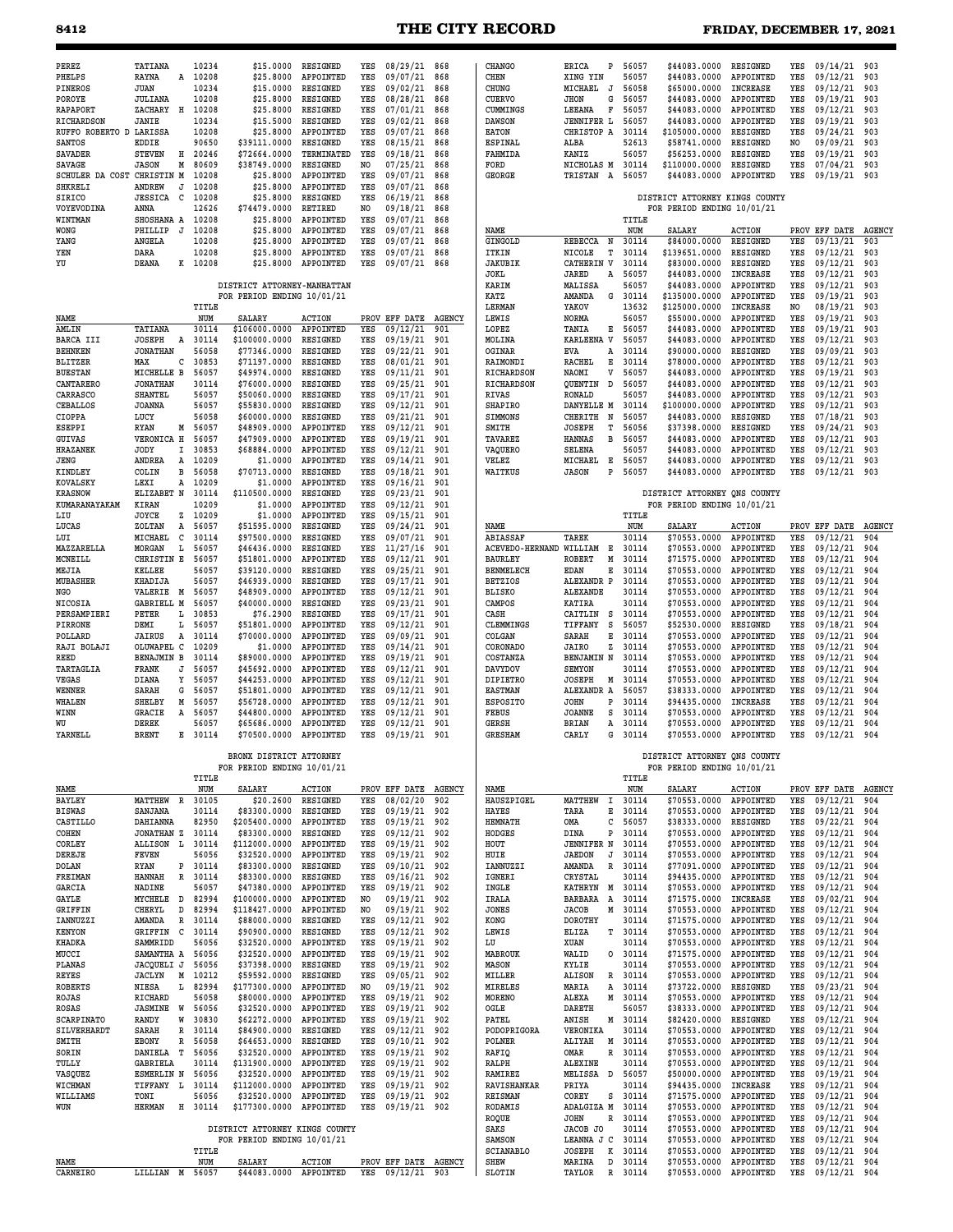| NAME | | | TITLE NUM | SALARY | ACTION | PROV | EFF DATE | AGENCY |
|---|---|---|---|---|---|---|---|---|
| PEREZ | TATIANA | | 10234 | $15.0000 | RESIGNED | YES | 08/29/21 | 868 |
| PHELPS | RAYNA | A | 10208 | $25.8000 | APPOINTED | YES | 09/07/21 | 868 |
| PINEROS | JUAN | | 10234 | $15.0000 | RESIGNED | YES | 09/02/21 | 868 |
| POROYE | JULIANA | | 10208 | $25.8000 | RESIGNED | YES | 08/28/21 | 868 |
| RAPAPORT | ZACHARY | H | 10208 | $25.8000 | RESIGNED | YES | 07/01/21 | 868 |
| RICHARDSON | JANIE | | 10234 | $15.5000 | RESIGNED | YES | 09/02/21 | 868 |
| RUFFO ROBERTO D | LARISSA | | 10208 | $25.8000 | APPOINTED | YES | 09/07/21 | 868 |
| SANTOS | EDDIE | | 90650 | $39111.0000 | RESIGNED | YES | 08/15/21 | 868 |
| SAVADER | STEVEN | H | 20246 | $72664.0000 | TERMINATED | YES | 09/18/21 | 868 |
| SAVAGE | JASON | M | 80609 | $38749.0000 | RESIGNED | NO | 07/25/21 | 868 |
| SCHULER DA COST | CHRISTIN | M | 10208 | $25.8000 | APPOINTED | YES | 09/07/21 | 868 |
| SHKRELI | ANDREW | J | 10208 | $25.8000 | APPOINTED | YES | 09/07/21 | 868 |
| SIRICO | JESSICA | C | 10208 | $25.8000 | RESIGNED | YES | 06/19/21 | 868 |
| VOYEVODINA | ANNA | | 12626 | $74479.0000 | RETIRED | NO | 09/18/21 | 868 |
| WINTMAN | SHOSHANA | A | 10208 | $25.8000 | APPOINTED | YES | 09/07/21 | 868 |
| WONG | PHILLIP | J | 10208 | $25.8000 | APPOINTED | YES | 09/07/21 | 868 |
| YANG | ANGELA | | 10208 | $25.8000 | APPOINTED | YES | 09/07/21 | 868 |
| YEN | DARA | | 10208 | $25.8000 | APPOINTED | YES | 09/07/21 | 868 |
| YU | DEANA | K | 10208 | $25.8000 | APPOINTED | YES | 09/07/21 | 868 |

DISTRICT ATTORNEY-MANHATTAN
FOR PERIOD ENDING 10/01/21

| NAME | | | TITLE NUM | SALARY | ACTION | PROV | EFF DATE | AGENCY |
|---|---|---|---|---|---|---|---|---|
| AMLIN | TATIANA | | 30114 | $106000.0000 | APPOINTED | YES | 09/12/21 | 901 |
| BARCA III | JOSEPH | A | 30114 | $100000.0000 | APPOINTED | YES | 09/19/21 | 901 |
| BEHNKEN | JONATHAN | | 56058 | $77346.0000 | RESIGNED | YES | 09/22/21 | 901 |
| BLITZER | MAX | C | 30853 | $71197.0000 | RESIGNED | YES | 08/01/21 | 901 |
| BUESTAN | MICHELLE | B | 56057 | $49974.0000 | RESIGNED | YES | 09/11/21 | 901 |
| CANTARERO | JONATHAN | | 30114 | $76000.0000 | RESIGNED | YES | 09/25/21 | 901 |
| CARRASCO | SHANTEL | | 56057 | $50060.0000 | RESIGNED | YES | 09/17/21 | 901 |
| CEBALLOS | JOANNA | | 56057 | $55830.0000 | RESIGNED | YES | 09/12/21 | 901 |
| CIOPPA | LUCY | | 56058 | $60000.0000 | RESIGNED | YES | 09/21/21 | 901 |
| ESEPPI | RYAN | M | 56057 | $48909.0000 | APPOINTED | YES | 09/12/21 | 901 |
| GUIVAS | VERONICA | H | 56057 | $47909.0000 | APPOINTED | YES | 09/19/21 | 901 |
| HRAZANEK | JODY | I | 30853 | $68884.0000 | APPOINTED | YES | 09/12/21 | 901 |
| JENG | ANDREA | A | 10209 | $1.0000 | APPOINTED | YES | 09/14/21 | 901 |
| KINDLEY | COLIN | B | 56058 | $70713.0000 | RESIGNED | YES | 09/18/21 | 901 |
| KOVALSKY | LEXI | A | 10209 | $1.0000 | APPOINTED | YES | 09/16/21 | 901 |
| KRASNOW | ELIZABET | N | 30114 | $110500.0000 | RESIGNED | YES | 09/23/21 | 901 |
| KUMARANAYAKAM | KIRAN | | 10209 | $1.0000 | APPOINTED | YES | 09/12/21 | 901 |
| LIU | JOYCE | Z | 10209 | $1.0000 | APPOINTED | YES | 09/15/21 | 901 |
| LUCAS | ZOLTAN | A | 56057 | $51595.0000 | RESIGNED | YES | 09/24/21 | 901 |
| LUI | MICHAEL | C | 30114 | $97500.0000 | RESIGNED | YES | 09/07/21 | 901 |
| MAZZARELLA | MORGAN | L | 56057 | $46436.0000 | RESIGNED | YES | 11/27/16 | 901 |
| MCNEILL | CHRISTIN | E | 56057 | $51801.0000 | APPOINTED | YES | 09/12/21 | 901 |
| MEJIA | KELLEE | | 56057 | $39120.0000 | RESIGNED | YES | 09/25/21 | 901 |
| MUBASHER | KHADIJA | | 56057 | $46939.0000 | RESIGNED | YES | 09/17/21 | 901 |
| NGO | VALERIE | M | 56057 | $48909.0000 | APPOINTED | YES | 09/12/21 | 901 |
| NICOSIA | GABRIELL | M | 56057 | $40000.0000 | RESIGNED | YES | 09/23/21 | 901 |
| PERSAMPIERI | PETER | L | 30853 | $76.2900 | RESIGNED | YES | 09/17/21 | 901 |
| PIRRONE | DEMI | L | 56057 | $51801.0000 | APPOINTED | YES | 09/12/21 | 901 |
| POLLARD | JAIRUS | A | 30114 | $70000.0000 | RESIGNED | YES | 09/09/21 | 901 |
| RAJI BOLAJI | OLUWAPEL | C | 10209 | $1.0000 | APPOINTED | YES | 09/14/21 | 901 |
| REED | BENAJMIN | B | 30114 | $89000.0000 | APPOINTED | YES | 09/19/21 | 901 |
| TARTAGLIA | FRANK | J | 56057 | $45692.0000 | APPOINTED | YES | 09/12/21 | 901 |
| VEGAS | DIANA | Y | 56057 | $44253.0000 | APPOINTED | YES | 09/12/21 | 901 |
| WENNER | SARAH | G | 56057 | $51801.0000 | APPOINTED | YES | 09/12/21 | 901 |
| WHALEN | SHELBY | M | 56057 | $56728.0000 | APPOINTED | YES | 09/12/21 | 901 |
| WINN | GRACIE | A | 56057 | $44800.0000 | APPOINTED | YES | 09/12/21 | 901 |
| WU | DEREK | | 56057 | $65686.0000 | APPOINTED | YES | 09/12/21 | 901 |
| YARNELL | BRENT | E | 30114 | $70500.0000 | APPOINTED | YES | 09/19/21 | 901 |

BRONX DISTRICT ATTORNEY
FOR PERIOD ENDING 10/01/21

| NAME | | | TITLE NUM | SALARY | ACTION | PROV | EFF DATE | AGENCY |
|---|---|---|---|---|---|---|---|---|
| BAYLEY | MATTHEW | R | 30105 | $20.2600 | RESIGNED | YES | 08/02/20 | 902 |
| BISWAS | SANJANA | | 30114 | $83300.0000 | RESIGNED | YES | 09/19/21 | 902 |
| CASTILLO | DAHIANNA | | 82950 | $205400.0000 | APPOINTED | YES | 09/19/21 | 902 |
| COHEN | JONATHAN | Z | 30114 | $83300.0000 | RESIGNED | YES | 09/12/21 | 902 |
| CORLEY | ALLISON | L | 30114 | $112000.0000 | APPOINTED | YES | 09/19/21 | 902 |
| DEREJE | FEVEN | | 56056 | $32520.0000 | APPOINTED | YES | 09/19/21 | 902 |
| DOLAN | RYAN | P | 30114 | $83300.0000 | RESIGNED | YES | 09/10/21 | 902 |
| FREIMAN | HANNAH | R | 30114 | $83300.0000 | RESIGNED | YES | 09/16/21 | 902 |
| GARCIA | NADINE | | 56057 | $47380.0000 | APPOINTED | YES | 09/19/21 | 902 |
| GAYLE | MYCHELE | D | 82994 | $100000.0000 | APPOINTED | NO | 09/19/21 | 902 |
| GRIFFIN | CHERYL | D | 82994 | $118427.0000 | APPOINTED | NO | 09/19/21 | 902 |
| IANNUZZI | AMANDA | R | 30114 | $88000.0000 | RESIGNED | YES | 09/12/21 | 902 |
| KENYON | GRIFFIN | C | 30114 | $90900.0000 | RESIGNED | YES | 09/12/21 | 902 |
| KHADKA | SAMMRIDD | | 56056 | $32520.0000 | APPOINTED | YES | 09/19/21 | 902 |
| MUCCI | SAMANTHA | A | 56056 | $32520.0000 | APPOINTED | YES | 09/19/21 | 902 |
| PLANAS | JACQUELI | J | 56056 | $37398.0000 | RESIGNED | YES | 09/19/21 | 902 |
| REYES | JACLYN | M | 10212 | $59592.0000 | RESIGNED | YES | 09/05/21 | 902 |
| ROBERTS | NIESA | L | 82994 | $177300.0000 | APPOINTED | NO | 09/19/21 | 902 |
| ROJAS | RICHARD | | 56058 | $80000.0000 | APPOINTED | YES | 09/19/21 | 902 |
| ROSAS | JASMINE | W | 56056 | $32520.0000 | APPOINTED | YES | 09/19/21 | 902 |
| SCARPINATO | RANDY | W | 30830 | $62272.0000 | APPOINTED | YES | 09/19/21 | 902 |
| SILVERHARDT | SARAH | R | 30114 | $84900.0000 | RESIGNED | YES | 09/12/21 | 902 |
| SMITH | EBONY | R | 56058 | $64653.0000 | RESIGNED | YES | 09/10/21 | 902 |
| SORIN | DANIELA | T | 56056 | $32520.0000 | APPOINTED | YES | 09/19/21 | 902 |
| TULLY | GABRIELA | | 30114 | $131900.0000 | APPOINTED | YES | 09/19/21 | 902 |
| VASQUEZ | ESMERLIN | N | 56056 | $32520.0000 | APPOINTED | YES | 09/19/21 | 902 |
| WICHMAN | TIFFANY | L | 30114 | $112000.0000 | APPOINTED | YES | 09/19/21 | 902 |
| WILLIAMS | TONI | | 56056 | $32520.0000 | APPOINTED | YES | 09/19/21 | 902 |
| WUN | HERMAN | H | 30114 | $177300.0000 | APPOINTED | YES | 09/19/21 | 902 |

DISTRICT ATTORNEY KINGS COUNTY
FOR PERIOD ENDING 10/01/21

| NAME | | | TITLE NUM | SALARY | ACTION | PROV | EFF DATE | AGENCY |
|---|---|---|---|---|---|---|---|---|
| CARNEIRO | LILLIAN | M | 56057 | $44083.0000 | APPOINTED | YES | 09/12/21 | 903 |
| CHANGO | ERICA | P | 56057 | $44083.0000 | RESIGNED | YES | 09/14/21 | 903 |
| CHEN | XING YIN | | 56057 | $44083.0000 | APPOINTED | YES | 09/12/21 | 903 |
| CHUNG | MICHAEL | J | 56058 | $65000.0000 | INCREASE | YES | 09/12/21 | 903 |
| CUERVO | JHON | G | 56057 | $44083.0000 | APPOINTED | YES | 09/19/21 | 903 |
| CUMMINGS | LEEANA | F | 56057 | $44083.0000 | APPOINTED | YES | 09/12/21 | 903 |
| DAWSON | JENNIFER | L | 56057 | $44083.0000 | APPOINTED | YES | 09/19/21 | 903 |
| EATON | CHRISTOP | A | 30114 | $105000.0000 | RESIGNED | YES | 09/24/21 | 903 |
| ESPINAL | ALBA | | 52613 | $58741.0000 | RESIGNED | NO | 09/09/21 | 903 |
| FAHMIDA | KANIZ | | 56057 | $56253.0000 | RESIGNED | YES | 09/19/21 | 903 |
| FORD | NICHOLAS | M | 30114 | $110000.0000 | RESIGNED | YES | 07/04/21 | 903 |
| GEORGE | TRISTAN | A | 56057 | $44083.0000 | APPOINTED | YES | 09/19/21 | 903 |

DISTRICT ATTORNEY KINGS COUNTY
FOR PERIOD ENDING 10/01/21

| NAME | | | TITLE NUM | SALARY | ACTION | PROV | EFF DATE | AGENCY |
|---|---|---|---|---|---|---|---|---|
| GINGOLD | REBECCA | N | 30114 | $84000.0000 | RESIGNED | YES | 09/13/21 | 903 |
| ITKIN | NICOLE | T | 30114 | $139651.0000 | RESIGNED | YES | 09/12/21 | 903 |
| JAKUBIK | CATHERIN | V | 30114 | $83000.0000 | RESIGNED | YES | 09/12/21 | 903 |
| JOKL | JARED | A | 56057 | $44083.0000 | INCREASE | YES | 09/12/21 | 903 |
| KARIM | MALISSA | | 56057 | $44083.0000 | APPOINTED | YES | 09/12/21 | 903 |
| KATZ | AMANDA | G | 30114 | $135000.0000 | APPOINTED | YES | 09/19/21 | 903 |
| LERMAN | YAKOV | | 13632 | $125000.0000 | INCREASE | NO | 08/19/21 | 903 |
| LEWIS | NORMA | | 56057 | $55000.0000 | APPOINTED | YES | 09/19/21 | 903 |
| LOPEZ | TANIA | E | 56057 | $44083.0000 | APPOINTED | YES | 09/19/21 | 903 |
| MOLINA | KARLEENA | V | 56057 | $44083.0000 | APPOINTED | YES | 09/12/21 | 903 |
| OGINAR | EVA | A | 30114 | $90000.0000 | RESIGNED | YES | 09/09/21 | 903 |
| RAIMONDI | RACHEL | E | 30114 | $78000.0000 | APPOINTED | YES | 09/12/21 | 903 |
| RICHARDSON | NAOMI | V | 56057 | $44083.0000 | APPOINTED | YES | 09/19/21 | 903 |
| RICHARDSON | QUENTIN | D | 56057 | $44083.0000 | APPOINTED | YES | 09/12/21 | 903 |
| RIVAS | RONALD | | 56057 | $44083.0000 | APPOINTED | YES | 09/12/21 | 903 |
| SHAPIRO | DANYELLE | M | 30114 | $100000.0000 | APPOINTED | YES | 09/12/21 | 903 |
| SIMMONS | CHERITH | N | 56057 | $44083.0000 | RESIGNED | YES | 07/18/21 | 903 |
| SMITH | JOSEPH | T | 56056 | $37398.0000 | RESIGNED | YES | 09/24/21 | 903 |
| TAVAREZ | HANNAS | B | 56057 | $44083.0000 | APPOINTED | YES | 09/12/21 | 903 |
| VAQUERO | SELENA | | 56057 | $44083.0000 | APPOINTED | YES | 09/12/21 | 903 |
| VELEZ | MICHAEL | E | 56057 | $44083.0000 | APPOINTED | YES | 09/12/21 | 903 |
| WAITKUS | JASON | P | 56057 | $44083.0000 | APPOINTED | YES | 09/12/21 | 903 |

DISTRICT ATTORNEY QNS COUNTY
FOR PERIOD ENDING 10/01/21

| NAME | | | TITLE NUM | SALARY | ACTION | PROV | EFF DATE | AGENCY |
|---|---|---|---|---|---|---|---|---|
| ABIASSAF | TAREK | | 30114 | $70553.0000 | APPOINTED | YES | 09/12/21 | 904 |
| ACEVEDO-HERNAND | WILLIAM | E | 30114 | $70553.0000 | APPOINTED | YES | 09/12/21 | 904 |
| BAURLEY | ROBERT | M | 30114 | $71575.0000 | APPOINTED | YES | 09/12/21 | 904 |
| BENMELECH | EDAN | E | 30114 | $70553.0000 | APPOINTED | YES | 09/12/21 | 904 |
| BETZIOS | ALEXANDR | P | 30114 | $70553.0000 | APPOINTED | YES | 09/12/21 | 904 |
| BLISKO | ALEXANDE | | 30114 | $70553.0000 | APPOINTED | YES | 09/12/21 | 904 |
| CAMPOS | KATIRA | | 30114 | $70553.0000 | APPOINTED | YES | 09/12/21 | 904 |
| CASH | CAITLIN | S | 30114 | $70553.0000 | APPOINTED | YES | 09/12/21 | 904 |
| CLEMMINGS | TIFFANY | S | 56057 | $52530.0000 | RESIGNED | YES | 09/18/21 | 904 |
| COLGAN | SARAH | E | 30114 | $70553.0000 | APPOINTED | YES | 09/12/21 | 904 |
| CORONADO | JAIRO | Z | 30114 | $70553.0000 | APPOINTED | YES | 09/12/21 | 904 |
| COSTANZA | BENJAMIN | N | 30114 | $70553.0000 | APPOINTED | YES | 09/12/21 | 904 |
| DAVYDOV | SEMYON | | 30114 | $70553.0000 | APPOINTED | YES | 09/12/21 | 904 |
| DIPIETRO | JOSEPH | M | 30114 | $70553.0000 | APPOINTED | YES | 09/12/21 | 904 |
| EASTMAN | ALEXANDR | A | 56057 | $38333.0000 | APPOINTED | YES | 09/12/21 | 904 |
| ESPOSITO | JOHN | P | 30114 | $94435.0000 | INCREASE | YES | 09/12/21 | 904 |
| FEBUS | JOANNE | S | 30114 | $70553.0000 | APPOINTED | YES | 09/12/21 | 904 |
| GERSH | BRIAN | A | 30114 | $70553.0000 | APPOINTED | YES | 09/12/21 | 904 |
| GRESHAM | CARLY | G | 30114 | $70553.0000 | APPOINTED | YES | 09/12/21 | 904 |

DISTRICT ATTORNEY QNS COUNTY
FOR PERIOD ENDING 10/01/21

| NAME | | | TITLE NUM | SALARY | ACTION | PROV | EFF DATE | AGENCY |
|---|---|---|---|---|---|---|---|---|
| HAUSZPIGEL | MATTHEW | I | 30114 | $70553.0000 | APPOINTED | YES | 09/12/21 | 904 |
| HAYES | TARA | E | 30114 | $70553.0000 | APPOINTED | YES | 09/12/21 | 904 |
| HEMNATH | OMA | C | 56057 | $38333.0000 | RESIGNED | YES | 09/22/21 | 904 |
| HODGES | DINA | P | 30114 | $70553.0000 | APPOINTED | YES | 09/12/21 | 904 |
| HOUT | JENNIFER | N | 30114 | $70553.0000 | APPOINTED | YES | 09/12/21 | 904 |
| HUIE | JAEDON | J | 30114 | $70553.0000 | APPOINTED | YES | 09/12/21 | 904 |
| IANNUZZI | AMANDA | R | 30114 | $77091.0000 | APPOINTED | YES | 09/12/21 | 904 |
| IGNERI | CRYSTAL | | 30114 | $94435.0000 | APPOINTED | YES | 09/12/21 | 904 |
| INGLE | KATHRYN | M | 30114 | $70553.0000 | APPOINTED | YES | 09/12/21 | 904 |
| IRALA | BARBARA | A | 30114 | $71575.0000 | INCREASE | YES | 09/02/21 | 904 |
| JONES | JACOB | M | 30114 | $70553.0000 | APPOINTED | YES | 09/12/21 | 904 |
| KONG | DOROTHY | | 30114 | $71575.0000 | APPOINTED | YES | 09/12/21 | 904 |
| LEWIS | ELIZA | T | 30114 | $70553.0000 | APPOINTED | YES | 09/12/21 | 904 |
| LU | XUAN | | 30114 | $70553.0000 | APPOINTED | YES | 09/12/21 | 904 |
| MABROUK | WALID | O | 30114 | $71575.0000 | APPOINTED | YES | 09/12/21 | 904 |
| MASON | KYLIE | | 30114 | $70553.0000 | APPOINTED | YES | 09/12/21 | 904 |
| MILLER | ALISON | R | 30114 | $70553.0000 | APPOINTED | YES | 09/12/21 | 904 |
| MIRELES | MARIA | A | 30114 | $73722.0000 | RESIGNED | YES | 09/23/21 | 904 |
| MORENO | ALEXA | M | 30114 | $70553.0000 | APPOINTED | YES | 09/12/21 | 904 |
| OGLE | DARETH | | 56057 | $38333.0000 | APPOINTED | YES | 09/12/21 | 904 |
| PATEL | ANISH | M | 30114 | $82420.0000 | RESIGNED | YES | 09/12/21 | 904 |
| PODOPRIGORA | VERONIKA | | 30114 | $70553.0000 | APPOINTED | YES | 09/12/21 | 904 |
| POLNER | ALIYAH | M | 30114 | $70553.0000 | APPOINTED | YES | 09/12/21 | 904 |
| RAFIQ | OMAR | R | 30114 | $70553.0000 | APPOINTED | YES | 09/12/21 | 904 |
| RALPH | ALEXINE | | 30114 | $70553.0000 | APPOINTED | YES | 09/12/21 | 904 |
| RAMIREZ | MELISSA | D | 56057 | $50000.0000 | APPOINTED | YES | 09/19/21 | 904 |
| RAVISHANKAR | PRIYA | | 30114 | $94435.0000 | INCREASE | YES | 09/12/21 | 904 |
| REISMAN | COREY | S | 30114 | $71575.0000 | APPOINTED | YES | 09/12/21 | 904 |
| RODAMIS | ADALGIZA | M | 30114 | $70553.0000 | APPOINTED | YES | 09/12/21 | 904 |
| ROQUE | JOHN | R | 30114 | $70553.0000 | APPOINTED | YES | 09/12/21 | 904 |
| SAKS | JACOB JO | | 30114 | $70553.0000 | APPOINTED | YES | 09/12/21 | 904 |
| SAMSON | LEANNA J | C | 30114 | $70553.0000 | APPOINTED | YES | 09/12/21 | 904 |
| SCIANABLO | JOSEPH | K | 30114 | $70553.0000 | APPOINTED | YES | 09/12/21 | 904 |
| SHEW | MARINA | D | 30114 | $70553.0000 | APPOINTED | YES | 09/12/21 | 904 |
| SLOTIN | TAYLOR | R | 30114 | $70553.0000 | APPOINTED | YES | 09/12/21 | 904 |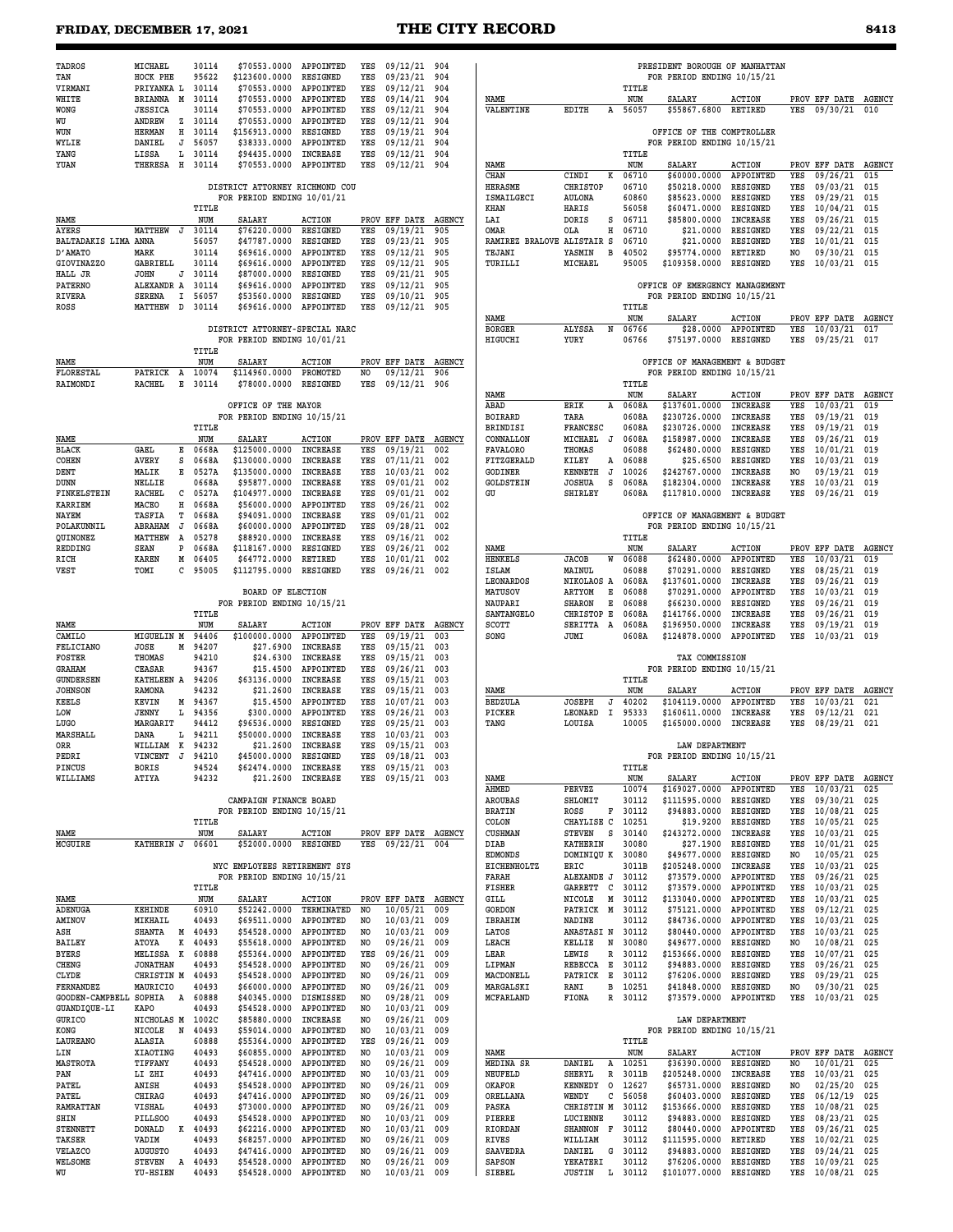| NAME | | | TITLE NUM | SALARY | ACTION | PROV | EFF DATE | AGENCY |
|---|---|---|---|---|---|---|---|---|
| TADROS | MICHAEL | | 30114 | $70553.0000 | APPOINTED | YES | 09/12/21 | 904 |
| TAN | HOCK PHE | | 95622 | $123600.0000 | RESIGNED | YES | 09/23/21 | 904 |
| VIRMANI | PRIYANKA | L | 30114 | $70553.0000 | APPOINTED | YES | 09/12/21 | 904 |
| WHITE | BRIANNA | M | 30114 | $70553.0000 | APPOINTED | YES | 09/14/21 | 904 |
| WONG | JESSICA | | 30114 | $70553.0000 | APPOINTED | YES | 09/12/21 | 904 |
| WU | ANDREW | Z | 30114 | $70553.0000 | APPOINTED | YES | 09/12/21 | 904 |
| WUN | HERMAN | H | 30114 | $156913.0000 | RESIGNED | YES | 09/19/21 | 904 |
| WYLIE | DANIEL | J | 56057 | $38333.0000 | APPOINTED | YES | 09/12/21 | 904 |
| YANG | LISSA | L | 30114 | $94435.0000 | INCREASE | YES | 09/12/21 | 904 |
| YUAN | THERESA | H | 30114 | $70553.0000 | APPOINTED | YES | 09/12/21 | 904 |

DISTRICT ATTORNEY RICHMOND COU
FOR PERIOD ENDING 10/01/21

| NAME | | | TITLE NUM | SALARY | ACTION | PROV | EFF DATE | AGENCY |
|---|---|---|---|---|---|---|---|---|
| AYERS | MATTHEW | J | 30114 | $76220.0000 | RESIGNED | YES | 09/19/21 | 905 |
| BALTADAKIS LIMA | ANNA | | 56057 | $47787.0000 | RESIGNED | YES | 09/23/21 | 905 |
| D'AMATO | MARK | | 30114 | $69616.0000 | APPOINTED | YES | 09/12/21 | 905 |
| GIOVINAZZO | GABRIELL | | 30114 | $69616.0000 | APPOINTED | YES | 09/12/21 | 905 |
| HALL JR | JOHN | J | 30114 | $87000.0000 | RESIGNED | YES | 09/21/21 | 905 |
| PATERNO | ALEXANDR | A | 30114 | $69616.0000 | APPOINTED | YES | 09/12/21 | 905 |
| RIVERA | SERENA | I | 56057 | $53560.0000 | RESIGNED | YES | 09/10/21 | 905 |
| ROSS | MATTHEW | D | 30114 | $69616.0000 | APPOINTED | YES | 09/12/21 | 905 |

DISTRICT ATTORNEY-SPECIAL NARC
FOR PERIOD ENDING 10/01/21

| NAME | | | TITLE NUM | SALARY | ACTION | PROV | EFF DATE | AGENCY |
|---|---|---|---|---|---|---|---|---|
| FLORESTAL | PATRICK | A | 10074 | $114960.0000 | PROMOTED | NO | 09/12/21 | 906 |
| RAIMONDI | RACHEL | E | 30114 | $78000.0000 | RESIGNED | YES | 09/12/21 | 906 |

OFFICE OF THE MAYOR
FOR PERIOD ENDING 10/15/21

| NAME | | | TITLE NUM | SALARY | ACTION | PROV | EFF DATE | AGENCY |
|---|---|---|---|---|---|---|---|---|
| BLACK | GAEL | E | 0668A | $125000.0000 | INCREASE | YES | 09/19/21 | 002 |
| COHEN | AVERY | S | 0668A | $130000.0000 | INCREASE | YES | 07/11/21 | 002 |
| DENT | MALIK | E | 0527A | $135000.0000 | INCREASE | YES | 10/03/21 | 002 |
| DUNN | NELLIE | | 0668A | $95877.0000 | INCREASE | YES | 09/01/21 | 002 |
| FINKELSTEIN | RACHEL | C | 0527A | $104977.0000 | INCREASE | YES | 09/01/21 | 002 |
| KARRIEM | MACEO | H | 0668A | $56000.0000 | APPOINTED | YES | 09/26/21 | 002 |
| NAYEM | TASFIA | T | 0668A | $94091.0000 | INCREASE | YES | 09/01/21 | 002 |
| POLAKUNNIL | ABRAHAM | J | 0668A | $60000.0000 | APPOINTED | YES | 09/28/21 | 002 |
| QUINONEZ | MATTHEW | A | 05278 | $88920.0000 | INCREASE | YES | 09/16/21 | 002 |
| REDDING | SEAN | P | 0668A | $118167.0000 | RESIGNED | YES | 09/26/21 | 002 |
| RICH | KAREN | M | 06405 | $64772.0000 | RETIRED | YES | 10/01/21 | 002 |
| VEST | TOMI | C | 95005 | $112795.0000 | RESIGNED | YES | 09/26/21 | 002 |

BOARD OF ELECTION
FOR PERIOD ENDING 10/15/21

| NAME | | | TITLE NUM | SALARY | ACTION | PROV | EFF DATE | AGENCY |
|---|---|---|---|---|---|---|---|---|
| CAMILO | MIGUELIN | M | 94406 | $100000.0000 | APPOINTED | YES | 09/19/21 | 003 |
| FELICIANO | JOSE | M | 94207 | $27.6900 | INCREASE | YES | 09/15/21 | 003 |
| FOSTER | THOMAS | | 94210 | $24.6300 | INCREASE | YES | 09/15/21 | 003 |
| GRAHAM | CEASAR | | 94367 | $15.4500 | APPOINTED | YES | 09/26/21 | 003 |
| GUNDERSEN | KATHLEEN | A | 94206 | $63136.0000 | INCREASE | YES | 09/15/21 | 003 |
| JOHNSON | RAMONA | | 94232 | $21.2600 | INCREASE | YES | 09/15/21 | 003 |
| KEELS | KEVIN | M | 94367 | $15.4500 | APPOINTED | YES | 10/07/21 | 003 |
| LOW | JENNY | L | 94356 | $300.0000 | APPOINTED | YES | 09/26/21 | 003 |
| LUGO | MARGARIT | | 94412 | $96536.0000 | RESIGNED | YES | 09/25/21 | 003 |
| MARSHALL | DANA | L | 94211 | $50000.0000 | INCREASE | YES | 10/03/21 | 003 |
| ORR | WILLIAM | K | 94232 | $21.2600 | INCREASE | YES | 09/15/21 | 003 |
| PEDRI | VINCENT | J | 94210 | $45000.0000 | RESIGNED | YES | 09/18/21 | 003 |
| PINCUS | BORIS | | 94524 | $62474.0000 | INCREASE | YES | 09/15/21 | 003 |
| WILLIAMS | ATIYA | | 94232 | $21.2600 | INCREASE | YES | 09/15/21 | 003 |

CAMPAIGN FINANCE BOARD
FOR PERIOD ENDING 10/15/21

| NAME | | | TITLE NUM | SALARY | ACTION | PROV | EFF DATE | AGENCY |
|---|---|---|---|---|---|---|---|---|
| MCGUIRE | KATHERIN | J | 06601 | $52000.0000 | RESIGNED | YES | 09/22/21 | 004 |

NYC EMPLOYEES RETIREMENT SYS
FOR PERIOD ENDING 10/15/21

| NAME | | | TITLE NUM | SALARY | ACTION | PROV | EFF DATE | AGENCY |
|---|---|---|---|---|---|---|---|---|
| ADENUGA | KEHINDE | | 60910 | $52242.0000 | TERMINATED | NO | 10/05/21 | 009 |
| AMINOV | MIKHAIL | | 40493 | $69511.0000 | APPOINTED | NO | 10/03/21 | 009 |
| ASH | SHANTA | M | 40493 | $54528.0000 | APPOINTED | NO | 10/03/21 | 009 |
| BAILEY | ATOYA | K | 40493 | $55618.0000 | APPOINTED | NO | 09/26/21 | 009 |
| BYERS | MELISSA | K | 60888 | $55364.0000 | APPOINTED | YES | 09/26/21 | 009 |
| CHENG | JONATHAN | | 40493 | $54528.0000 | APPOINTED | NO | 09/26/21 | 009 |
| CLYDE | CHRISTIN | M | 40493 | $54528.0000 | APPOINTED | NO | 09/26/21 | 009 |
| FERNANDEZ | MAURICIO | | 40493 | $66000.0000 | APPOINTED | NO | 09/26/21 | 009 |
| GOODEN-CAMPBELL | SOPHIA | A | 60888 | $40345.0000 | DISMISSED | NO | 09/28/21 | 009 |
| GUANDIQUE-LI | KAPO | | 40493 | $54528.0000 | APPOINTED | NO | 10/03/21 | 009 |
| GURICO | NICHOLAS | M | 1002C | $85880.0000 | INCREASE | NO | 09/26/21 | 009 |
| KONG | NICOLE | N | 40493 | $59014.0000 | APPOINTED | NO | 10/03/21 | 009 |
| LAUREANO | ALASIA | | 60888 | $55364.0000 | APPOINTED | YES | 09/26/21 | 009 |
| LIN | XIAOTING | | 40493 | $60855.0000 | APPOINTED | NO | 10/03/21 | 009 |
| MASTROTA | TIFFANY | | 40493 | $54528.0000 | APPOINTED | NO | 09/26/21 | 009 |
| PAN | LI ZHI | | 40493 | $47416.0000 | APPOINTED | NO | 10/03/21 | 009 |
| PATEL | ANISH | | 40493 | $54528.0000 | APPOINTED | NO | 09/26/21 | 009 |
| PATEL | CHIRAG | | 40493 | $47416.0000 | APPOINTED | NO | 09/26/21 | 009 |
| RAMRATTAN | VISHAL | | 40493 | $73000.0000 | APPOINTED | NO | 09/26/21 | 009 |
| SHIN | PILLSOO | | 40493 | $54528.0000 | APPOINTED | NO | 10/03/21 | 009 |
| STENNETT | DONALD | K | 40493 | $62216.0000 | APPOINTED | NO | 10/03/21 | 009 |
| TAKSER | VADIM | | 40493 | $68257.0000 | APPOINTED | NO | 09/26/21 | 009 |
| VELAZCO | AUGUSTO | | 40493 | $47416.0000 | APPOINTED | NO | 09/26/21 | 009 |
| WELSOME | STEVEN | A | 40493 | $54528.0000 | APPOINTED | NO | 09/26/21 | 009 |
| WU | YU-HSIEN | | 40493 | $54528.0000 | APPOINTED | NO | 10/03/21 | 009 |

PRESIDENT BOROUGH OF MANHATTAN
FOR PERIOD ENDING 10/15/21

| NAME | | | TITLE NUM | SALARY | ACTION | PROV | EFF DATE | AGENCY |
|---|---|---|---|---|---|---|---|---|
| VALENTINE | EDITH | A | 56057 | $55867.6800 | RETIRED | YES | 09/30/21 | 010 |

OFFICE OF THE COMPTROLLER
FOR PERIOD ENDING 10/15/21

| NAME | | | TITLE NUM | SALARY | ACTION | PROV | EFF DATE | AGENCY |
|---|---|---|---|---|---|---|---|---|
| CHAN | CINDI | K | 06710 | $60000.0000 | APPOINTED | YES | 09/26/21 | 015 |
| HERASME | CHRISTOP | | 06710 | $50218.0000 | RESIGNED | YES | 09/03/21 | 015 |
| ISMAILGECI | AULONA | | 60860 | $85623.0000 | RESIGNED | YES | 09/29/21 | 015 |
| KHAN | HARIS | | 56058 | $60471.0000 | RESIGNED | YES | 10/04/21 | 015 |
| LAI | DORIS | S | 06711 | $85800.0000 | INCREASE | YES | 09/26/21 | 015 |
| OMAR | OLA | H | 06710 | $21.0000 | RESIGNED | YES | 09/22/21 | 015 |
| RAMIREZ BRALOVE | ALISTAIR | S | 06710 | $21.0000 | RESIGNED | YES | 10/01/21 | 015 |
| TEJANI | YASMIN | B | 40502 | $95774.0000 | RETIRED | NO | 09/30/21 | 015 |
| TURILLI | MICHAEL | | 95005 | $109358.0000 | RESIGNED | YES | 10/03/21 | 015 |

OFFICE OF EMERGENCY MANAGEMENT
FOR PERIOD ENDING 10/15/21

| NAME | | | TITLE NUM | SALARY | ACTION | PROV | EFF DATE | AGENCY |
|---|---|---|---|---|---|---|---|---|
| BORGER | ALYSSA | N | 06766 | $28.0000 | APPOINTED | YES | 10/03/21 | 017 |
| HIGUCHI | YURY | | 06766 | $75197.0000 | RESIGNED | YES | 09/25/21 | 017 |

OFFICE OF MANAGEMENT & BUDGET
FOR PERIOD ENDING 10/15/21

| NAME | | | TITLE NUM | SALARY | ACTION | PROV | EFF DATE | AGENCY |
|---|---|---|---|---|---|---|---|---|
| ABAD | ERIK | A | 0608A | $137601.0000 | INCREASE | YES | 10/03/21 | 019 |
| BOIRARD | TARA | | 0608A | $230726.0000 | INCREASE | YES | 09/19/21 | 019 |
| BRINDISI | FRANCESC | | 0608A | $230726.0000 | INCREASE | YES | 09/19/21 | 019 |
| CONNALLON | MICHAEL | J | 0608A | $158987.0000 | INCREASE | YES | 09/26/21 | 019 |
| FAVALORO | THOMAS | | 06088 | $62480.0000 | RESIGNED | YES | 10/01/21 | 019 |
| FITZGERALD | KILEY | A | 06088 | $25.6500 | RESIGNED | YES | 10/03/21 | 019 |
| GODINER | KENNETH | J | 10026 | $242767.0000 | INCREASE | NO | 09/19/21 | 019 |
| GOLDSTEIN | JOSHUA | S | 0608A | $182304.0000 | INCREASE | YES | 10/03/21 | 019 |
| GU | SHIRLEY | | 0608A | $117810.0000 | INCREASE | YES | 09/26/21 | 019 |

OFFICE OF MANAGEMENT & BUDGET
FOR PERIOD ENDING 10/15/21

| NAME | | | TITLE NUM | SALARY | ACTION | PROV | EFF DATE | AGENCY |
|---|---|---|---|---|---|---|---|---|
| HENKELS | JACOB | W | 06088 | $62480.0000 | APPOINTED | YES | 10/03/21 | 019 |
| ISLAM | MAINUL | | 06088 | $70291.0000 | RESIGNED | YES | 08/25/21 | 019 |
| LEONARDOS | NIKOLAOS | A | 0608A | $137601.0000 | INCREASE | YES | 09/26/21 | 019 |
| MATUSOV | ARTYOM | E | 06088 | $70291.0000 | APPOINTED | YES | 10/03/21 | 019 |
| NAUPARI | SHARON | E | 06088 | $66230.0000 | RESIGNED | YES | 09/26/21 | 019 |
| SANTANGELO | CHRISTOP | E | 0608A | $141766.0000 | INCREASE | YES | 09/26/21 | 019 |
| SCOTT | SERITTA | A | 0608A | $196950.0000 | INCREASE | YES | 09/19/21 | 019 |
| SONG | JUMI | | 0608A | $124878.0000 | APPOINTED | YES | 10/03/21 | 019 |

TAX COMMISSION
FOR PERIOD ENDING 10/15/21

| NAME | | | TITLE NUM | SALARY | ACTION | PROV | EFF DATE | AGENCY |
|---|---|---|---|---|---|---|---|---|
| BEDZULA | JOSEPH | J | 40202 | $104119.0000 | APPOINTED | YES | 10/03/21 | 021 |
| PICKER | LEONARD | I | 95333 | $160611.0000 | INCREASE | YES | 09/12/21 | 021 |
| TANG | LOUISA | | 10005 | $165000.0000 | INCREASE | YES | 08/29/21 | 021 |

LAW DEPARTMENT
FOR PERIOD ENDING 10/15/21

| NAME | | | TITLE NUM | SALARY | ACTION | PROV | EFF DATE | AGENCY |
|---|---|---|---|---|---|---|---|---|
| AHMED | PERVEZ | | 10074 | $169027.0000 | APPOINTED | YES | 10/03/21 | 025 |
| AROUBAS | SHLOMIT | | 30112 | $111595.0000 | RESIGNED | YES | 09/30/21 | 025 |
| BRATIN | ROSS | F | 30112 | $94883.0000 | RESIGNED | YES | 10/08/21 | 025 |
| COLON | CHAYLISE | C | 10251 | $19.9200 | RESIGNED | YES | 10/05/21 | 025 |
| CUSHMAN | STEVEN | S | 30140 | $243272.0000 | INCREASE | YES | 10/03/21 | 025 |
| DIAB | KATHERIN | | 30080 | $27.1900 | RESIGNED | YES | 10/01/21 | 025 |
| EDMONDS | DOMINIQU | K | 30080 | $49677.0000 | RESIGNED | NO | 10/05/21 | 025 |
| EICHENHOLTZ | ERIC | | 3011B | $205248.0000 | INCREASE | YES | 10/03/21 | 025 |
| FARAH | ALEXANDE | J | 30112 | $73579.0000 | APPOINTED | YES | 09/26/21 | 025 |
| FISHER | GARRETT | C | 30112 | $73579.0000 | APPOINTED | YES | 10/03/21 | 025 |
| GILL | NICOLE | M | 30112 | $133040.0000 | APPOINTED | YES | 10/03/21 | 025 |
| GORDON | PATRICK | M | 30112 | $75121.0000 | APPOINTED | YES | 09/12/21 | 025 |
| IBRAHIM | NADINE | | 30112 | $84736.0000 | APPOINTED | YES | 10/03/21 | 025 |
| LATOS | ANASTASI | N | 30112 | $80440.0000 | APPOINTED | YES | 10/03/21 | 025 |
| LEACH | KELLIE | N | 30080 | $49677.0000 | RESIGNED | NO | 10/08/21 | 025 |
| LEAR | LEWIS | R | 30112 | $153666.0000 | RESIGNED | YES | 10/07/21 | 025 |
| LIPMAN | REBECCA | E | 30112 | $94883.0000 | RESIGNED | YES | 09/26/21 | 025 |
| MACDONELL | PATRICK | E | 30112 | $76206.0000 | RESIGNED | YES | 09/29/21 | 025 |
| MARGALSKI | RANI | B | 10251 | $41848.0000 | RESIGNED | NO | 09/30/21 | 025 |
| MCFARLAND | FIONA | R | 30112 | $73579.0000 | APPOINTED | YES | 10/03/21 | 025 |

LAW DEPARTMENT
FOR PERIOD ENDING 10/15/21

| NAME | | | TITLE NUM | SALARY | ACTION | PROV | EFF DATE | AGENCY |
|---|---|---|---|---|---|---|---|---|
| MEDINA SR | DANIEL | A | 10251 | $36390.0000 | RESIGNED | NO | 10/01/21 | 025 |
| NEUFELD | SHERYL | R | 3011B | $205248.0000 | INCREASE | YES | 10/03/21 | 025 |
| OKAFOR | KENNEDY | O | 12627 | $65731.0000 | RESIGNED | NO | 02/25/20 | 025 |
| ORELLANA | WENDY | C | 56058 | $60403.0000 | RESIGNED | YES | 06/12/19 | 025 |
| PASKA | CHRISTIN | M | 30112 | $153666.0000 | RESIGNED | YES | 10/08/21 | 025 |
| PIERRE | LUCIENNE | | 30112 | $94883.0000 | RESIGNED | YES | 08/23/21 | 025 |
| RIORDAN | SHANNON | F | 30112 | $80440.0000 | APPOINTED | YES | 09/26/21 | 025 |
| RIVES | WILLIAM | | 30112 | $111595.0000 | RETIRED | YES | 10/02/21 | 025 |
| SAAVEDRA | DANIEL | G | 30112 | $94883.0000 | RESIGNED | YES | 09/24/21 | 025 |
| SAPSON | YEKATERI | | 30112 | $76206.0000 | RESIGNED | YES | 10/09/21 | 025 |
| SIEBEL | JUSTIN | L | 30112 | $101077.0000 | RESIGNED | YES | 10/08/21 | 025 |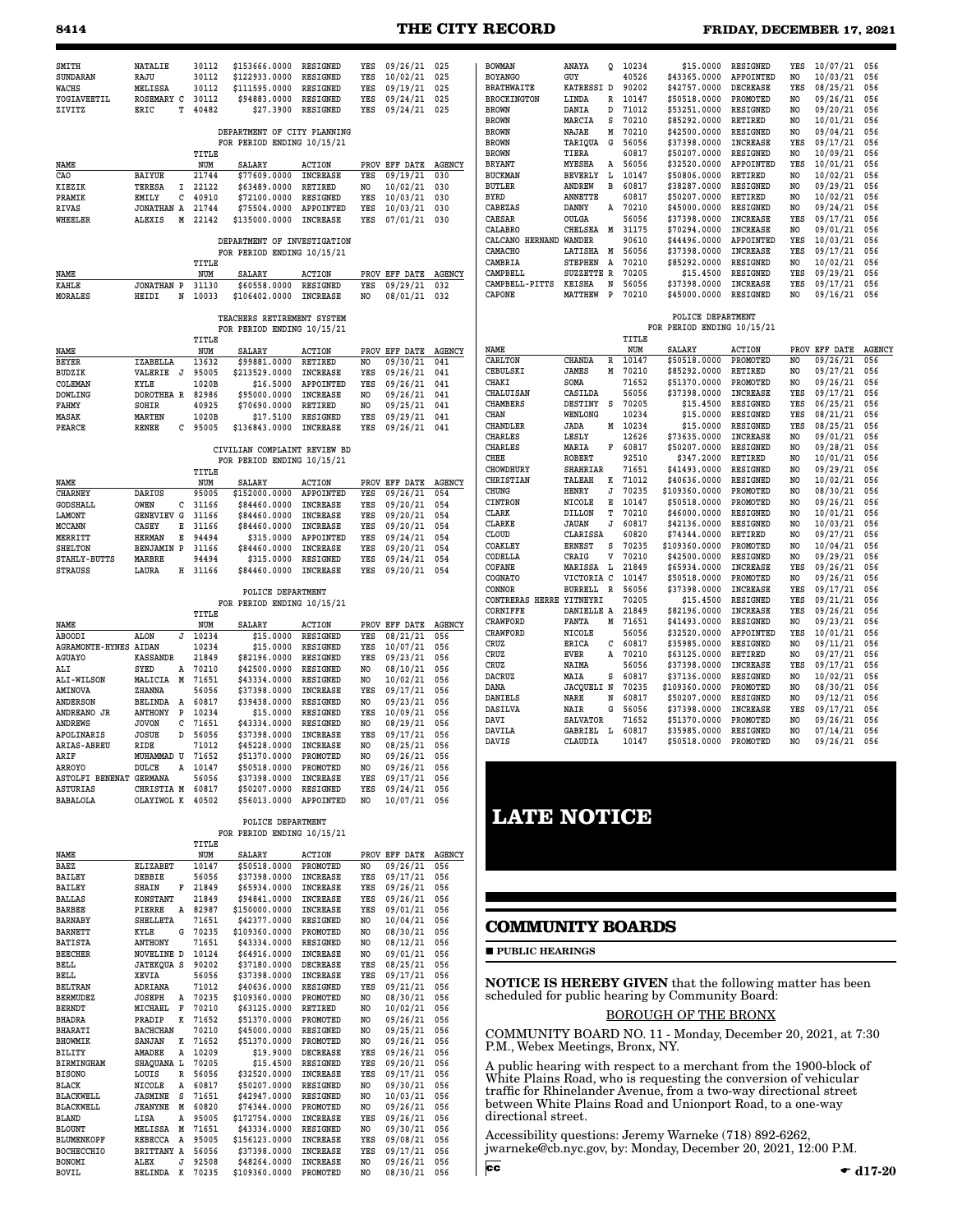| | | | | | | | |
|---|---|---|---|---|---|---|---|
| SMITH | NATALIE | 30112 | $153666.0000 | RESIGNED | YES | 09/26/21 | 025 |
| SUNDARAN | RAJU | 30112 | $122933.0000 | RESIGNED | YES | 10/02/21 | 025 |
| WACHS | MELISSA | 30112 | $111595.0000 | RESIGNED | YES | 09/19/21 | 025 |
| YOGIAVEETIL | ROSEMARY C | 30112 | $94883.0000 | RESIGNED | YES | 09/24/21 | 025 |
| ZIVITZ | ERIC T | 40482 | $27.3900 | RESIGNED | YES | 09/24/21 | 025 |

DEPARTMENT OF CITY PLANNING
FOR PERIOD ENDING 10/15/21

| NAME | | TITLE NUM | SALARY | ACTION | PROV | EFF DATE | AGENCY |
|---|---|---|---|---|---|---|---|
| CAO | BAIYUE | 21744 | $77609.0000 | INCREASE | YES | 09/19/21 | 030 |
| KIEZIK | TERESA I | 22122 | $63489.0000 | RETIRED | NO | 10/02/21 | 030 |
| PRAMIK | EMILY C | 40910 | $72100.0000 | RESIGNED | YES | 10/03/21 | 030 |
| RIVAS | JONATHAN A | 21744 | $75504.0000 | APPOINTED | YES | 10/03/21 | 030 |
| WHEELER | ALEXIS M | 22142 | $135000.0000 | INCREASE | YES | 07/01/21 | 030 |

DEPARTMENT OF INVESTIGATION
FOR PERIOD ENDING 10/15/21

| NAME | | TITLE NUM | SALARY | ACTION | PROV | EFF DATE | AGENCY |
|---|---|---|---|---|---|---|---|
| KAHLE | JONATHAN P | 31130 | $60558.0000 | RESIGNED | YES | 09/29/21 | 032 |
| MORALES | HEIDI N | 10033 | $106402.0000 | INCREASE | NO | 08/01/21 | 032 |

TEACHERS RETIREMENT SYSTEM
FOR PERIOD ENDING 10/15/21

| NAME | | TITLE NUM | SALARY | ACTION | PROV | EFF DATE | AGENCY |
|---|---|---|---|---|---|---|---|
| BEYER | IZABELLA | 13632 | $99881.0000 | RETIRED | NO | 09/30/21 | 041 |
| BUDZIK | VALERIE J | 95005 | $213529.0000 | INCREASE | YES | 09/26/21 | 041 |
| COLEMAN | KYLE | 1020B | $16.5000 | APPOINTED | YES | 09/26/21 | 041 |
| DOWLING | DOROTHEA R | 82986 | $95000.0000 | INCREASE | NO | 09/26/21 | 041 |
| FAHMY | SOHIR | 40925 | $70690.0000 | RETIRED | NO | 09/25/21 | 041 |
| MASAK | MARTEN | 1020B | $17.5100 | RESIGNED | YES | 09/29/21 | 041 |
| PEARCE | RENEE C | 95005 | $136843.0000 | INCREASE | YES | 09/26/21 | 041 |

CIVILIAN COMPLAINT REVIEW BD
FOR PERIOD ENDING 10/15/21

| NAME | | TITLE NUM | SALARY | ACTION | PROV | EFF DATE | AGENCY |
|---|---|---|---|---|---|---|---|
| CHARNEY | DARIUS | 95005 | $152000.0000 | APPOINTED | YES | 09/26/21 | 054 |
| GODSHALL | OWEN C | 31166 | $84460.0000 | INCREASE | YES | 09/20/21 | 054 |
| LAMONT | GENEVIEV G | 31166 | $84460.0000 | INCREASE | YES | 09/20/21 | 054 |
| MCCANN | CASEY E | 31166 | $84460.0000 | INCREASE | YES | 09/20/21 | 054 |
| MERRITT | HERMAN E | 94494 | $315.0000 | APPOINTED | YES | 09/24/21 | 054 |
| SHELTON | BENJAMIN P | 31166 | $84460.0000 | INCREASE | YES | 09/20/21 | 054 |
| STAHLY-BUTTS | MARBRE | 94494 | $315.0000 | RESIGNED | YES | 09/24/21 | 054 |
| STRAUSS | LAURA H | 31166 | $84460.0000 | INCREASE | YES | 09/20/21 | 054 |

POLICE DEPARTMENT
FOR PERIOD ENDING 10/15/21

| NAME | | TITLE NUM | SALARY | ACTION | PROV | EFF DATE | AGENCY |
|---|---|---|---|---|---|---|---|
| ABOODI | ALON J | 10234 | $15.0000 | RESIGNED | YES | 08/21/21 | 056 |
| AGRAMONTE-HYNES | AIDAN | 10234 | $15.0000 | RESIGNED | YES | 10/07/21 | 056 |
| AGUAYO | KASSANDR | 21849 | $82196.0000 | RESIGNED | YES | 09/23/21 | 056 |
| ALI | SYED A | 70210 | $42500.0000 | RESIGNED | NO | 08/10/21 | 056 |
| ALI-WILSON | MALICIA M | 71651 | $43334.0000 | RESIGNED | NO | 10/02/21 | 056 |
| AMINOVA | ZHANNA | 56056 | $37398.0000 | INCREASE | YES | 09/17/21 | 056 |
| ANDERSON | BELINDA A | 60817 | $39438.0000 | RESIGNED | NO | 09/23/21 | 056 |
| ANDREANO JR | ANTHONY P | 10234 | $15.0000 | RESIGNED | YES | 10/09/21 | 056 |
| ANDREWS | JOVON C | 71651 | $43334.0000 | RESIGNED | NO | 08/29/21 | 056 |
| APOLINARIS | JOSUE D | 56056 | $37398.0000 | INCREASE | YES | 09/17/21 | 056 |
| ARIAS-ABREU | RIDE | 71012 | $45228.0000 | INCREASE | NO | 08/25/21 | 056 |
| ARIF | MUHAMMAD U | 71652 | $51370.0000 | PROMOTED | NO | 09/26/21 | 056 |
| ARROYO | DULCE A | 10147 | $50518.0000 | PROMOTED | NO | 09/26/21 | 056 |
| ASTOLFI BENENAT | GERMANA | 56056 | $37398.0000 | INCREASE | YES | 09/17/21 | 056 |
| ASTURIAS | CHRISTIA M | 60817 | $50207.0000 | RESIGNED | YES | 09/24/21 | 056 |
| BABALOLA | OLAYIWOL K | 40502 | $56013.0000 | APPOINTED | NO | 10/07/21 | 056 |

POLICE DEPARTMENT
FOR PERIOD ENDING 10/15/21

| NAME | | TITLE NUM | SALARY | ACTION | PROV | EFF DATE | AGENCY |
|---|---|---|---|---|---|---|---|
| BAEZ | ELIZABET | 10147 | $50518.0000 | PROMOTED | NO | 09/26/21 | 056 |
| BAILEY | DEBBIE | 56056 | $37398.0000 | INCREASE | YES | 09/17/21 | 056 |
| BAILEY | SHAIN F | 21849 | $65934.0000 | INCREASE | YES | 09/26/21 | 056 |
| BALLAS | KONSTANT | 21849 | $94841.0000 | INCREASE | YES | 09/26/21 | 056 |
| BARBEE | PIERRE A | 82987 | $150000.0000 | INCREASE | YES | 09/01/21 | 056 |
| BARNABY | SHELLETA | 71651 | $42377.0000 | RESIGNED | NO | 10/04/21 | 056 |
| BARNETT | KYLE G | 70235 | $109360.0000 | PROMOTED | NO | 08/30/21 | 056 |
| BATISTA | ANTHONY | 71651 | $43334.0000 | RESIGNED | NO | 08/12/21 | 056 |
| BEECHER | NOVELINE D | 10124 | $64916.0000 | INCREASE | NO | 09/01/21 | 056 |
| BELL | JATEKQUA S | 90202 | $37180.0000 | DECREASE | YES | 08/25/21 | 056 |
| BELL | XEVIA | 56056 | $37398.0000 | INCREASE | YES | 09/17/21 | 056 |
| BELTRAN | ADRIANA | 71012 | $40636.0000 | RESIGNED | YES | 09/21/21 | 056 |
| BERMUDEZ | JOSEPH A | 70235 | $109360.0000 | PROMOTED | NO | 08/30/21 | 056 |
| BERNDT | MICHAEL F | 70210 | $63125.0000 | RETIRED | NO | 10/02/21 | 056 |
| BHADRA | PRADIP K | 71652 | $51370.0000 | PROMOTED | NO | 09/26/21 | 056 |
| BHARATI | BACHCHAN | 70210 | $45000.0000 | RESIGNED | NO | 09/25/21 | 056 |
| BHOWMIK | SANJAN K | 71652 | $51370.0000 | PROMOTED | NO | 09/26/21 | 056 |
| BILITY | AMADEE A | 10209 | $19.9000 | DECREASE | YES | 09/26/21 | 056 |
| BIRMINGHAM | SHAQUANA L | 70205 | $15.4500 | RESIGNED | YES | 09/20/21 | 056 |
| BISONO | LOUIS R | 56056 | $32520.0000 | INCREASE | YES | 09/17/21 | 056 |
| BLACK | NICOLE A | 60817 | $50207.0000 | RESIGNED | NO | 09/30/21 | 056 |
| BLACKWELL | JASMINE S | 71651 | $42947.0000 | RESIGNED | NO | 10/03/21 | 056 |
| BLACKWELL | JEANYNE M | 60820 | $74344.0000 | PROMOTED | NO | 09/26/21 | 056 |
| BLAND | LISA A | 95005 | $172754.0000 | INCREASE | YES | 09/26/21 | 056 |
| BLOUNT | MELISSA M | 71651 | $43334.0000 | RESIGNED | NO | 09/30/21 | 056 |
| BLUMENKOPF | REBECCA A | 95005 | $156123.0000 | INCREASE | YES | 09/08/21 | 056 |
| BOCHECCHIO | BRITTANY A | 56056 | $37398.0000 | INCREASE | YES | 09/17/21 | 056 |
| BONOMI | ALEX J | 92508 | $48264.0000 | INCREASE | NO | 09/26/21 | 056 |
| BOVIL | BELINDA K | 70235 | $109360.0000 | PROMOTED | NO | 08/30/21 | 056 |
| BOWMAN | ANAYA Q | 10234 | $15.0000 | RESIGNED | YES | 10/07/21 | 056 |
| BOYANGO | GUY | 40526 | $43365.0000 | APPOINTED | NO | 10/03/21 | 056 |
| BRATHWAITE | KATRESSI D | 90202 | $42757.0000 | DECREASE | YES | 08/25/21 | 056 |
| BROCKINGTON | LINDA R | 10147 | $50518.0000 | PROMOTED | NO | 09/26/21 | 056 |
| BROWN | DANIA D | 71012 | $53251.0000 | RESIGNED | NO | 09/20/21 | 056 |
| BROWN | MARCIA S | 70210 | $85292.0000 | RETIRED | NO | 10/01/21 | 056 |
| BROWN | NAJAE M | 70210 | $42500.0000 | RESIGNED | NO | 09/04/21 | 056 |
| BROWN | TARIQUA G | 56056 | $37398.0000 | INCREASE | YES | 09/17/21 | 056 |
| BROWN | TIERA | 60817 | $50207.0000 | RESIGNED | NO | 10/09/21 | 056 |
| BRYANT | MYESHA A | 56056 | $32520.0000 | APPOINTED | YES | 10/01/21 | 056 |
| BUCKMAN | BEVERLY L | 10147 | $50806.0000 | RETIRED | NO | 10/02/21 | 056 |
| BUTLER | ANDREW B | 60817 | $38287.0000 | RESIGNED | NO | 09/29/21 | 056 |
| BYRD | ANNETTE | 60817 | $50207.0000 | RETIRED | NO | 10/02/21 | 056 |
| CABEZAS | DANNY A | 70210 | $45000.0000 | RESIGNED | NO | 09/24/21 | 056 |
| CAESAR | OULGA | 56056 | $37398.0000 | INCREASE | YES | 09/17/21 | 056 |
| CALABRO | CHELSEA M | 31175 | $70294.0000 | INCREASE | NO | 09/01/21 | 056 |
| CALCANO HERNAND | WANDER | 90610 | $44496.0000 | APPOINTED | YES | 10/03/21 | 056 |
| CAMACHO | LATISHA M | 56056 | $37398.0000 | INCREASE | YES | 09/17/21 | 056 |
| CAMBRIA | STEPHEN A | 70210 | $85292.0000 | RESIGNED | NO | 10/02/21 | 056 |
| CAMPBELL | SUZZETTE R | 70205 | $15.4500 | RESIGNED | YES | 09/29/21 | 056 |
| CAMPBELL-PITTS | KEISHA N | 56056 | $37398.0000 | INCREASE | YES | 09/17/21 | 056 |
| CAPONE | MATTHEW P | 70210 | $45000.0000 | RESIGNED | NO | 09/16/21 | 056 |

POLICE DEPARTMENT
FOR PERIOD ENDING 10/15/21

| NAME | | TITLE NUM | SALARY | ACTION | PROV | EFF DATE | AGENCY |
|---|---|---|---|---|---|---|---|
| CARLTON | CHANDA R | 10147 | $50518.0000 | PROMOTED | NO | 09/26/21 | 056 |
| CEBULSKI | JAMES M | 70210 | $85292.0000 | RETIRED | NO | 09/27/21 | 056 |
| CHAKI | SOMA | 71652 | $51370.0000 | PROMOTED | NO | 09/26/21 | 056 |
| CHALUISAN | CASILDA | 56056 | $37398.0000 | INCREASE | YES | 09/17/21 | 056 |
| CHAMBERS | DESTINY S | 70205 | $15.4500 | RESIGNED | YES | 06/25/21 | 056 |
| CHAN | WENLONG | 10234 | $15.0000 | RESIGNED | YES | 08/21/21 | 056 |
| CHANDLER | JADA M | 10234 | $15.0000 | RESIGNED | YES | 08/25/21 | 056 |
| CHARLES | LESLY | 12626 | $73635.0000 | INCREASE | NO | 09/01/21 | 056 |
| CHARLES | MARIA F | 60817 | $50207.0000 | RESIGNED | NO | 09/28/21 | 056 |
| CHEE | ROBERT | 92510 | $347.2000 | RETIRED | NO | 10/01/21 | 056 |
| CHOWDHURY | SHAHRIAR | 71651 | $41493.0000 | RESIGNED | NO | 09/29/21 | 056 |
| CHRISTIAN | TALEAH K | 71012 | $40636.0000 | RESIGNED | NO | 10/02/21 | 056 |
| CHUNG | HENRY J | 70235 | $109360.0000 | PROMOTED | NO | 08/30/21 | 056 |
| CINTRON | NICOLE E | 10147 | $50518.0000 | PROMOTED | NO | 09/26/21 | 056 |
| CLARK | DILLON T | 70210 | $46000.0000 | RESIGNED | NO | 10/01/21 | 056 |
| CLARKE | JAUAN J | 60817 | $42136.0000 | RESIGNED | NO | 10/03/21 | 056 |
| CLOUD | CLARISSA | 60820 | $74344.0000 | RETIRED | NO | 09/27/21 | 056 |
| COAKLEY | ERNEST S | 70235 | $109360.0000 | PROMOTED | NO | 10/04/21 | 056 |
| CODELLA | CRAIG V | 70210 | $42500.0000 | RESIGNED | NO | 09/29/21 | 056 |
| COFANE | MARISSA L | 21849 | $65934.0000 | INCREASE | YES | 09/26/21 | 056 |
| COGNATO | VICTORIA C | 10147 | $50518.0000 | PROMOTED | NO | 09/26/21 | 056 |
| CONNOR | BURRELL R | 56056 | $37398.0000 | INCREASE | YES | 09/17/21 | 056 |
| CONTRERAS HERRE | YITNEYRI | 70205 | $15.4500 | RESIGNED | YES | 09/21/21 | 056 |
| CORNIFFE | DANIELLE A | 21849 | $82196.0000 | INCREASE | YES | 09/26/21 | 056 |
| CRAWFORD | FANTA M | 71651 | $41493.0000 | RESIGNED | NO | 09/23/21 | 056 |
| CRAWFORD | NICOLE | 56056 | $32520.0000 | APPOINTED | YES | 10/01/21 | 056 |
| CRUZ | ERICA C | 60817 | $35985.0000 | RESIGNED | NO | 09/11/21 | 056 |
| CRUZ | EVER A | 70210 | $63125.0000 | RETIRED | NO | 09/27/21 | 056 |
| CRUZ | NAIMA | 56056 | $37398.0000 | INCREASE | YES | 09/17/21 | 056 |
| DACRUZ | MAIA S | 60817 | $37136.0000 | RESIGNED | NO | 10/02/21 | 056 |
| DANA | JACQUELI N | 70235 | $109360.0000 | PROMOTED | NO | 08/30/21 | 056 |
| DANIELS | NARE N | 60817 | $50207.0000 | RESIGNED | NO | 09/12/21 | 056 |
| DASILVA | NAIR G | 56056 | $37398.0000 | INCREASE | YES | 09/17/21 | 056 |
| DAVI | SALVATOR | 71652 | $51370.0000 | PROMOTED | NO | 09/26/21 | 056 |
| DAVILA | GABRIEL L | 60817 | $35985.0000 | RESIGNED | NO | 07/14/21 | 056 |
| DAVIS | CLAUDIA | 10147 | $50518.0000 | PROMOTED | NO | 09/26/21 | 056 |

# LATE NOTICE

## COMMUNITY BOARDS

■ **PUBLIC HEARINGS**

**NOTICE IS HEREBY GIVEN** that the following matter has been scheduled for public hearing by Community Board:

BOROUGH OF THE BRONX

COMMUNITY BOARD NO. 11 - Monday, December 20, 2021, at 7:30 P.M., Webex Meetings, Bronx, NY.

A public hearing with respect to a merchant from the 1900-block of White Plains Road, who is requesting the conversion of vehicular traffic for Rhinelander Avenue, from a two-way directional street between White Plains Road and Unionport Road, to a one-way directional street.

Accessibility questions: Jeremy Warneke (718) 892-6262, jwarneke@cb.nyc.gov, by: Monday, December 20, 2021, 12:00 P.M.

d17-20